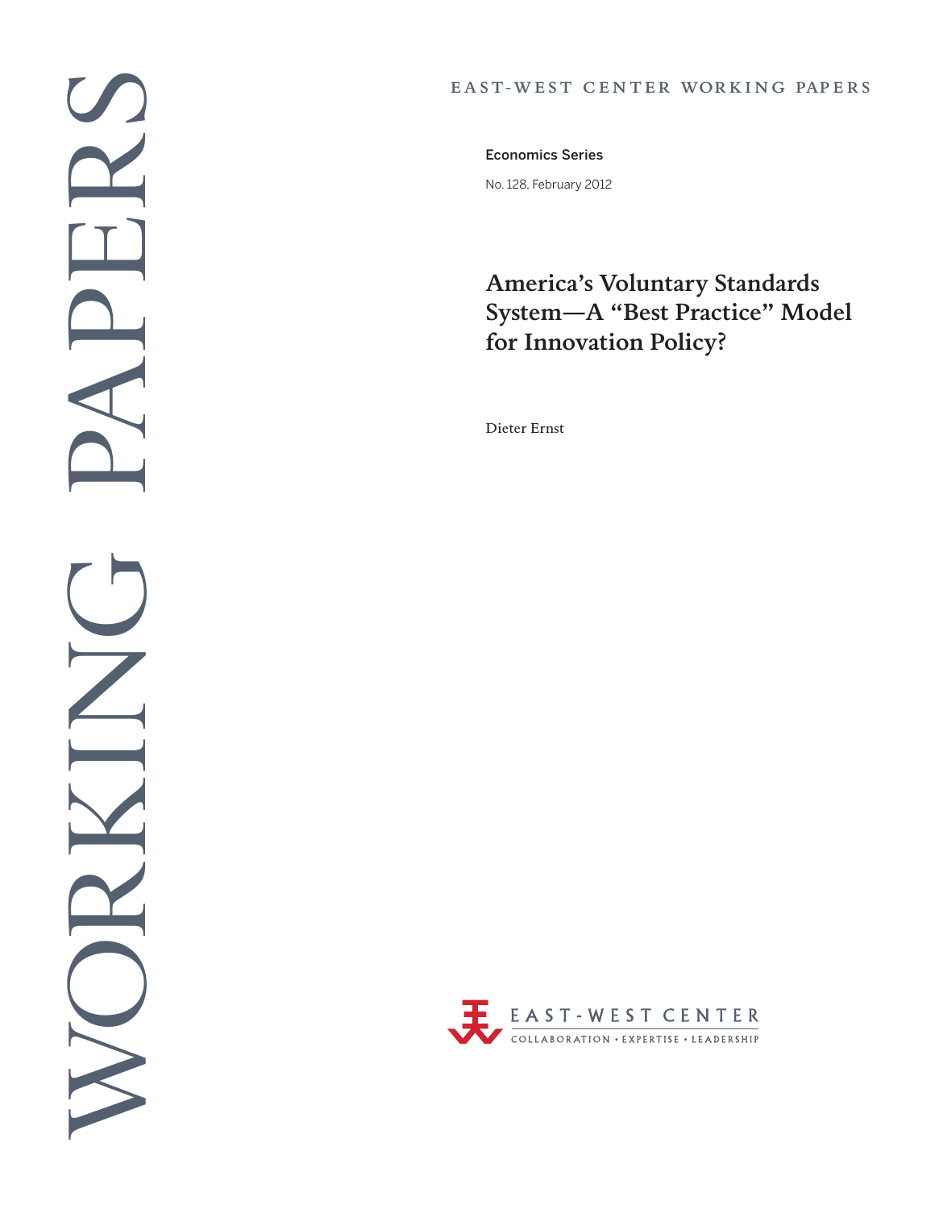WORKING PAPERS

EAST-WEST CENTER WORKING PAPERS

Economics Series

No. 128, February 2012

# America's Voluntary Standards System—A "Best Practice" Model for Innovation Policy?

Dieter Ernst

EAST-WEST CENTER

COLLABORATION • EXPERTISE • LEADERSHIP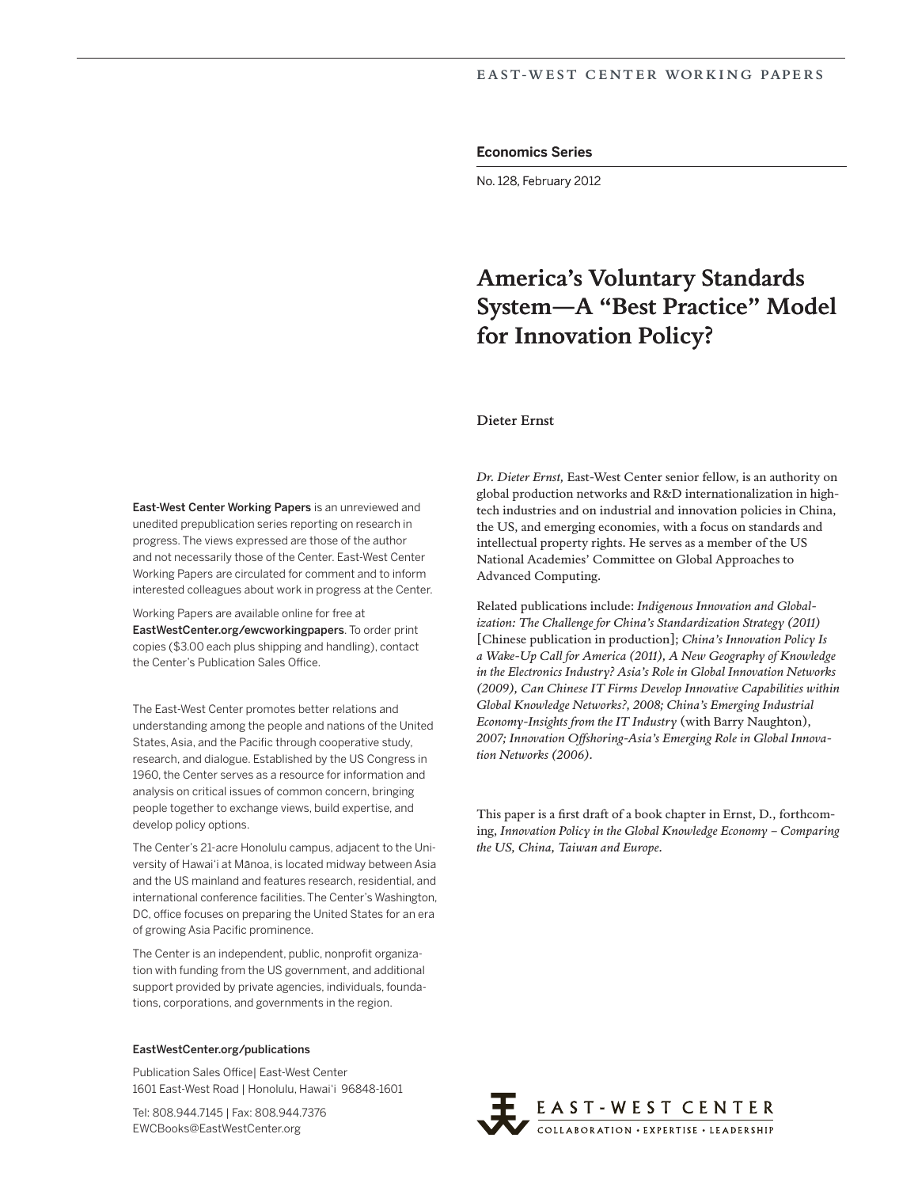EAST-WEST CENTER WORKING PAPERS

**Economics Series**

No. 128, February 2012

# America's Voluntary Standards System—A "Best Practice" Model for Innovation Policy?

**Dieter Ernst**

*Dr. Dieter Ernst,* East-West Center senior fellow, is an authority on global production networks and R&D internationalization in high-tech industries and on industrial and innovation policies in China, the US, and emerging economies, with a focus on standards and intellectual property rights. He serves as a member of the US National Academies' Committee on Global Approaches to Advanced Computing.

Related publications include: *Indigenous Innovation and Globalization: The Challenge for China's Standardization Strategy (2011)* [Chinese publication in production]; *China's Innovation Policy Is a Wake-Up Call for America (2011), A New Geography of Knowledge in the Electronics Industry? Asia's Role in Global Innovation Networks (2009), Can Chinese IT Firms Develop Innovative Capabilities within Global Knowledge Networks?, 2008; China's Emerging Industrial Economy-Insights from the IT Industry* (with Barry Naughton), *2007; Innovation Offshoring-Asia's Emerging Role in Global Innovation Networks (2006).*

This paper is a first draft of a book chapter in Ernst, D., forthcoming, *Innovation Policy in the Global Knowledge Economy – Comparing the US, China, Taiwan and Europe.*

**East-West Center Working Papers** is an unreviewed and unedited prepublication series reporting on research in progress. The views expressed are those of the author and not necessarily those of the Center. East-West Center Working Papers are circulated for comment and to inform interested colleagues about work in progress at the Center.

Working Papers are available online for free at **EastWestCenter.org/ewcworkingpapers**. To order print copies ($3.00 each plus shipping and handling), contact the Center's Publication Sales Office.

The East-West Center promotes better relations and understanding among the people and nations of the United States, Asia, and the Pacific through cooperative study, research, and dialogue. Established by the US Congress in 1960, the Center serves as a resource for information and analysis on critical issues of common concern, bringing people together to exchange views, build expertise, and develop policy options.

The Center's 21-acre Honolulu campus, adjacent to the University of Hawai'i at Mānoa, is located midway between Asia and the US mainland and features research, residential, and international conference facilities. The Center's Washington, DC, office focuses on preparing the United States for an era of growing Asia Pacific prominence.

The Center is an independent, public, nonprofit organization with funding from the US government, and additional support provided by private agencies, individuals, foundations, corporations, and governments in the region.

**EastWestCenter.org/publications**

Publication Sales Office| East-West Center
1601 East-West Road | Honolulu, Hawai'i 96848-1601

Tel: 808.944.7145 | Fax: 808.944.7376
EWCBooks@EastWestCenter.org

EAST-WEST CENTER
COLLABORATION • EXPERTISE • LEADERSHIP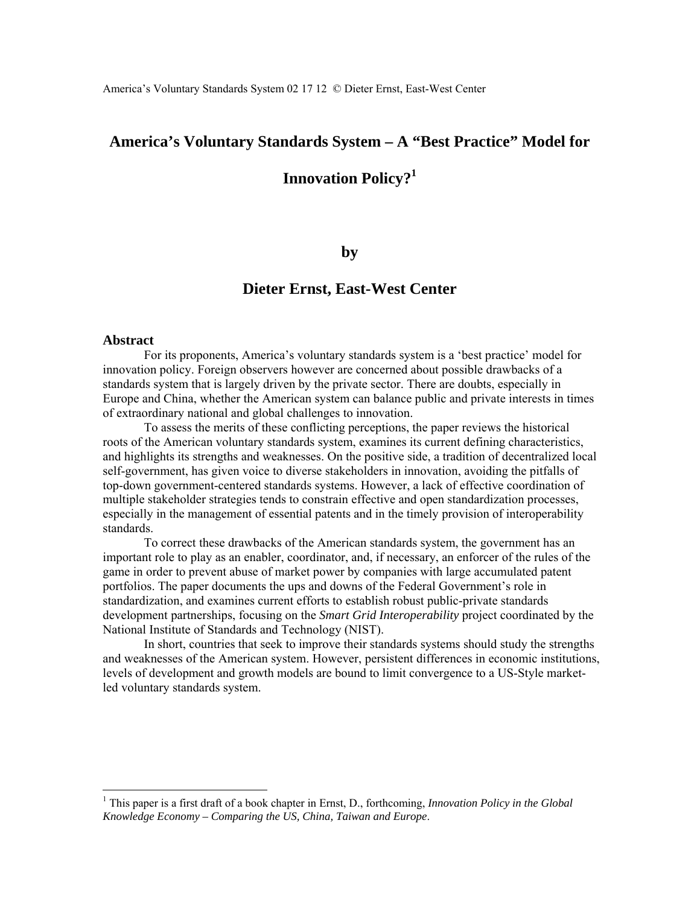# America's Voluntary Standards System – A "Best Practice" Model for Innovation Policy?[1]

by

**Dieter Ernst, East-West Center**

## Abstract

For its proponents, America's voluntary standards system is a 'best practice' model for innovation policy. Foreign observers however are concerned about possible drawbacks of a standards system that is largely driven by the private sector. There are doubts, especially in Europe and China, whether the American system can balance public and private interests in times of extraordinary national and global challenges to innovation.

To assess the merits of these conflicting perceptions, the paper reviews the historical roots of the American voluntary standards system, examines its current defining characteristics, and highlights its strengths and weaknesses. On the positive side, a tradition of decentralized local self-government, has given voice to diverse stakeholders in innovation, avoiding the pitfalls of top-down government-centered standards systems. However, a lack of effective coordination of multiple stakeholder strategies tends to constrain effective and open standardization processes, especially in the management of essential patents and in the timely provision of interoperability standards.

To correct these drawbacks of the American standards system, the government has an important role to play as an enabler, coordinator, and, if necessary, an enforcer of the rules of the game in order to prevent abuse of market power by companies with large accumulated patent portfolios. The paper documents the ups and downs of the Federal Government's role in standardization, and examines current efforts to establish robust public-private standards development partnerships, focusing on the *Smart Grid Interoperability* project coordinated by the National Institute of Standards and Technology (NIST).

In short, countries that seek to improve their standards systems should study the strengths and weaknesses of the American system. However, persistent differences in economic institutions, levels of development and growth models are bound to limit convergence to a US-Style market-led voluntary standards system.

---

[1] This paper is a first draft of a book chapter in Ernst, D., forthcoming, *Innovation Policy in the Global Knowledge Economy – Comparing the US, China, Taiwan and Europe*.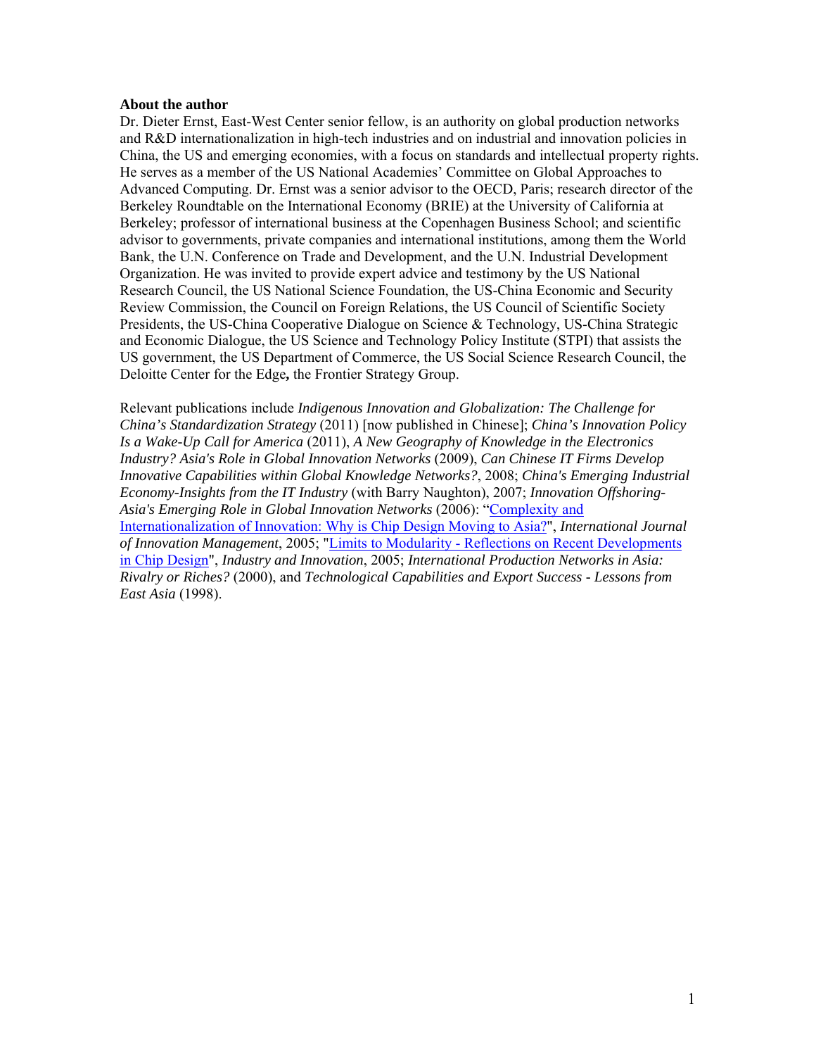**About the author**

Dr. Dieter Ernst, East-West Center senior fellow, is an authority on global production networks and R&D internationalization in high-tech industries and on industrial and innovation policies in China, the US and emerging economies, with a focus on standards and intellectual property rights. He serves as a member of the US National Academies' Committee on Global Approaches to Advanced Computing. Dr. Ernst was a senior advisor to the OECD, Paris; research director of the Berkeley Roundtable on the International Economy (BRIE) at the University of California at Berkeley; professor of international business at the Copenhagen Business School; and scientific advisor to governments, private companies and international institutions, among them the World Bank, the U.N. Conference on Trade and Development, and the U.N. Industrial Development Organization. He was invited to provide expert advice and testimony by the US National Research Council, the US National Science Foundation, the US-China Economic and Security Review Commission, the Council on Foreign Relations, the US Council of Scientific Society Presidents, the US-China Cooperative Dialogue on Science & Technology, US-China Strategic and Economic Dialogue, the US Science and Technology Policy Institute (STPI) that assists the US government, the US Department of Commerce, the US Social Science Research Council, the Deloitte Center for the Edge**,** the Frontier Strategy Group.

Relevant publications include *Indigenous Innovation and Globalization: The Challenge for China's Standardization Strategy* (2011) [now published in Chinese]; *China's Innovation Policy Is a Wake-Up Call for America* (2011), *A New Geography of Knowledge in the Electronics Industry? Asia's Role in Global Innovation Networks* (2009), *Can Chinese IT Firms Develop Innovative Capabilities within Global Knowledge Networks?*, 2008; *China's Emerging Industrial Economy-Insights from the IT Industry* (with Barry Naughton), 2007; *Innovation Offshoring-Asia's Emerging Role in Global Innovation Networks* (2006): "Complexity and Internationalization of Innovation: Why is Chip Design Moving to Asia?", *International Journal of Innovation Management*, 2005; "Limits to Modularity - Reflections on Recent Developments in Chip Design", *Industry and Innovation*, 2005; *International Production Networks in Asia: Rivalry or Riches?* (2000), and *Technological Capabilities and Export Success - Lessons from East Asia* (1998).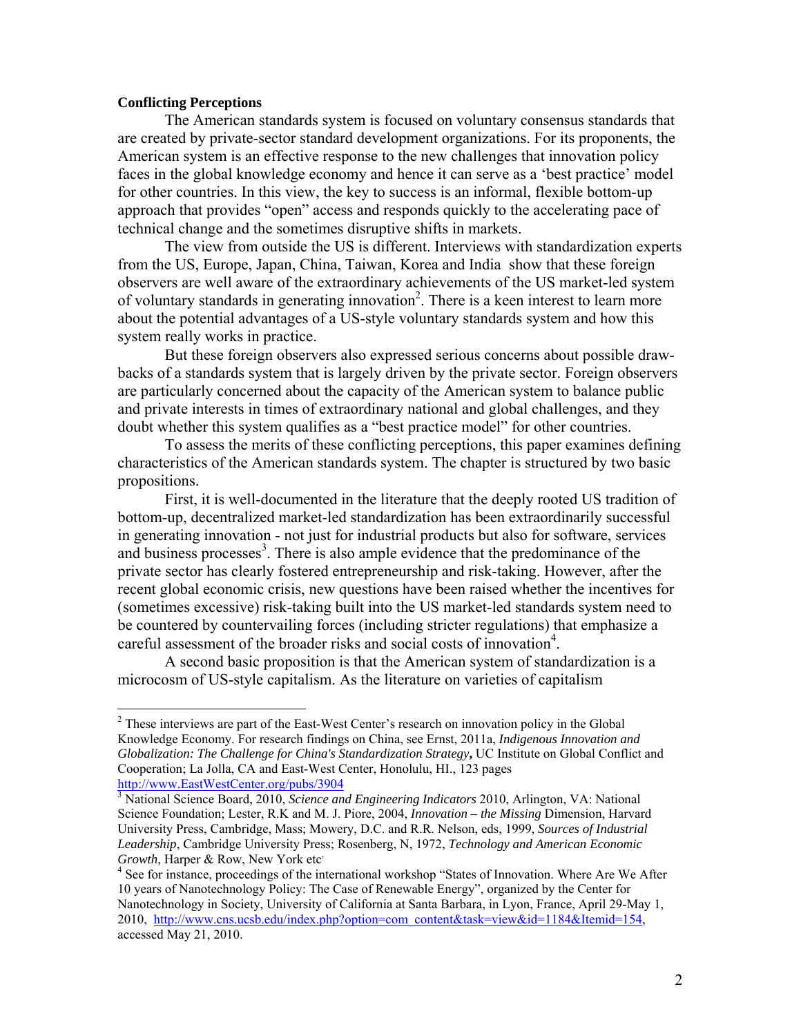**Conflicting Perceptions**

The American standards system is focused on voluntary consensus standards that are created by private-sector standard development organizations. For its proponents, the American system is an effective response to the new challenges that innovation policy faces in the global knowledge economy and hence it can serve as a 'best practice' model for other countries. In this view, the key to success is an informal, flexible bottom-up approach that provides "open" access and responds quickly to the accelerating pace of technical change and the sometimes disruptive shifts in markets.

The view from outside the US is different. Interviews with standardization experts from the US, Europe, Japan, China, Taiwan, Korea and India show that these foreign observers are well aware of the extraordinary achievements of the US market-led system of voluntary standards in generating innovation[2]. There is a keen interest to learn more about the potential advantages of a US-style voluntary standards system and how this system really works in practice.

But these foreign observers also expressed serious concerns about possible drawbacks of a standards system that is largely driven by the private sector. Foreign observers are particularly concerned about the capacity of the American system to balance public and private interests in times of extraordinary national and global challenges, and they doubt whether this system qualifies as a "best practice model" for other countries.

To assess the merits of these conflicting perceptions, this paper examines defining characteristics of the American standards system. The chapter is structured by two basic propositions.

First, it is well-documented in the literature that the deeply rooted US tradition of bottom-up, decentralized market-led standardization has been extraordinarily successful in generating innovation - not just for industrial products but also for software, services and business processes[3]. There is also ample evidence that the predominance of the private sector has clearly fostered entrepreneurship and risk-taking. However, after the recent global economic crisis, new questions have been raised whether the incentives for (sometimes excessive) risk-taking built into the US market-led standards system need to be countered by countervailing forces (including stricter regulations) that emphasize a careful assessment of the broader risks and social costs of innovation[4].

A second basic proposition is that the American system of standardization is a microcosm of US-style capitalism. As the literature on varieties of capitalism

---

[2] These interviews are part of the East-West Center's research on innovation policy in the Global Knowledge Economy. For research findings on China, see Ernst, 2011a, *Indigenous Innovation and Globalization: The Challenge for China's Standardization Strategy,* UC Institute on Global Conflict and Cooperation; La Jolla, CA and East-West Center, Honolulu, HI., 123 pages http://www.EastWestCenter.org/pubs/3904

[3] National Science Board, 2010, *Science and Engineering Indicators* 2010, Arlington, VA: National Science Foundation; Lester, R.K and M. J. Piore, 2004, *Innovation – the Missing* Dimension, Harvard University Press, Cambridge, Mass; Mowery, D.C. and R.R. Nelson, eds, 1999, *Sources of Industrial Leadership*, Cambridge University Press; Rosenberg, N, 1972, *Technology and American Economic Growth*, Harper & Row, New York etc.

[4] See for instance, proceedings of the international workshop "States of Innovation. Where Are We After 10 years of Nanotechnology Policy: The Case of Renewable Energy", organized by the Center for Nanotechnology in Society, University of California at Santa Barbara, in Lyon, France, April 29-May 1, 2010, http://www.cns.ucsb.edu/index.php?option=com_content&task=view&id=1184&Itemid=154, accessed May 21, 2010.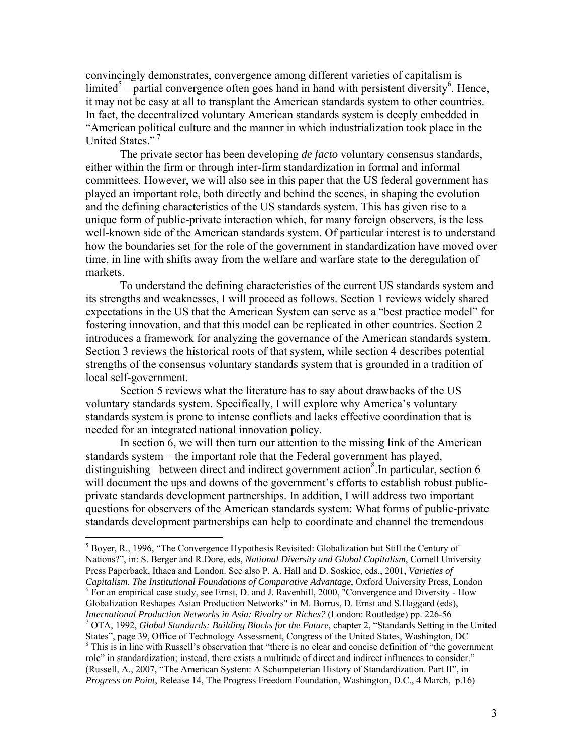convincingly demonstrates, convergence among different varieties of capitalism is limited[5] – partial convergence often goes hand in hand with persistent diversity[6]. Hence, it may not be easy at all to transplant the American standards system to other countries. In fact, the decentralized voluntary American standards system is deeply embedded in "American political culture and the manner in which industrialization took place in the United States."[7]

The private sector has been developing *de facto* voluntary consensus standards, either within the firm or through inter-firm standardization in formal and informal committees. However, we will also see in this paper that the US federal government has played an important role, both directly and behind the scenes, in shaping the evolution and the defining characteristics of the US standards system. This has given rise to a unique form of public-private interaction which, for many foreign observers, is the less well-known side of the American standards system. Of particular interest is to understand how the boundaries set for the role of the government in standardization have moved over time, in line with shifts away from the welfare and warfare state to the deregulation of markets.

To understand the defining characteristics of the current US standards system and its strengths and weaknesses, I will proceed as follows. Section 1 reviews widely shared expectations in the US that the American System can serve as a "best practice model" for fostering innovation, and that this model can be replicated in other countries. Section 2 introduces a framework for analyzing the governance of the American standards system. Section 3 reviews the historical roots of that system, while section 4 describes potential strengths of the consensus voluntary standards system that is grounded in a tradition of local self-government.

Section 5 reviews what the literature has to say about drawbacks of the US voluntary standards system. Specifically, I will explore why America's voluntary standards system is prone to intense conflicts and lacks effective coordination that is needed for an integrated national innovation policy.

In section 6, we will then turn our attention to the missing link of the American standards system – the important role that the Federal government has played, distinguishing between direct and indirect government action[8].In particular, section 6 will document the ups and downs of the government's efforts to establish robust public-private standards development partnerships. In addition, I will address two important questions for observers of the American standards system: What forms of public-private standards development partnerships can help to coordinate and channel the tremendous

---

[5] Boyer, R., 1996, "The Convergence Hypothesis Revisited: Globalization but Still the Century of Nations?", in: S. Berger and R.Dore, eds, *National Diversity and Global Capitalism*, Cornell University Press Paperback, Ithaca and London. See also P. A. Hall and D. Soskice, eds., 2001, *Varieties of Capitalism. The Institutional Foundations of Comparative Advantage*, Oxford University Press, London

[6] For an empirical case study, see Ernst, D. and J. Ravenhill, 2000, "Convergence and Diversity - How Globalization Reshapes Asian Production Networks" in M. Borrus, D. Ernst and S.Haggard (eds), *International Production Networks in Asia: Rivalry or Riches?* (London: Routledge) pp. 226-56

[7] OTA, 1992, *Global Standards: Building Blocks for the Future*, chapter 2, "Standards Setting in the United States", page 39, Office of Technology Assessment, Congress of the United States, Washington, DC

[8] This is in line with Russell's observation that "there is no clear and concise definition of "the government role" in standardization; instead, there exists a multitude of direct and indirect influences to consider." (Russell, A., 2007, "The American System: A Schumpeterian History of Standardization. Part II", in *Progress on Point*, Release 14, The Progress Freedom Foundation, Washington, D.C., 4 March, p.16)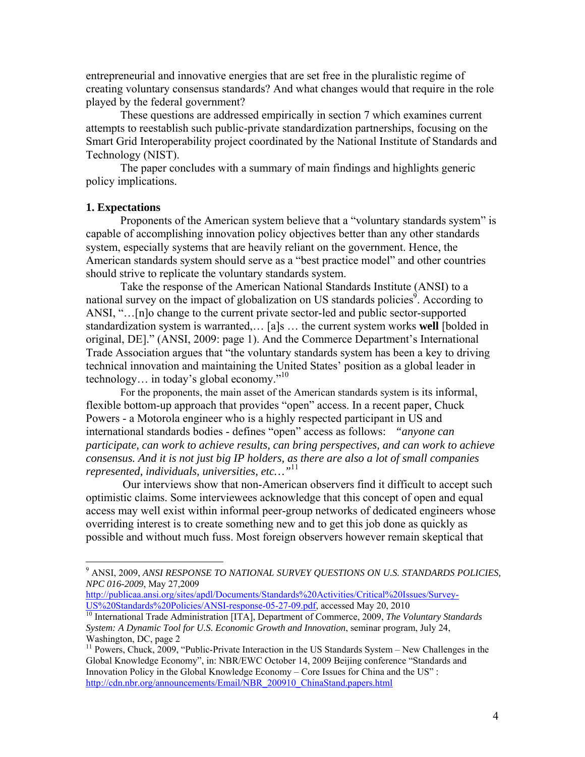entrepreneurial and innovative energies that are set free in the pluralistic regime of creating voluntary consensus standards? And what changes would that require in the role played by the federal government?

These questions are addressed empirically in section 7 which examines current attempts to reestablish such public-private standardization partnerships, focusing on the Smart Grid Interoperability project coordinated by the National Institute of Standards and Technology (NIST).

The paper concludes with a summary of main findings and highlights generic policy implications.

## 1. Expectations

Proponents of the American system believe that a "voluntary standards system" is capable of accomplishing innovation policy objectives better than any other standards system, especially systems that are heavily reliant on the government. Hence, the American standards system should serve as a "best practice model" and other countries should strive to replicate the voluntary standards system.

Take the response of the American National Standards Institute (ANSI) to a national survey on the impact of globalization on US standards policies[9]. According to ANSI, "…[n]o change to the current private sector-led and public sector-supported standardization system is warranted,… [a]s … the current system works **well** [bolded in original, DE]." (ANSI, 2009: page 1). And the Commerce Department's International Trade Association argues that "the voluntary standards system has been a key to driving technical innovation and maintaining the United States' position as a global leader in technology… in today's global economy."[10]

For the proponents, the main asset of the American standards system is its informal, flexible bottom-up approach that provides "open" access. In a recent paper, Chuck Powers - a Motorola engineer who is a highly respected participant in US and international standards bodies - defines "open" access as follows: *"anyone can participate, can work to achieve results, can bring perspectives, and can work to achieve consensus. And it is not just big IP holders, as there are also a lot of small companies represented, individuals, universities, etc…"*[11]

Our interviews show that non-American observers find it difficult to accept such optimistic claims. Some interviewees acknowledge that this concept of open and equal access may well exist within informal peer-group networks of dedicated engineers whose overriding interest is to create something new and to get this job done as quickly as possible and without much fuss. Most foreign observers however remain skeptical that

---

[9] ANSI, 2009, *ANSI RESPONSE TO NATIONAL SURVEY QUESTIONS ON U.S. STANDARDS POLICIES, NPC 016-2009*, May 27,2009 http://publicaa.ansi.org/sites/apdl/Documents/Standards%20Activities/Critical%20Issues/Survey-US%20Standards%20Policies/ANSI-response-05-27-09.pdf, accessed May 20, 2010

[10] International Trade Administration [ITA], Department of Commerce, 2009, *The Voluntary Standards System: A Dynamic Tool for U.S. Economic Growth and Innovation*, seminar program, July 24, Washington, DC, page 2

[11] Powers, Chuck, 2009, "Public-Private Interaction in the US Standards System – New Challenges in the Global Knowledge Economy", in: NBR/EWC October 14, 2009 Beijing conference "Standards and Innovation Policy in the Global Knowledge Economy – Core Issues for China and the US" : http://cdn.nbr.org/announcements/Email/NBR_200910_ChinaStand.papers.html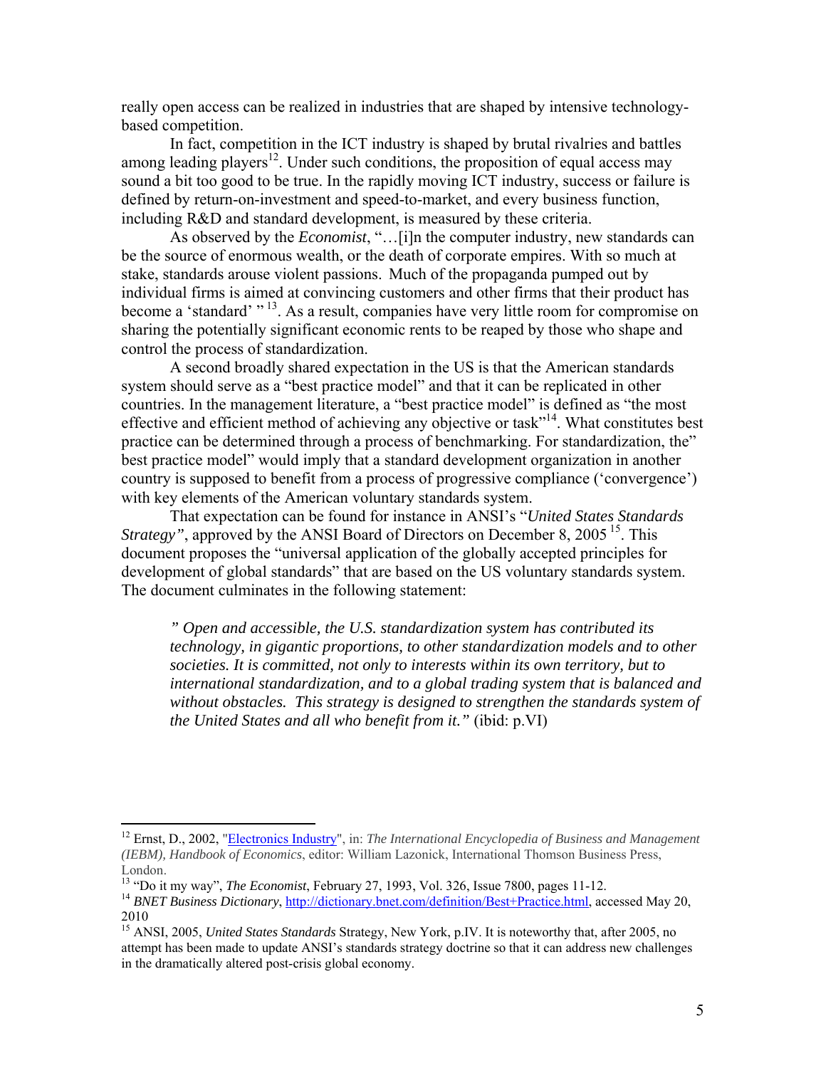really open access can be realized in industries that are shaped by intensive technology-based competition.

In fact, competition in the ICT industry is shaped by brutal rivalries and battles among leading players[12]. Under such conditions, the proposition of equal access may sound a bit too good to be true. In the rapidly moving ICT industry, success or failure is defined by return-on-investment and speed-to-market, and every business function, including R&D and standard development, is measured by these criteria.

As observed by the *Economist*, "…[i]n the computer industry, new standards can be the source of enormous wealth, or the death of corporate empires. With so much at stake, standards arouse violent passions. Much of the propaganda pumped out by individual firms is aimed at convincing customers and other firms that their product has become a 'standard' "[13]. As a result, companies have very little room for compromise on sharing the potentially significant economic rents to be reaped by those who shape and control the process of standardization.

A second broadly shared expectation in the US is that the American standards system should serve as a "best practice model" and that it can be replicated in other countries. In the management literature, a "best practice model" is defined as "the most effective and efficient method of achieving any objective or task"[14]. What constitutes best practice can be determined through a process of benchmarking. For standardization, the" best practice model" would imply that a standard development organization in another country is supposed to benefit from a process of progressive compliance ('convergence') with key elements of the American voluntary standards system.

That expectation can be found for instance in ANSI's "*United States Standards Strategy"*, approved by the ANSI Board of Directors on December 8, 2005[15]. This document proposes the "universal application of the globally accepted principles for development of global standards" that are based on the US voluntary standards system. The document culminates in the following statement:

> *" Open and accessible, the U.S. standardization system has contributed its technology, in gigantic proportions, to other standardization models and to other societies. It is committed, not only to interests within its own territory, but to international standardization, and to a global trading system that is balanced and without obstacles. This strategy is designed to strengthen the standards system of the United States and all who benefit from it."* (ibid: p.VI)

---

[12] Ernst, D., 2002, "Electronics Industry", in: *The International Encyclopedia of Business and Management (IEBM), Handbook of Economics*, editor: William Lazonick, International Thomson Business Press, London.

[13] "Do it my way", *The Economist*, February 27, 1993, Vol. 326, Issue 7800, pages 11-12.

[14] *BNET Business Dictionary*, http://dictionary.bnet.com/definition/Best+Practice.html, accessed May 20, 2010

[15] ANSI, 2005, *United States Standards* Strategy, New York, p.IV. It is noteworthy that, after 2005, no attempt has been made to update ANSI's standards strategy doctrine so that it can address new challenges in the dramatically altered post-crisis global economy.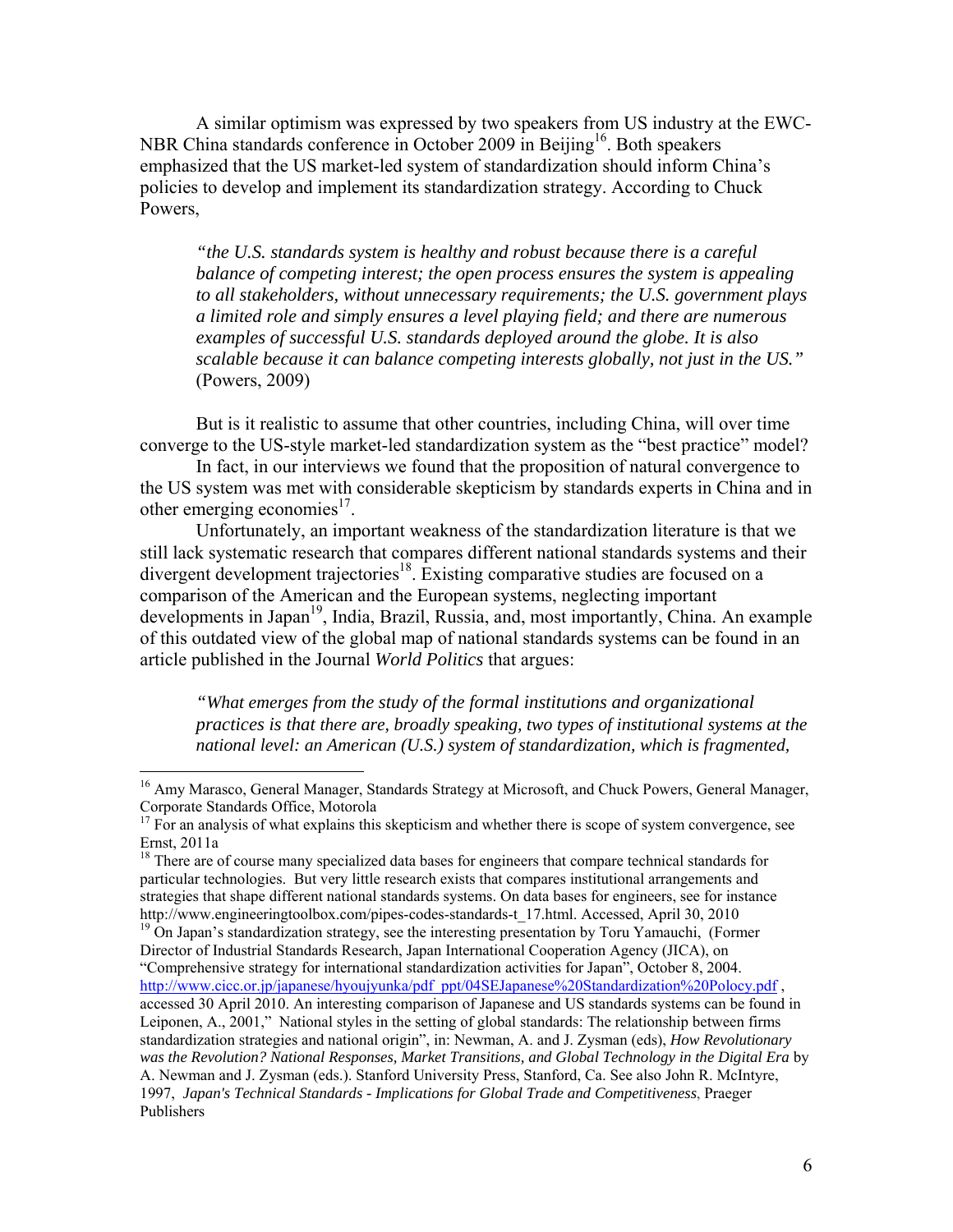A similar optimism was expressed by two speakers from US industry at the EWC-NBR China standards conference in October 2009 in Beijing[16]. Both speakers emphasized that the US market-led system of standardization should inform China's policies to develop and implement its standardization strategy. According to Chuck Powers,

> *"the U.S. standards system is healthy and robust because there is a careful balance of competing interest; the open process ensures the system is appealing to all stakeholders, without unnecessary requirements; the U.S. government plays a limited role and simply ensures a level playing field; and there are numerous examples of successful U.S. standards deployed around the globe. It is also scalable because it can balance competing interests globally, not just in the US."* (Powers, 2009)

But is it realistic to assume that other countries, including China, will over time converge to the US-style market-led standardization system as the "best practice" model?

In fact, in our interviews we found that the proposition of natural convergence to the US system was met with considerable skepticism by standards experts in China and in other emerging economies[17].

Unfortunately, an important weakness of the standardization literature is that we still lack systematic research that compares different national standards systems and their divergent development trajectories[18]. Existing comparative studies are focused on a comparison of the American and the European systems, neglecting important developments in Japan[19], India, Brazil, Russia, and, most importantly, China. An example of this outdated view of the global map of national standards systems can be found in an article published in the Journal *World Politics* that argues:

> *"What emerges from the study of the formal institutions and organizational practices is that there are, broadly speaking, two types of institutional systems at the national level: an American (U.S.) system of standardization, which is fragmented,*

---

[16] Amy Marasco, General Manager, Standards Strategy at Microsoft, and Chuck Powers, General Manager, Corporate Standards Office, Motorola

[17] For an analysis of what explains this skepticism and whether there is scope of system convergence, see Ernst, 2011a

[18] There are of course many specialized data bases for engineers that compare technical standards for particular technologies. But very little research exists that compares institutional arrangements and strategies that shape different national standards systems. On data bases for engineers, see for instance http://www.engineeringtoolbox.com/pipes-codes-standards-t_17.html. Accessed, April 30, 2010

[19] On Japan's standardization strategy, see the interesting presentation by Toru Yamauchi, (Former Director of Industrial Standards Research, Japan International Cooperation Agency (JICA), on "Comprehensive strategy for international standardization activities for Japan", October 8, 2004. http://www.cicc.or.jp/japanese/hyoujyunka/pdf_ppt/04SEJapanese%20Standardization%20Polocy.pdf , accessed 30 April 2010. An interesting comparison of Japanese and US standards systems can be found in Leiponen, A., 2001," National styles in the setting of global standards: The relationship between firms standardization strategies and national origin", in: Newman, A. and J. Zysman (eds), *How Revolutionary was the Revolution? National Responses, Market Transitions, and Global Technology in the Digital Era* by A. Newman and J. Zysman (eds.). Stanford University Press, Stanford, Ca. See also John R. McIntyre, 1997, *Japan's Technical Standards - Implications for Global Trade and Competitiveness*, Praeger Publishers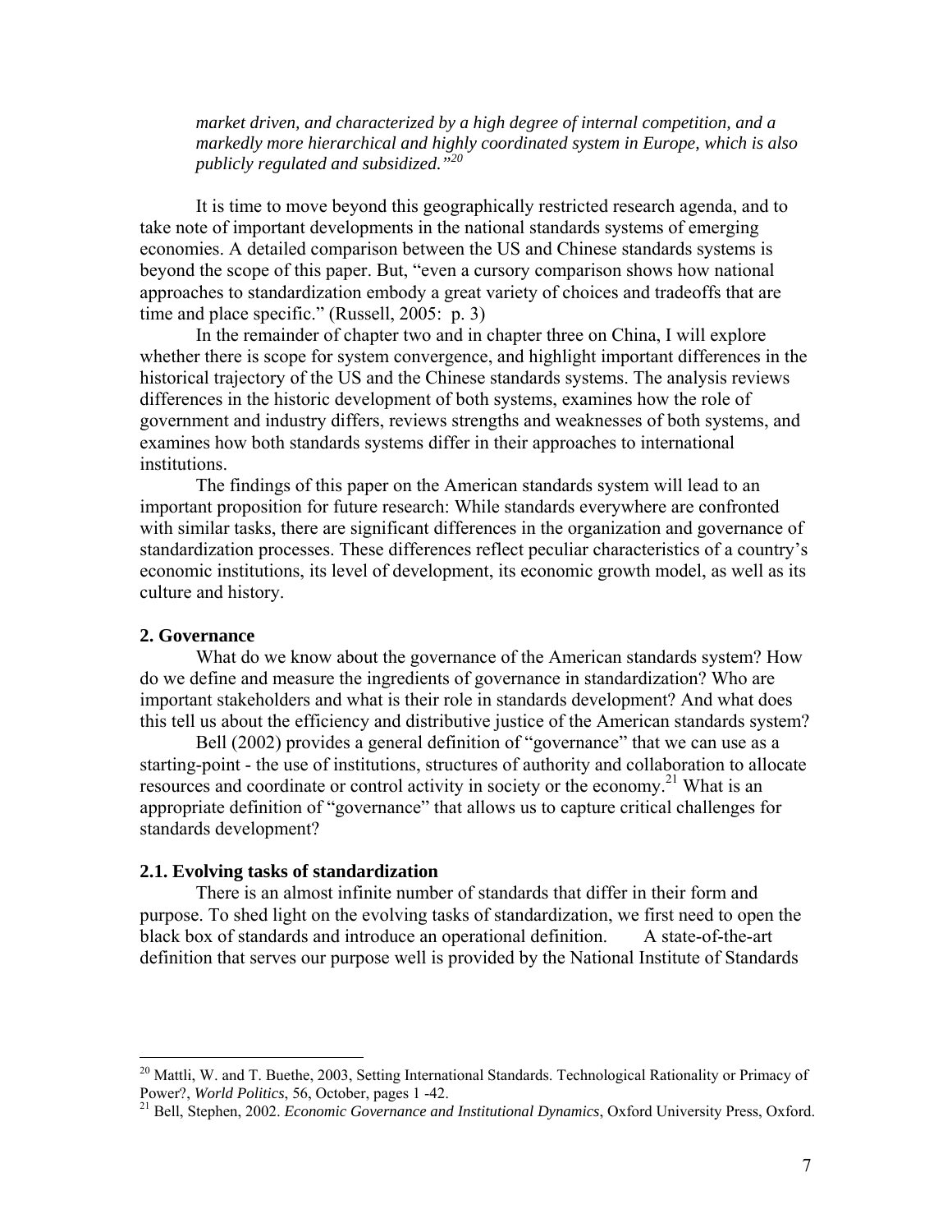*market driven, and characterized by a high degree of internal competition, and a markedly more hierarchical and highly coordinated system in Europe, which is also publicly regulated and subsidized."*[20]

It is time to move beyond this geographically restricted research agenda, and to take note of important developments in the national standards systems of emerging economies. A detailed comparison between the US and Chinese standards systems is beyond the scope of this paper. But, "even a cursory comparison shows how national approaches to standardization embody a great variety of choices and tradeoffs that are time and place specific." (Russell, 2005: p. 3)

In the remainder of chapter two and in chapter three on China, I will explore whether there is scope for system convergence, and highlight important differences in the historical trajectory of the US and the Chinese standards systems. The analysis reviews differences in the historic development of both systems, examines how the role of government and industry differs, reviews strengths and weaknesses of both systems, and examines how both standards systems differ in their approaches to international institutions.

The findings of this paper on the American standards system will lead to an important proposition for future research: While standards everywhere are confronted with similar tasks, there are significant differences in the organization and governance of standardization processes. These differences reflect peculiar characteristics of a country's economic institutions, its level of development, its economic growth model, as well as its culture and history.

## 2. Governance

What do we know about the governance of the American standards system? How do we define and measure the ingredients of governance in standardization? Who are important stakeholders and what is their role in standards development? And what does this tell us about the efficiency and distributive justice of the American standards system?

Bell (2002) provides a general definition of "governance" that we can use as a starting-point - the use of institutions, structures of authority and collaboration to allocate resources and coordinate or control activity in society or the economy.[21] What is an appropriate definition of "governance" that allows us to capture critical challenges for standards development?

### 2.1. Evolving tasks of standardization

There is an almost infinite number of standards that differ in their form and purpose. To shed light on the evolving tasks of standardization, we first need to open the black box of standards and introduce an operational definition. A state-of-the-art definition that serves our purpose well is provided by the National Institute of Standards

---

[20] Mattli, W. and T. Buethe, 2003, Setting International Standards. Technological Rationality or Primacy of Power?, *World Politics*, 56, October, pages 1 -42.

[21] Bell, Stephen, 2002. *Economic Governance and Institutional Dynamics*, Oxford University Press, Oxford.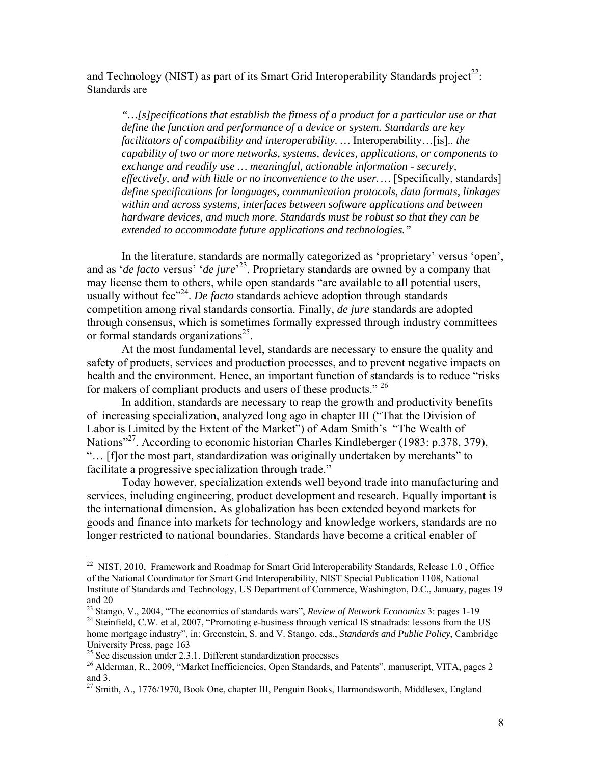and Technology (NIST) as part of its Smart Grid Interoperability Standards project[22]: Standards are

> *"…[s]pecifications that establish the fitness of a product for a particular use or that define the function and performance of a device or system. Standards are key facilitators of compatibility and interoperability. …* Interoperability…[is].. *the capability of two or more networks, systems, devices, applications, or components to exchange and readily use … meaningful, actionable information - securely, effectively, and with little or no inconvenience to the user.…* [Specifically, standards] *define specifications for languages, communication protocols, data formats, linkages within and across systems, interfaces between software applications and between hardware devices, and much more. Standards must be robust so that they can be extended to accommodate future applications and technologies."*

In the literature, standards are normally categorized as 'proprietary' versus 'open', and as '*de facto* versus' '*de jure*'[23]. Proprietary standards are owned by a company that may license them to others, while open standards "are available to all potential users, usually without fee"[24]. *De facto* standards achieve adoption through standards competition among rival standards consortia. Finally, *de jure* standards are adopted through consensus, which is sometimes formally expressed through industry committees or formal standards organizations[25].

At the most fundamental level, standards are necessary to ensure the quality and safety of products, services and production processes, and to prevent negative impacts on health and the environment. Hence, an important function of standards is to reduce "risks for makers of compliant products and users of these products." [26]

In addition, standards are necessary to reap the growth and productivity benefits of increasing specialization, analyzed long ago in chapter III ("That the Division of Labor is Limited by the Extent of the Market") of Adam Smith's "The Wealth of Nations"[27]. According to economic historian Charles Kindleberger (1983: p.378, 379), "… [f]or the most part, standardization was originally undertaken by merchants" to facilitate a progressive specialization through trade."

Today however, specialization extends well beyond trade into manufacturing and services, including engineering, product development and research. Equally important is the international dimension. As globalization has been extended beyond markets for goods and finance into markets for technology and knowledge workers, standards are no longer restricted to national boundaries. Standards have become a critical enabler of

---

[22] NIST, 2010, Framework and Roadmap for Smart Grid Interoperability Standards, Release 1.0 , Office of the National Coordinator for Smart Grid Interoperability, NIST Special Publication 1108, National Institute of Standards and Technology, US Department of Commerce, Washington, D.C., January, pages 19 and 20

[23] Stango, V., 2004, "The economics of standards wars", *Review of Network Economics* 3: pages 1-19

[24] Steinfield, C.W. et al, 2007, "Promoting e-business through vertical IS stnadrads: lessons from the US home mortgage industry", in: Greenstein, S. and V. Stango, eds., *Standards and Public Policy*, Cambridge University Press, page 163

[25] See discussion under 2.3.1. Different standardization processes

[26] Alderman, R., 2009, "Market Inefficiencies, Open Standards, and Patents", manuscript, VITA, pages 2 and 3.

[27] Smith, A., 1776/1970, Book One, chapter III, Penguin Books, Harmondsworth, Middlesex, England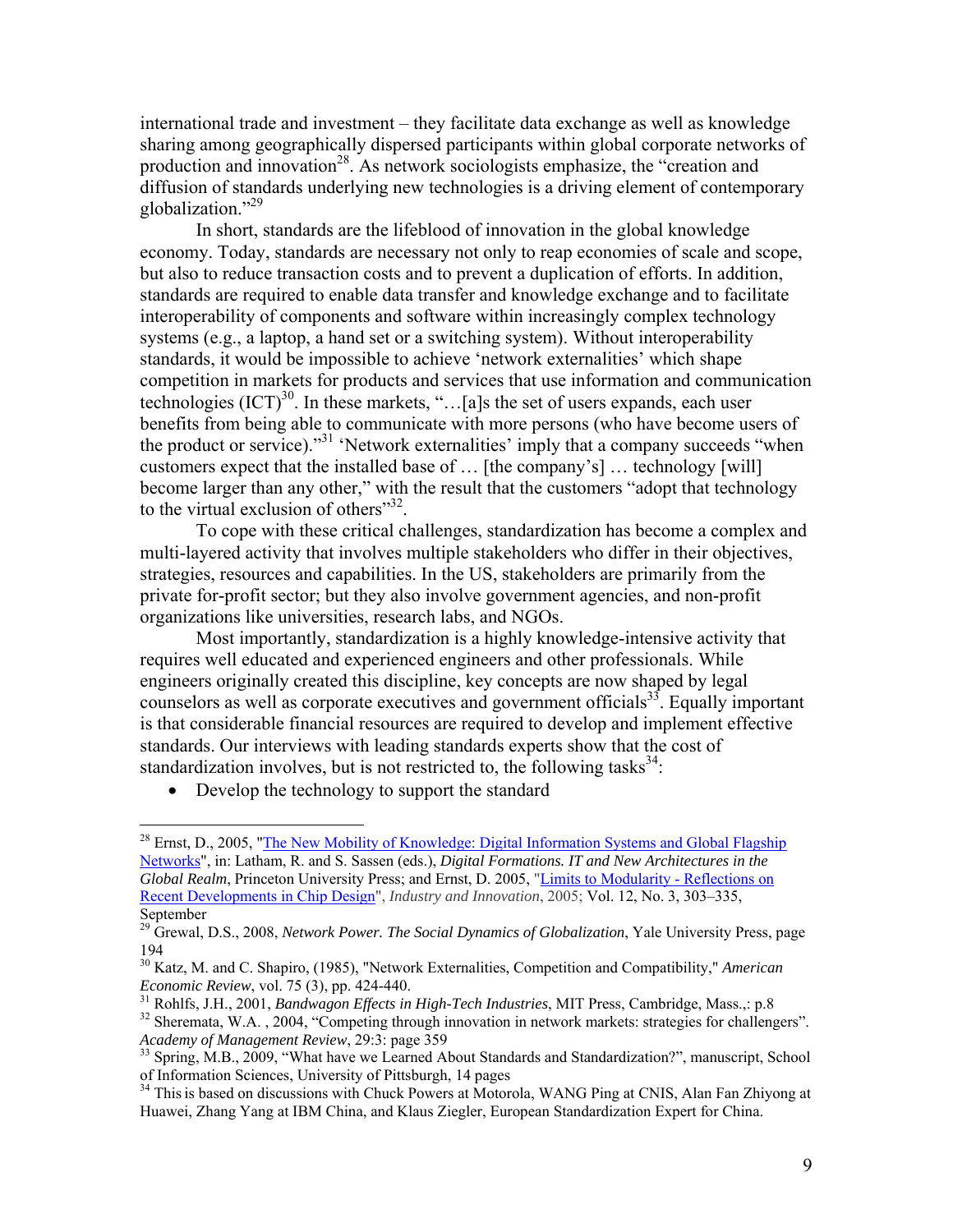international trade and investment – they facilitate data exchange as well as knowledge sharing among geographically dispersed participants within global corporate networks of production and innovation[28]. As network sociologists emphasize, the "creation and diffusion of standards underlying new technologies is a driving element of contemporary globalization."[29]

In short, standards are the lifeblood of innovation in the global knowledge economy. Today, standards are necessary not only to reap economies of scale and scope, but also to reduce transaction costs and to prevent a duplication of efforts. In addition, standards are required to enable data transfer and knowledge exchange and to facilitate interoperability of components and software within increasingly complex technology systems (e.g., a laptop, a hand set or a switching system). Without interoperability standards, it would be impossible to achieve 'network externalities' which shape competition in markets for products and services that use information and communication technologies (ICT)[30]. In these markets, "…[a]s the set of users expands, each user benefits from being able to communicate with more persons (who have become users of the product or service)."[31] 'Network externalities' imply that a company succeeds "when customers expect that the installed base of … [the company's] … technology [will] become larger than any other," with the result that the customers "adopt that technology to the virtual exclusion of others"[32].

To cope with these critical challenges, standardization has become a complex and multi-layered activity that involves multiple stakeholders who differ in their objectives, strategies, resources and capabilities. In the US, stakeholders are primarily from the private for-profit sector; but they also involve government agencies, and non-profit organizations like universities, research labs, and NGOs.

Most importantly, standardization is a highly knowledge-intensive activity that requires well educated and experienced engineers and other professionals. While engineers originally created this discipline, key concepts are now shaped by legal counselors as well as corporate executives and government officials[33]. Equally important is that considerable financial resources are required to develop and implement effective standards. Our interviews with leading standards experts show that the cost of standardization involves, but is not restricted to, the following tasks[34]:

- Develop the technology to support the standard

---

[28] Ernst, D., 2005, "The New Mobility of Knowledge: Digital Information Systems and Global Flagship Networks", in: Latham, R. and S. Sassen (eds.), *Digital Formations. IT and New Architectures in the Global Realm*, Princeton University Press; and Ernst, D. 2005, "Limits to Modularity - Reflections on Recent Developments in Chip Design", *Industry and Innovation*, 2005; Vol. 12, No. 3, 303–335, September

[29] Grewal, D.S., 2008, *Network Power. The Social Dynamics of Globalization*, Yale University Press, page 194

[30] Katz, M. and C. Shapiro, (1985), "Network Externalities, Competition and Compatibility," *American Economic Review*, vol. 75 (3), pp. 424-440.

[31] Rohlfs, J.H., 2001, *Bandwagon Effects in High-Tech Industries*, MIT Press, Cambridge, Mass.,: p.8

[32] Sheremata, W.A. , 2004, "Competing through innovation in network markets: strategies for challengers". *Academy of Management Review*, 29:3: page 359

[33] Spring, M.B., 2009, "What have we Learned About Standards and Standardization?", manuscript, School of Information Sciences, University of Pittsburgh, 14 pages

[34] This is based on discussions with Chuck Powers at Motorola, WANG Ping at CNIS, Alan Fan Zhiyong at Huawei, Zhang Yang at IBM China, and Klaus Ziegler, European Standardization Expert for China.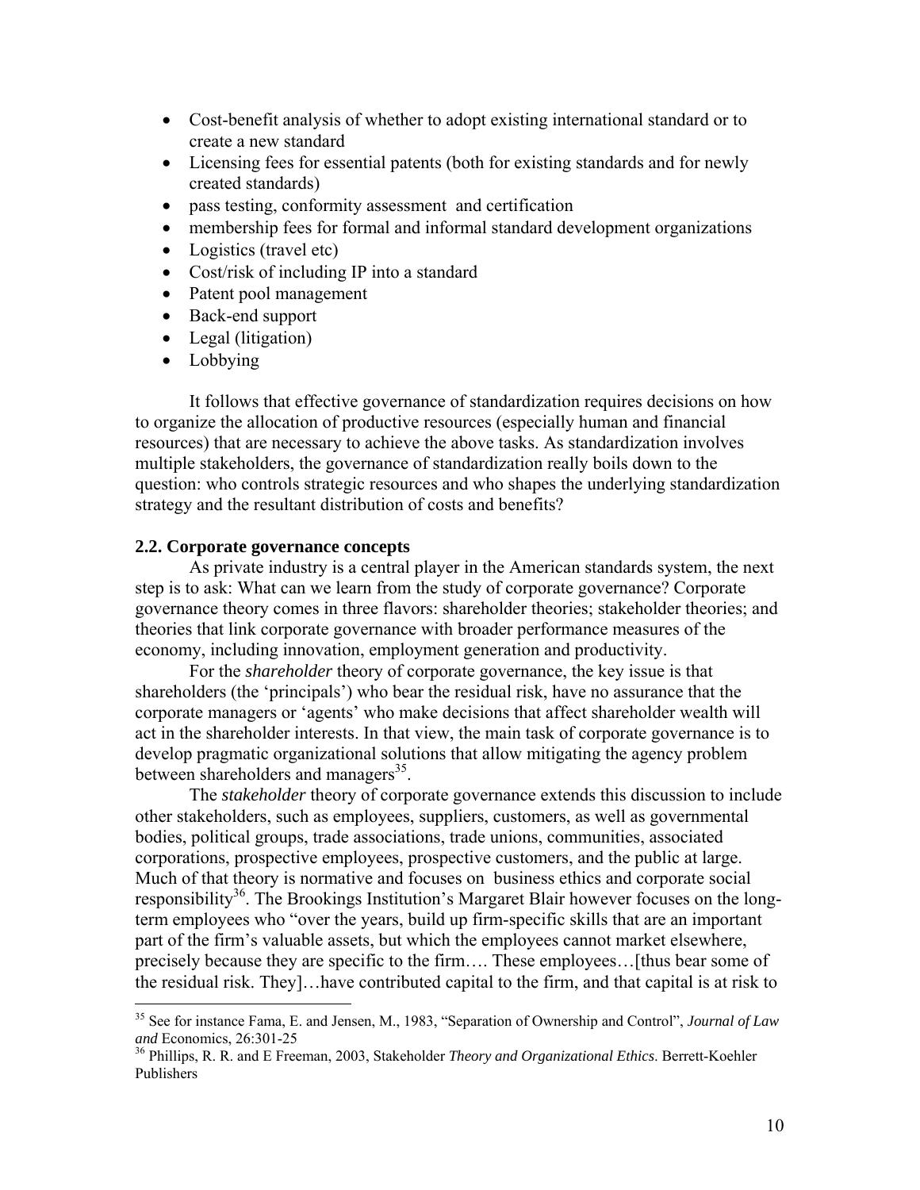- Cost-benefit analysis of whether to adopt existing international standard or to create a new standard
- Licensing fees for essential patents (both for existing standards and for newly created standards)
- pass testing, conformity assessment and certification
- membership fees for formal and informal standard development organizations
- Logistics (travel etc)
- Cost/risk of including IP into a standard
- Patent pool management
- Back-end support
- Legal (litigation)
- Lobbying

It follows that effective governance of standardization requires decisions on how to organize the allocation of productive resources (especially human and financial resources) that are necessary to achieve the above tasks. As standardization involves multiple stakeholders, the governance of standardization really boils down to the question: who controls strategic resources and who shapes the underlying standardization strategy and the resultant distribution of costs and benefits?

### 2.2. Corporate governance concepts

As private industry is a central player in the American standards system, the next step is to ask: What can we learn from the study of corporate governance? Corporate governance theory comes in three flavors: shareholder theories; stakeholder theories; and theories that link corporate governance with broader performance measures of the economy, including innovation, employment generation and productivity.

For the *shareholder* theory of corporate governance, the key issue is that shareholders (the 'principals') who bear the residual risk, have no assurance that the corporate managers or 'agents' who make decisions that affect shareholder wealth will act in the shareholder interests. In that view, the main task of corporate governance is to develop pragmatic organizational solutions that allow mitigating the agency problem between shareholders and managers[35].

The *stakeholder* theory of corporate governance extends this discussion to include other stakeholders, such as employees, suppliers, customers, as well as governmental bodies, political groups, trade associations, trade unions, communities, associated corporations, prospective employees, prospective customers, and the public at large. Much of that theory is normative and focuses on business ethics and corporate social responsibility[36]. The Brookings Institution's Margaret Blair however focuses on the long-term employees who "over the years, build up firm-specific skills that are an important part of the firm's valuable assets, but which the employees cannot market elsewhere, precisely because they are specific to the firm…. These employees…[thus bear some of the residual risk. They]…have contributed capital to the firm, and that capital is at risk to

---

[35] See for instance Fama, E. and Jensen, M., 1983, "Separation of Ownership and Control", *Journal of Law and* Economics, 26:301-25

[36] Phillips, R. R. and E Freeman, 2003, Stakeholder *Theory and Organizational Ethics*. Berrett-Koehler Publishers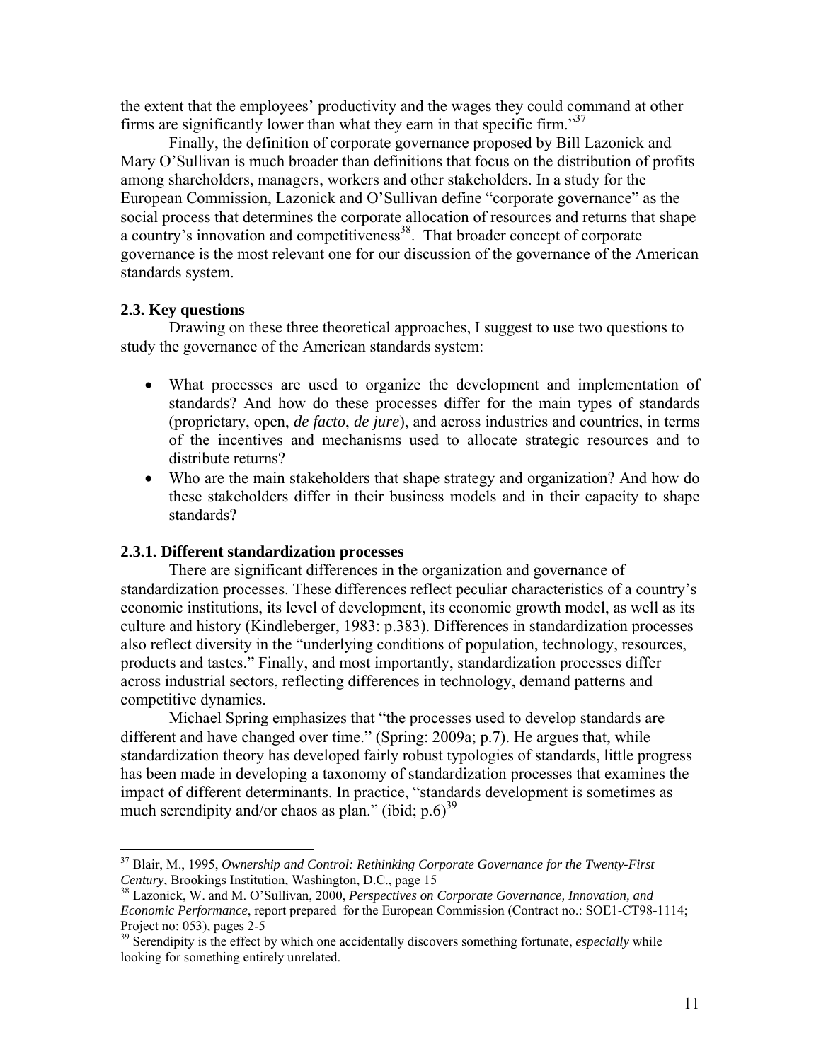the extent that the employees' productivity and the wages they could command at other firms are significantly lower than what they earn in that specific firm."[37]

Finally, the definition of corporate governance proposed by Bill Lazonick and Mary O'Sullivan is much broader than definitions that focus on the distribution of profits among shareholders, managers, workers and other stakeholders. In a study for the European Commission, Lazonick and O'Sullivan define "corporate governance" as the social process that determines the corporate allocation of resources and returns that shape a country's innovation and competitiveness[38]. That broader concept of corporate governance is the most relevant one for our discussion of the governance of the American standards system.

### 2.3. Key questions

Drawing on these three theoretical approaches, I suggest to use two questions to study the governance of the American standards system:

- What processes are used to organize the development and implementation of standards? And how do these processes differ for the main types of standards (proprietary, open, *de facto*, *de jure*), and across industries and countries, in terms of the incentives and mechanisms used to allocate strategic resources and to distribute returns?
- Who are the main stakeholders that shape strategy and organization? And how do these stakeholders differ in their business models and in their capacity to shape standards?

#### 2.3.1. Different standardization processes

There are significant differences in the organization and governance of standardization processes. These differences reflect peculiar characteristics of a country's economic institutions, its level of development, its economic growth model, as well as its culture and history (Kindleberger, 1983: p.383). Differences in standardization processes also reflect diversity in the "underlying conditions of population, technology, resources, products and tastes." Finally, and most importantly, standardization processes differ across industrial sectors, reflecting differences in technology, demand patterns and competitive dynamics.

Michael Spring emphasizes that "the processes used to develop standards are different and have changed over time." (Spring: 2009a; p.7). He argues that, while standardization theory has developed fairly robust typologies of standards, little progress has been made in developing a taxonomy of standardization processes that examines the impact of different determinants. In practice, "standards development is sometimes as much serendipity and/or chaos as plan." (ibid; p.6)[39]

---

[37] Blair, M., 1995, *Ownership and Control: Rethinking Corporate Governance for the Twenty-First Century*, Brookings Institution, Washington, D.C., page 15

[38] Lazonick, W. and M. O'Sullivan, 2000, *Perspectives on Corporate Governance, Innovation, and Economic Performance*, report prepared for the European Commission (Contract no.: SOE1-CT98-1114; Project no: 053), pages 2-5

[39] Serendipity is the effect by which one accidentally discovers something fortunate, *especially* while looking for something entirely unrelated.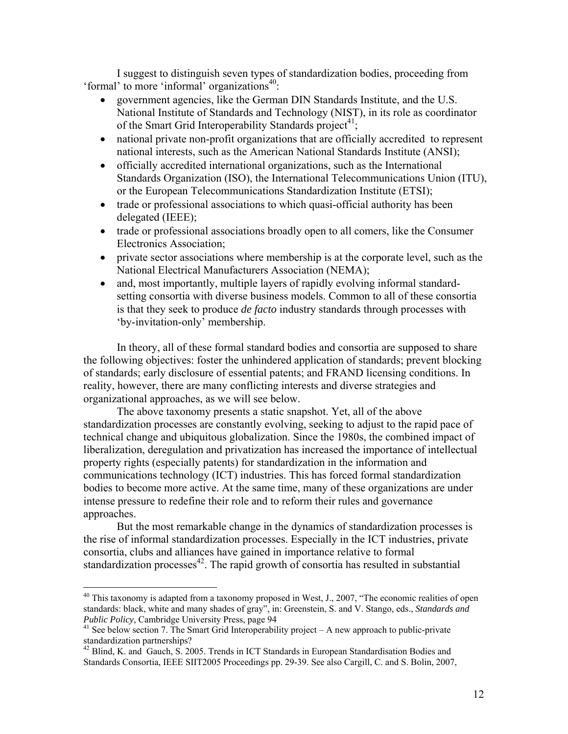I suggest to distinguish seven types of standardization bodies, proceeding from 'formal' to more 'informal' organizations[40]:

- government agencies, like the German DIN Standards Institute, and the U.S. National Institute of Standards and Technology (NIST), in its role as coordinator of the Smart Grid Interoperability Standards project[41];
- national private non-profit organizations that are officially accredited to represent national interests, such as the American National Standards Institute (ANSI);
- officially accredited international organizations, such as the International Standards Organization (ISO), the International Telecommunications Union (ITU), or the European Telecommunications Standardization Institute (ETSI);
- trade or professional associations to which quasi-official authority has been delegated (IEEE);
- trade or professional associations broadly open to all comers, like the Consumer Electronics Association;
- private sector associations where membership is at the corporate level, such as the National Electrical Manufacturers Association (NEMA);
- and, most importantly, multiple layers of rapidly evolving informal standard-setting consortia with diverse business models. Common to all of these consortia is that they seek to produce *de facto* industry standards through processes with 'by-invitation-only' membership.

In theory, all of these formal standard bodies and consortia are supposed to share the following objectives: foster the unhindered application of standards; prevent blocking of standards; early disclosure of essential patents; and FRAND licensing conditions. In reality, however, there are many conflicting interests and diverse strategies and organizational approaches, as we will see below.

The above taxonomy presents a static snapshot. Yet, all of the above standardization processes are constantly evolving, seeking to adjust to the rapid pace of technical change and ubiquitous globalization. Since the 1980s, the combined impact of liberalization, deregulation and privatization has increased the importance of intellectual property rights (especially patents) for standardization in the information and communications technology (ICT) industries. This has forced formal standardization bodies to become more active. At the same time, many of these organizations are under intense pressure to redefine their role and to reform their rules and governance approaches.

But the most remarkable change in the dynamics of standardization processes is the rise of informal standardization processes. Especially in the ICT industries, private consortia, clubs and alliances have gained in importance relative to formal standardization processes[42]. The rapid growth of consortia has resulted in substantial

---

[40] This taxonomy is adapted from a taxonomy proposed in West, J., 2007, "The economic realities of open standards: black, white and many shades of gray", in: Greenstein, S. and V. Stango, eds., *Standards and Public Policy*, Cambridge University Press, page 94

[41] See below section 7. The Smart Grid Interoperability project – A new approach to public-private standardization partnerships?

[42] Blind, K. and Gauch, S. 2005. Trends in ICT Standards in European Standardisation Bodies and Standards Consortia, IEEE SIIT2005 Proceedings pp. 29-39. See also Cargill, C. and S. Bolin, 2007,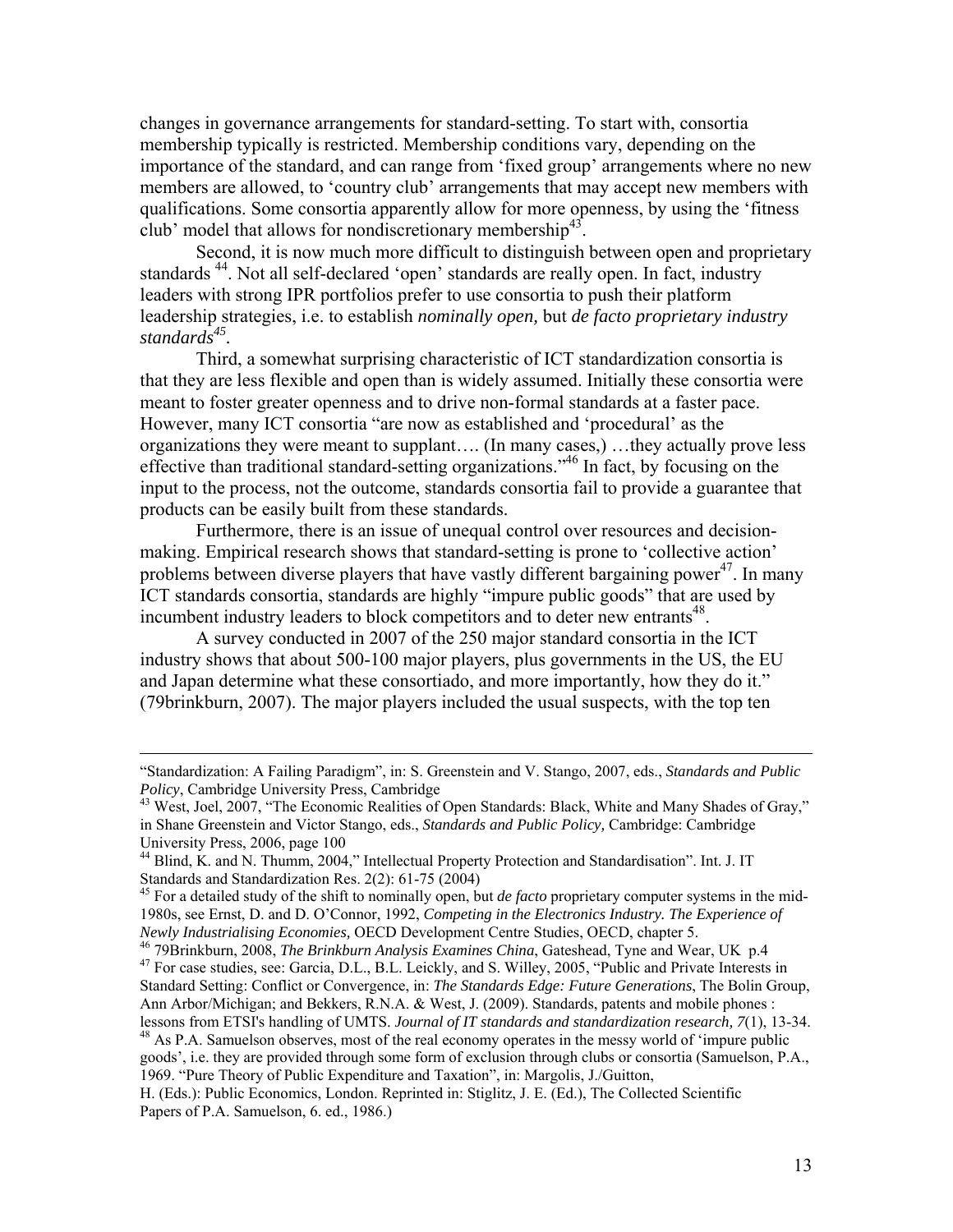changes in governance arrangements for standard-setting. To start with, consortia membership typically is restricted. Membership conditions vary, depending on the importance of the standard, and can range from 'fixed group' arrangements where no new members are allowed, to 'country club' arrangements that may accept new members with qualifications. Some consortia apparently allow for more openness, by using the 'fitness club' model that allows for nondiscretionary membership[43].

Second, it is now much more difficult to distinguish between open and proprietary standards [44]. Not all self-declared 'open' standards are really open. In fact, industry leaders with strong IPR portfolios prefer to use consortia to push their platform leadership strategies, i.e. to establish *nominally open,* but *de facto proprietary industry standards*[45].

Third, a somewhat surprising characteristic of ICT standardization consortia is that they are less flexible and open than is widely assumed. Initially these consortia were meant to foster greater openness and to drive non-formal standards at a faster pace. However, many ICT consortia "are now as established and 'procedural' as the organizations they were meant to supplant…. (In many cases,) …they actually prove less effective than traditional standard-setting organizations."[46] In fact, by focusing on the input to the process, not the outcome, standards consortia fail to provide a guarantee that products can be easily built from these standards.

Furthermore, there is an issue of unequal control over resources and decision-making. Empirical research shows that standard-setting is prone to 'collective action' problems between diverse players that have vastly different bargaining power[47]. In many ICT standards consortia, standards are highly "impure public goods" that are used by incumbent industry leaders to block competitors and to deter new entrants[48].

A survey conducted in 2007 of the 250 major standard consortia in the ICT industry shows that about 500-100 major players, plus governments in the US, the EU and Japan determine what these consortiado, and more importantly, how they do it." (79brinkburn, 2007). The major players included the usual suspects, with the top ten

---

"Standardization: A Failing Paradigm", in: S. Greenstein and V. Stango, 2007, eds., *Standards and Public Policy*, Cambridge University Press, Cambridge

[43] West, Joel, 2007, "The Economic Realities of Open Standards: Black, White and Many Shades of Gray," in Shane Greenstein and Victor Stango, eds., *Standards and Public Policy,* Cambridge: Cambridge University Press, 2006, page 100

[44] Blind, K. and N. Thumm, 2004," Intellectual Property Protection and Standardisation". Int. J. IT Standards and Standardization Res. 2(2): 61-75 (2004)

[45] For a detailed study of the shift to nominally open, but *de facto* proprietary computer systems in the mid-1980s, see Ernst, D. and D. O'Connor, 1992, *Competing in the Electronics Industry. The Experience of Newly Industrialising Economies,* OECD Development Centre Studies, OECD, chapter 5.

[46] 79Brinkburn, 2008, *The Brinkburn Analysis Examines China*, Gateshead, Tyne and Wear, UK p.4

[47] For case studies, see: Garcia, D.L., B.L. Leickly, and S. Willey, 2005, "Public and Private Interests in Standard Setting: Conflict or Convergence, in: *The Standards Edge: Future Generations*, The Bolin Group, Ann Arbor/Michigan; and Bekkers, R.N.A. & West, J. (2009). Standards, patents and mobile phones : lessons from ETSI's handling of UMTS. *Journal of IT standards and standardization research, 7*(1), 13-34.

[48] As P.A. Samuelson observes, most of the real economy operates in the messy world of 'impure public goods', i.e. they are provided through some form of exclusion through clubs or consortia (Samuelson, P.A., 1969. "Pure Theory of Public Expenditure and Taxation", in: Margolis, J./Guitton, H. (Eds.): Public Economics, London. Reprinted in: Stiglitz, J. E. (Ed.), The Collected Scientific Papers of P.A. Samuelson, 6. ed., 1986.)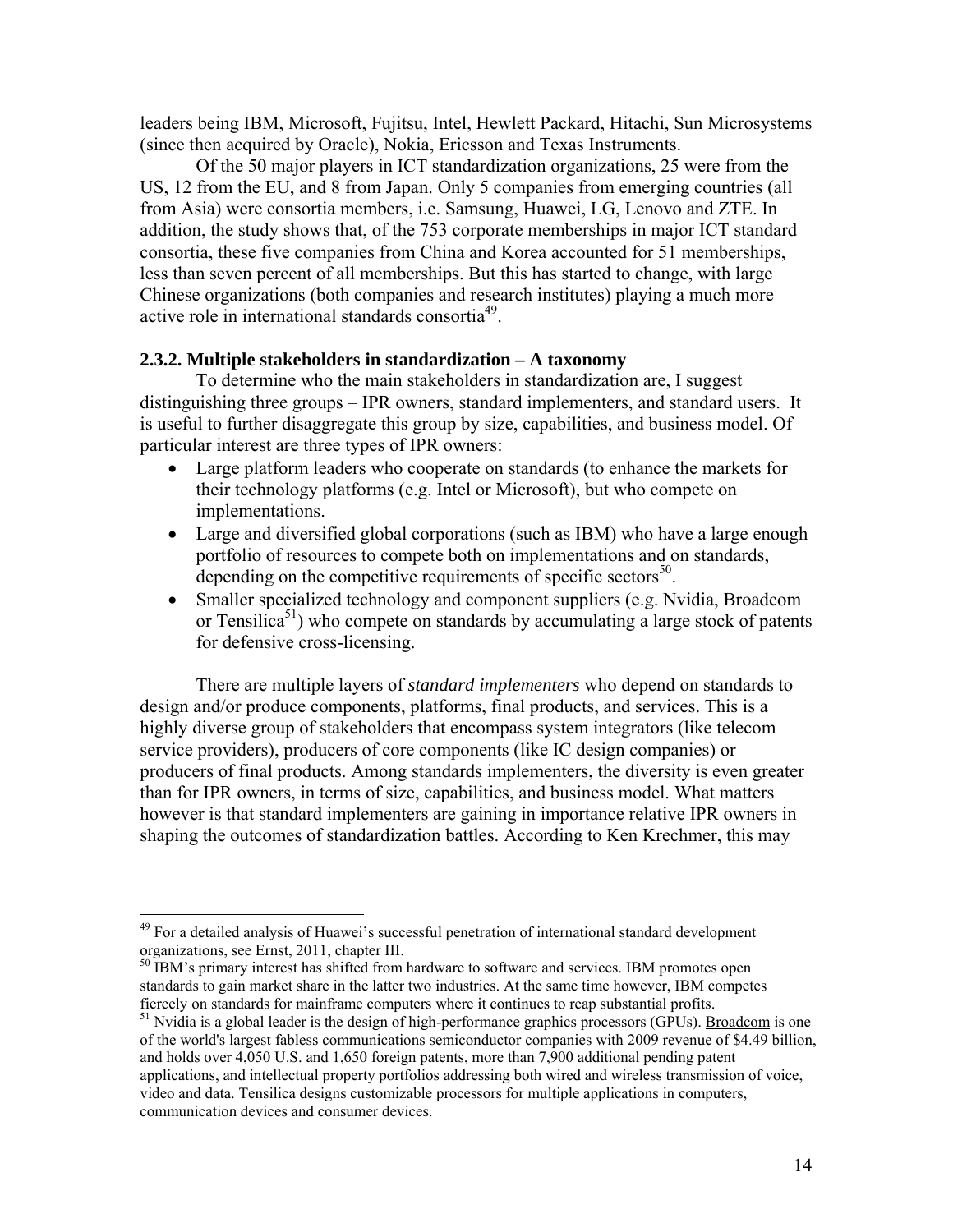leaders being IBM, Microsoft, Fujitsu, Intel, Hewlett Packard, Hitachi, Sun Microsystems (since then acquired by Oracle), Nokia, Ericsson and Texas Instruments.

Of the 50 major players in ICT standardization organizations, 25 were from the US, 12 from the EU, and 8 from Japan. Only 5 companies from emerging countries (all from Asia) were consortia members, i.e. Samsung, Huawei, LG, Lenovo and ZTE. In addition, the study shows that, of the 753 corporate memberships in major ICT standard consortia, these five companies from China and Korea accounted for 51 memberships, less than seven percent of all memberships. But this has started to change, with large Chinese organizations (both companies and research institutes) playing a much more active role in international standards consortia[49].

### 2.3.2. Multiple stakeholders in standardization – A taxonomy

To determine who the main stakeholders in standardization are, I suggest distinguishing three groups – IPR owners, standard implementers, and standard users. It is useful to further disaggregate this group by size, capabilities, and business model. Of particular interest are three types of IPR owners:

- Large platform leaders who cooperate on standards (to enhance the markets for their technology platforms (e.g. Intel or Microsoft), but who compete on implementations.
- Large and diversified global corporations (such as IBM) who have a large enough portfolio of resources to compete both on implementations and on standards, depending on the competitive requirements of specific sectors[50].
- Smaller specialized technology and component suppliers (e.g. Nvidia, Broadcom or Tensilica[51]) who compete on standards by accumulating a large stock of patents for defensive cross-licensing.

There are multiple layers of *standard implementers* who depend on standards to design and/or produce components, platforms, final products, and services. This is a highly diverse group of stakeholders that encompass system integrators (like telecom service providers), producers of core components (like IC design companies) or producers of final products. Among standards implementers, the diversity is even greater than for IPR owners, in terms of size, capabilities, and business model. What matters however is that standard implementers are gaining in importance relative IPR owners in shaping the outcomes of standardization battles. According to Ken Krechmer, this may

---

[49] For a detailed analysis of Huawei's successful penetration of international standard development organizations, see Ernst, 2011, chapter III.

[50] IBM's primary interest has shifted from hardware to software and services. IBM promotes open standards to gain market share in the latter two industries. At the same time however, IBM competes fiercely on standards for mainframe computers where it continues to reap substantial profits.

[51] Nvidia is a global leader is the design of high-performance graphics processors (GPUs). Broadcom is one of the world's largest fabless communications semiconductor companies with 2009 revenue of $4.49 billion, and holds over 4,050 U.S. and 1,650 foreign patents, more than 7,900 additional pending patent applications, and intellectual property portfolios addressing both wired and wireless transmission of voice, video and data. Tensilica designs customizable processors for multiple applications in computers, communication devices and consumer devices.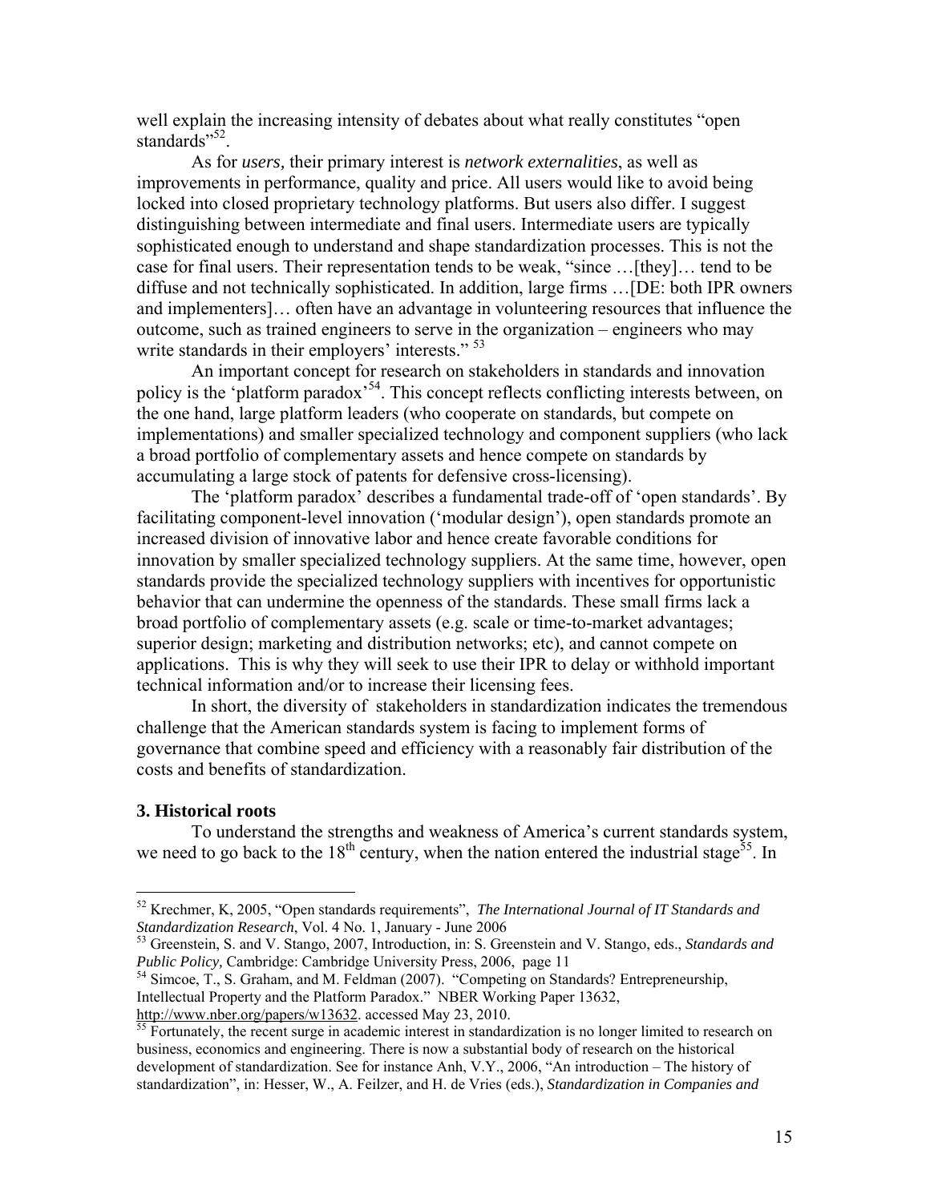well explain the increasing intensity of debates about what really constitutes "open standards"[52].

As for *users,* their primary interest is *network externalities*, as well as improvements in performance, quality and price. All users would like to avoid being locked into closed proprietary technology platforms. But users also differ. I suggest distinguishing between intermediate and final users. Intermediate users are typically sophisticated enough to understand and shape standardization processes. This is not the case for final users. Their representation tends to be weak, "since …[they]… tend to be diffuse and not technically sophisticated. In addition, large firms …[DE: both IPR owners and implementers]… often have an advantage in volunteering resources that influence the outcome, such as trained engineers to serve in the organization – engineers who may write standards in their employers' interests." [53]

An important concept for research on stakeholders in standards and innovation policy is the 'platform paradox'[54]. This concept reflects conflicting interests between, on the one hand, large platform leaders (who cooperate on standards, but compete on implementations) and smaller specialized technology and component suppliers (who lack a broad portfolio of complementary assets and hence compete on standards by accumulating a large stock of patents for defensive cross-licensing).

The 'platform paradox' describes a fundamental trade-off of 'open standards'. By facilitating component-level innovation ('modular design'), open standards promote an increased division of innovative labor and hence create favorable conditions for innovation by smaller specialized technology suppliers. At the same time, however, open standards provide the specialized technology suppliers with incentives for opportunistic behavior that can undermine the openness of the standards. These small firms lack a broad portfolio of complementary assets (e.g. scale or time-to-market advantages; superior design; marketing and distribution networks; etc), and cannot compete on applications. This is why they will seek to use their IPR to delay or withhold important technical information and/or to increase their licensing fees.

In short, the diversity of stakeholders in standardization indicates the tremendous challenge that the American standards system is facing to implement forms of governance that combine speed and efficiency with a reasonably fair distribution of the costs and benefits of standardization.

### 3. Historical roots

To understand the strengths and weakness of America's current standards system, we need to go back to the 18th century, when the nation entered the industrial stage[55]. In

---

[52] Krechmer, K, 2005, "Open standards requirements", *The International Journal of IT Standards and Standardization Research*, Vol. 4 No. 1, January - June 2006

[53] Greenstein, S. and V. Stango, 2007, Introduction, in: S. Greenstein and V. Stango, eds., *Standards and Public Policy,* Cambridge: Cambridge University Press, 2006, page 11

[54] Simcoe, T., S. Graham, and M. Feldman (2007). "Competing on Standards? Entrepreneurship, Intellectual Property and the Platform Paradox." NBER Working Paper 13632, http://www.nber.org/papers/w13632. accessed May 23, 2010.

[55] Fortunately, the recent surge in academic interest in standardization is no longer limited to research on business, economics and engineering. There is now a substantial body of research on the historical development of standardization. See for instance Anh, V.Y., 2006, "An introduction – The history of standardization", in: Hesser, W., A. Feilzer, and H. de Vries (eds.), *Standardization in Companies and*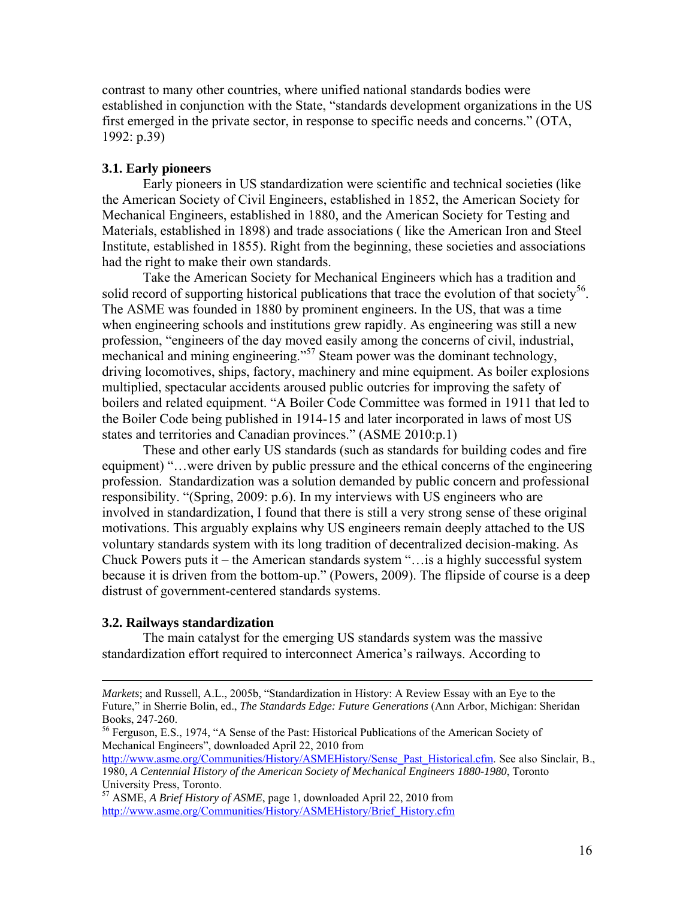contrast to many other countries, where unified national standards bodies were established in conjunction with the State, "standards development organizations in the US first emerged in the private sector, in response to specific needs and concerns." (OTA, 1992: p.39)

### 3.1. Early pioneers

Early pioneers in US standardization were scientific and technical societies (like the American Society of Civil Engineers, established in 1852, the American Society for Mechanical Engineers, established in 1880, and the American Society for Testing and Materials, established in 1898) and trade associations ( like the American Iron and Steel Institute, established in 1855). Right from the beginning, these societies and associations had the right to make their own standards.

Take the American Society for Mechanical Engineers which has a tradition and solid record of supporting historical publications that trace the evolution of that society[56]. The ASME was founded in 1880 by prominent engineers. In the US, that was a time when engineering schools and institutions grew rapidly. As engineering was still a new profession, "engineers of the day moved easily among the concerns of civil, industrial, mechanical and mining engineering."[57] Steam power was the dominant technology, driving locomotives, ships, factory, machinery and mine equipment. As boiler explosions multiplied, spectacular accidents aroused public outcries for improving the safety of boilers and related equipment. "A Boiler Code Committee was formed in 1911 that led to the Boiler Code being published in 1914-15 and later incorporated in laws of most US states and territories and Canadian provinces." (ASME 2010:p.1)

These and other early US standards (such as standards for building codes and fire equipment) "…were driven by public pressure and the ethical concerns of the engineering profession. Standardization was a solution demanded by public concern and professional responsibility. "(Spring, 2009: p.6). In my interviews with US engineers who are involved in standardization, I found that there is still a very strong sense of these original motivations. This arguably explains why US engineers remain deeply attached to the US voluntary standards system with its long tradition of decentralized decision-making. As Chuck Powers puts it – the American standards system "…is a highly successful system because it is driven from the bottom-up." (Powers, 2009). The flipside of course is a deep distrust of government-centered standards systems.

### 3.2. Railways standardization

The main catalyst for the emerging US standards system was the massive standardization effort required to interconnect America's railways. According to

---

*Markets*; and Russell, A.L., 2005b, "Standardization in History: A Review Essay with an Eye to the Future," in Sherrie Bolin, ed., *The Standards Edge: Future Generations* (Ann Arbor, Michigan: Sheridan Books, 247-260.

[56] Ferguson, E.S., 1974, "A Sense of the Past: Historical Publications of the American Society of Mechanical Engineers", downloaded April 22, 2010 from http://www.asme.org/Communities/History/ASMEHistory/Sense_Past_Historical.cfm. See also Sinclair, B., 1980, *A Centennial History of the American Society of Mechanical Engineers 1880-1980*, Toronto University Press, Toronto.

[57] ASME, *A Brief History of ASME*, page 1, downloaded April 22, 2010 from http://www.asme.org/Communities/History/ASMEHistory/Brief_History.cfm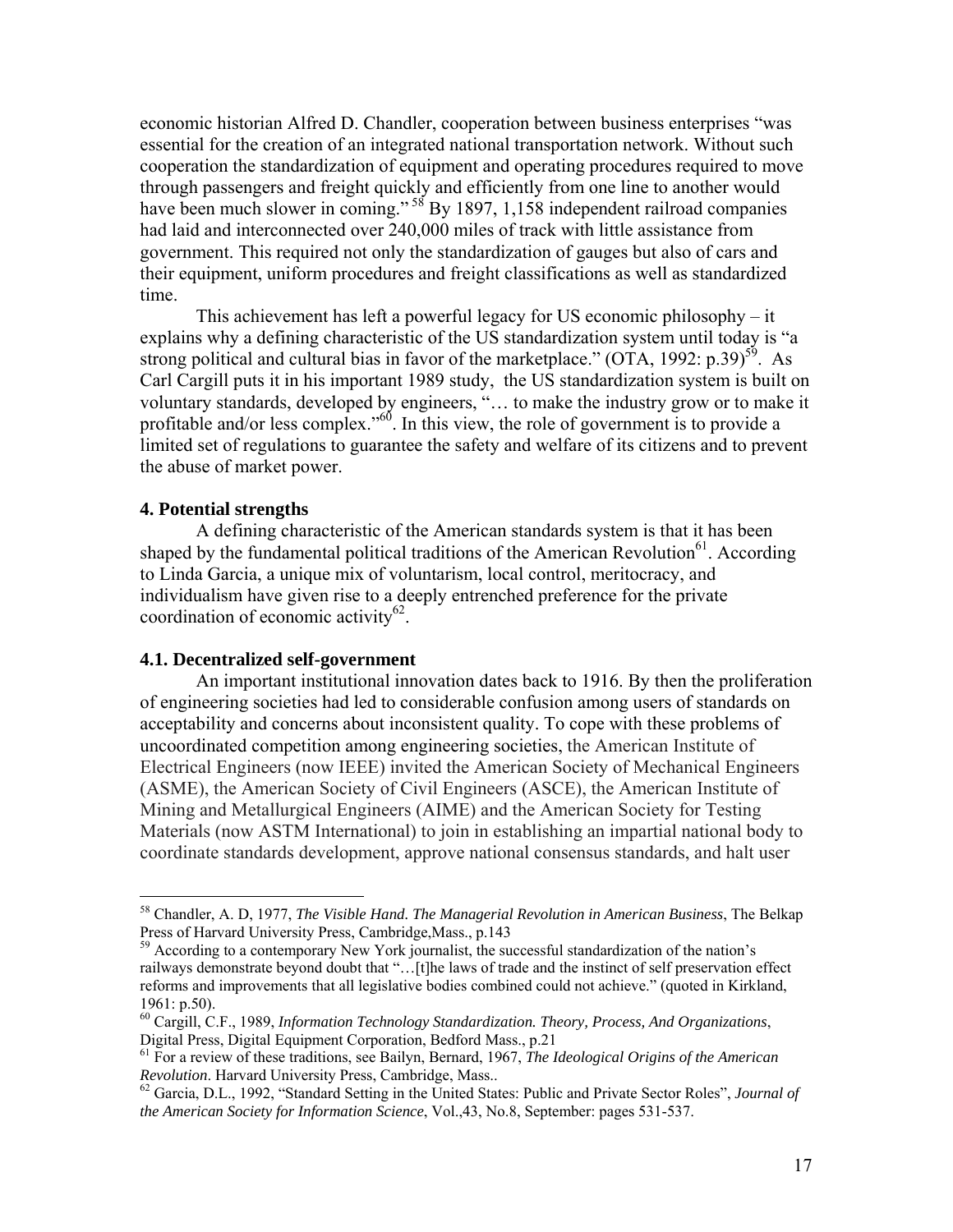economic historian Alfred D. Chandler, cooperation between business enterprises "was essential for the creation of an integrated national transportation network. Without such cooperation the standardization of equipment and operating procedures required to move through passengers and freight quickly and efficiently from one line to another would have been much slower in coming." [58] By 1897, 1,158 independent railroad companies had laid and interconnected over 240,000 miles of track with little assistance from government. This required not only the standardization of gauges but also of cars and their equipment, uniform procedures and freight classifications as well as standardized time.

This achievement has left a powerful legacy for US economic philosophy – it explains why a defining characteristic of the US standardization system until today is "a strong political and cultural bias in favor of the marketplace." (OTA, 1992: p.39)[59]. As Carl Cargill puts it in his important 1989 study, the US standardization system is built on voluntary standards, developed by engineers, "… to make the industry grow or to make it profitable and/or less complex."[60]. In this view, the role of government is to provide a limited set of regulations to guarantee the safety and welfare of its citizens and to prevent the abuse of market power.

### 4. Potential strengths

A defining characteristic of the American standards system is that it has been shaped by the fundamental political traditions of the American Revolution[61]. According to Linda Garcia, a unique mix of voluntarism, local control, meritocracy, and individualism have given rise to a deeply entrenched preference for the private coordination of economic activity[62].

#### 4.1. Decentralized self-government

An important institutional innovation dates back to 1916. By then the proliferation of engineering societies had led to considerable confusion among users of standards on acceptability and concerns about inconsistent quality. To cope with these problems of uncoordinated competition among engineering societies, the American Institute of Electrical Engineers (now IEEE) invited the American Society of Mechanical Engineers (ASME), the American Society of Civil Engineers (ASCE), the American Institute of Mining and Metallurgical Engineers (AIME) and the American Society for Testing Materials (now ASTM International) to join in establishing an impartial national body to coordinate standards development, approve national consensus standards, and halt user

---

[58] Chandler, A. D, 1977, *The Visible Hand. The Managerial Revolution in American Business*, The Belkap Press of Harvard University Press, Cambridge,Mass., p.143

[59] According to a contemporary New York journalist, the successful standardization of the nation's railways demonstrate beyond doubt that "…[t]he laws of trade and the instinct of self preservation effect reforms and improvements that all legislative bodies combined could not achieve." (quoted in Kirkland, 1961: p.50).

[60] Cargill, C.F., 1989, *Information Technology Standardization. Theory, Process, And Organizations*, Digital Press, Digital Equipment Corporation, Bedford Mass., p.21

[61] For a review of these traditions, see Bailyn, Bernard, 1967, *The Ideological Origins of the American Revolution*. Harvard University Press, Cambridge, Mass..

[62] Garcia, D.L., 1992, "Standard Setting in the United States: Public and Private Sector Roles", *Journal of the American Society for Information Science*, Vol.,43, No.8, September: pages 531-537.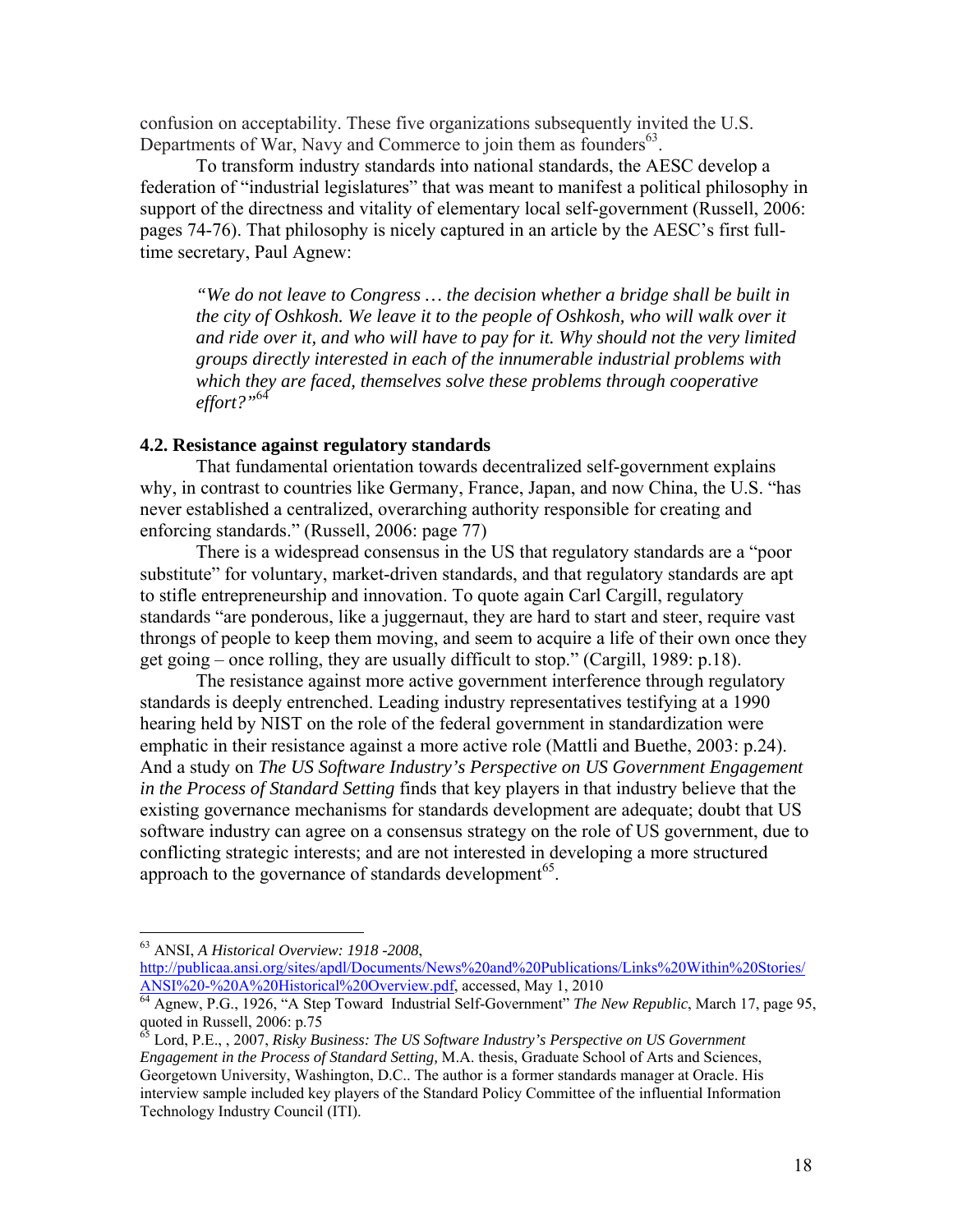confusion on acceptability. These five organizations subsequently invited the U.S. Departments of War, Navy and Commerce to join them as founders[63].

To transform industry standards into national standards, the AESC develop a federation of "industrial legislatures" that was meant to manifest a political philosophy in support of the directness and vitality of elementary local self-government (Russell, 2006: pages 74-76). That philosophy is nicely captured in an article by the AESC's first full-time secretary, Paul Agnew:

> *"We do not leave to Congress … the decision whether a bridge shall be built in the city of Oshkosh. We leave it to the people of Oshkosh, who will walk over it and ride over it, and who will have to pay for it. Why should not the very limited groups directly interested in each of the innumerable industrial problems with which they are faced, themselves solve these problems through cooperative effort?"*[64]

### 4.2. Resistance against regulatory standards

That fundamental orientation towards decentralized self-government explains why, in contrast to countries like Germany, France, Japan, and now China, the U.S. "has never established a centralized, overarching authority responsible for creating and enforcing standards." (Russell, 2006: page 77)

There is a widespread consensus in the US that regulatory standards are a "poor substitute" for voluntary, market-driven standards, and that regulatory standards are apt to stifle entrepreneurship and innovation. To quote again Carl Cargill, regulatory standards "are ponderous, like a juggernaut, they are hard to start and steer, require vast throngs of people to keep them moving, and seem to acquire a life of their own once they get going – once rolling, they are usually difficult to stop." (Cargill, 1989: p.18).

The resistance against more active government interference through regulatory standards is deeply entrenched. Leading industry representatives testifying at a 1990 hearing held by NIST on the role of the federal government in standardization were emphatic in their resistance against a more active role (Mattli and Buethe, 2003: p.24). And a study on *The US Software Industry's Perspective on US Government Engagement in the Process of Standard Setting* finds that key players in that industry believe that the existing governance mechanisms for standards development are adequate; doubt that US software industry can agree on a consensus strategy on the role of US government, due to conflicting strategic interests; and are not interested in developing a more structured approach to the governance of standards development[65].

---

[63] ANSI, *A Historical Overview: 1918 -2008*, http://publicaa.ansi.org/sites/apdl/Documents/News%20and%20Publications/Links%20Within%20Stories/ANSI%20-%20A%20Historical%20Overview.pdf, accessed, May 1, 2010

[64] Agnew, P.G., 1926, "A Step Toward Industrial Self-Government" *The New Republic*, March 17, page 95, quoted in Russell, 2006: p.75

[65] Lord, P.E., , 2007, *Risky Business: The US Software Industry's Perspective on US Government Engagement in the Process of Standard Setting,* M.A. thesis, Graduate School of Arts and Sciences, Georgetown University, Washington, D.C.. The author is a former standards manager at Oracle. His interview sample included key players of the Standard Policy Committee of the influential Information Technology Industry Council (ITI).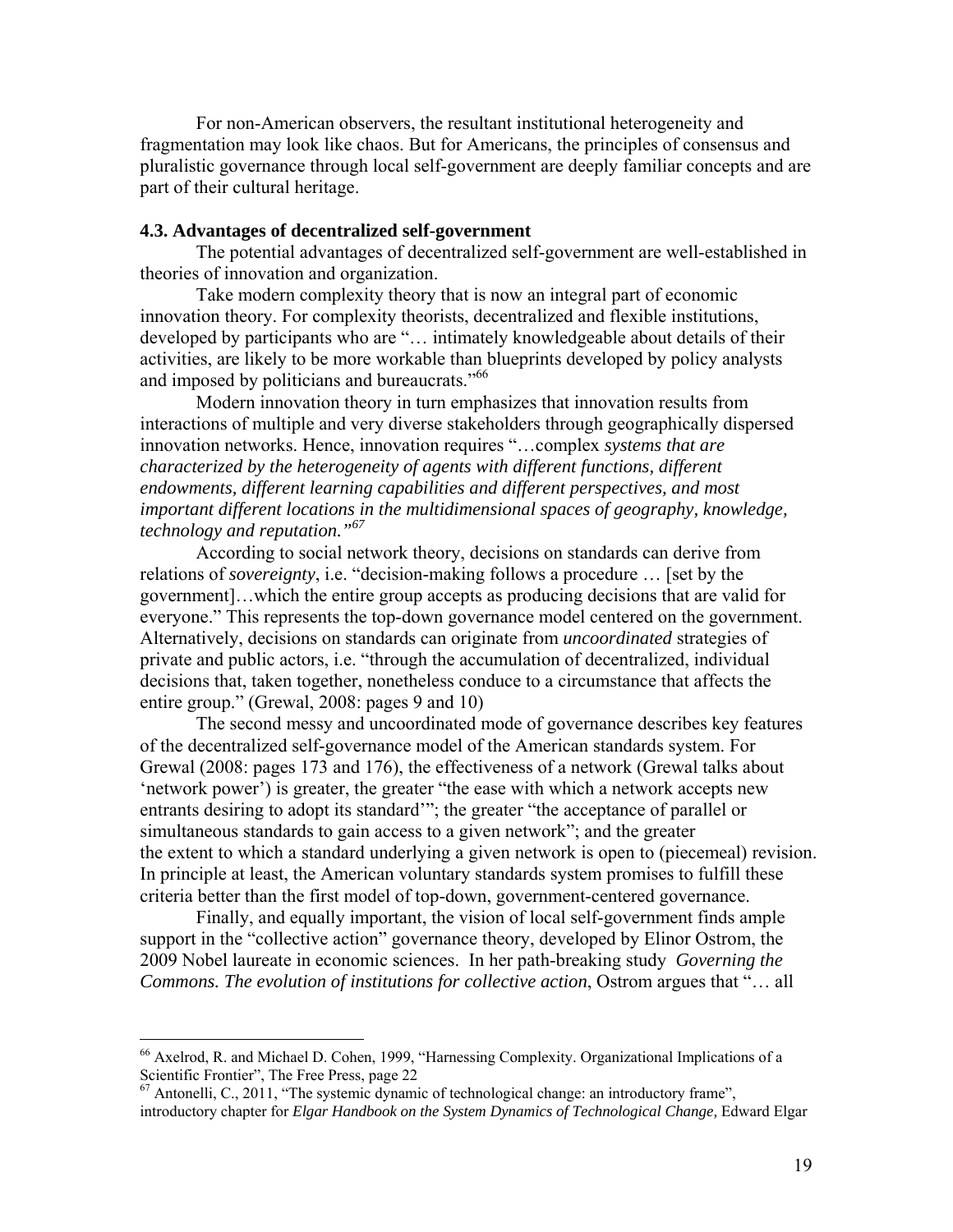For non-American observers, the resultant institutional heterogeneity and fragmentation may look like chaos. But for Americans, the principles of consensus and pluralistic governance through local self-government are deeply familiar concepts and are part of their cultural heritage.

### 4.3. Advantages of decentralized self-government

The potential advantages of decentralized self-government are well-established in theories of innovation and organization.

Take modern complexity theory that is now an integral part of economic innovation theory. For complexity theorists, decentralized and flexible institutions, developed by participants who are "… intimately knowledgeable about details of their activities, are likely to be more workable than blueprints developed by policy analysts and imposed by politicians and bureaucrats."[66]

Modern innovation theory in turn emphasizes that innovation results from interactions of multiple and very diverse stakeholders through geographically dispersed innovation networks. Hence, innovation requires "…complex *systems that are characterized by the heterogeneity of agents with different functions, different endowments, different learning capabilities and different perspectives, and most important different locations in the multidimensional spaces of geography, knowledge, technology and reputation."*[67]

According to social network theory, decisions on standards can derive from relations of *sovereignty*, i.e. "decision-making follows a procedure … [set by the government]…which the entire group accepts as producing decisions that are valid for everyone." This represents the top-down governance model centered on the government. Alternatively, decisions on standards can originate from *uncoordinated* strategies of private and public actors, i.e. "through the accumulation of decentralized, individual decisions that, taken together, nonetheless conduce to a circumstance that affects the entire group." (Grewal, 2008: pages 9 and 10)

The second messy and uncoordinated mode of governance describes key features of the decentralized self-governance model of the American standards system. For Grewal (2008: pages 173 and 176), the effectiveness of a network (Grewal talks about 'network power') is greater, the greater "the ease with which a network accepts new entrants desiring to adopt its standard'"; the greater "the acceptance of parallel or simultaneous standards to gain access to a given network"; and the greater the extent to which a standard underlying a given network is open to (piecemeal) revision. In principle at least, the American voluntary standards system promises to fulfill these criteria better than the first model of top-down, government-centered governance.

Finally, and equally important, the vision of local self-government finds ample support in the "collective action" governance theory, developed by Elinor Ostrom, the 2009 Nobel laureate in economic sciences. In her path-breaking study *Governing the Commons. The evolution of institutions for collective action*, Ostrom argues that "… all

---

[66] Axelrod, R. and Michael D. Cohen, 1999, "Harnessing Complexity. Organizational Implications of a Scientific Frontier", The Free Press, page 22

[67] Antonelli, C., 2011, "The systemic dynamic of technological change: an introductory frame", introductory chapter for *Elgar Handbook on the System Dynamics of Technological Change,* Edward Elgar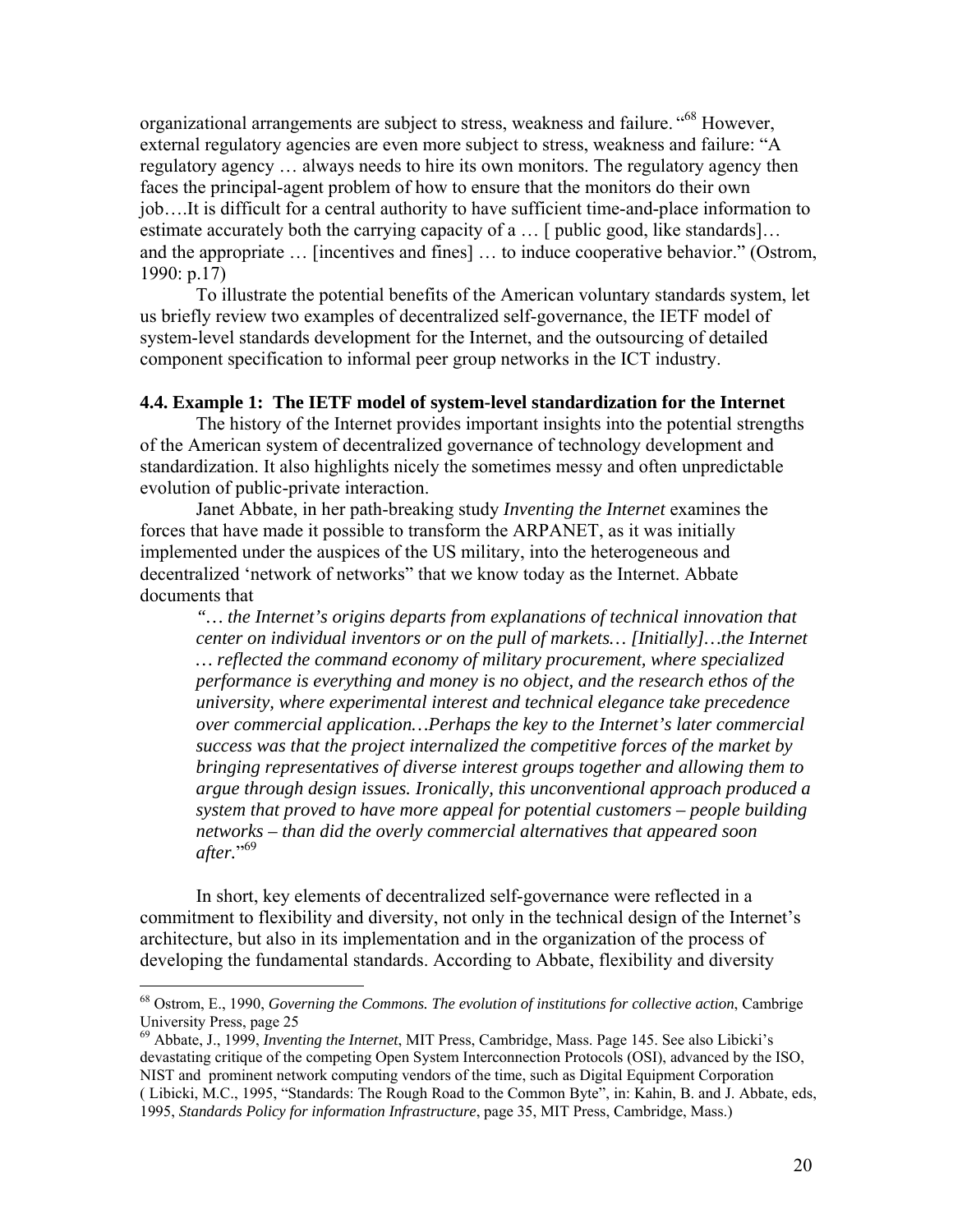organizational arrangements are subject to stress, weakness and failure. "[68] However, external regulatory agencies are even more subject to stress, weakness and failure: "A regulatory agency … always needs to hire its own monitors. The regulatory agency then faces the principal-agent problem of how to ensure that the monitors do their own job….It is difficult for a central authority to have sufficient time-and-place information to estimate accurately both the carrying capacity of a … [ public good, like standards]… and the appropriate … [incentives and fines] … to induce cooperative behavior." (Ostrom, 1990: p.17)

To illustrate the potential benefits of the American voluntary standards system, let us briefly review two examples of decentralized self-governance, the IETF model of system-level standards development for the Internet, and the outsourcing of detailed component specification to informal peer group networks in the ICT industry.

### 4.4. Example 1: The IETF model of system-level standardization for the Internet

The history of the Internet provides important insights into the potential strengths of the American system of decentralized governance of technology development and standardization. It also highlights nicely the sometimes messy and often unpredictable evolution of public-private interaction.

Janet Abbate, in her path-breaking study *Inventing the Internet* examines the forces that have made it possible to transform the ARPANET, as it was initially implemented under the auspices of the US military, into the heterogeneous and decentralized 'network of networks" that we know today as the Internet. Abbate documents that

> *"… the Internet's origins departs from explanations of technical innovation that center on individual inventors or on the pull of markets… [Initially]…the Internet … reflected the command economy of military procurement, where specialized performance is everything and money is no object, and the research ethos of the university, where experimental interest and technical elegance take precedence over commercial application…Perhaps the key to the Internet's later commercial success was that the project internalized the competitive forces of the market by bringing representatives of diverse interest groups together and allowing them to argue through design issues. Ironically, this unconventional approach produced a system that proved to have more appeal for potential customers – people building networks – than did the overly commercial alternatives that appeared soon after.*"[69]

In short, key elements of decentralized self-governance were reflected in a commitment to flexibility and diversity, not only in the technical design of the Internet's architecture, but also in its implementation and in the organization of the process of developing the fundamental standards. According to Abbate, flexibility and diversity

---

[68] Ostrom, E., 1990, *Governing the Commons. The evolution of institutions for collective action*, Cambrige University Press, page 25

[69] Abbate, J., 1999, *Inventing the Internet*, MIT Press, Cambridge, Mass. Page 145. See also Libicki's devastating critique of the competing Open System Interconnection Protocols (OSI), advanced by the ISO, NIST and prominent network computing vendors of the time, such as Digital Equipment Corporation ( Libicki, M.C., 1995, "Standards: The Rough Road to the Common Byte", in: Kahin, B. and J. Abbate, eds, 1995, *Standards Policy for information Infrastructure*, page 35, MIT Press, Cambridge, Mass.)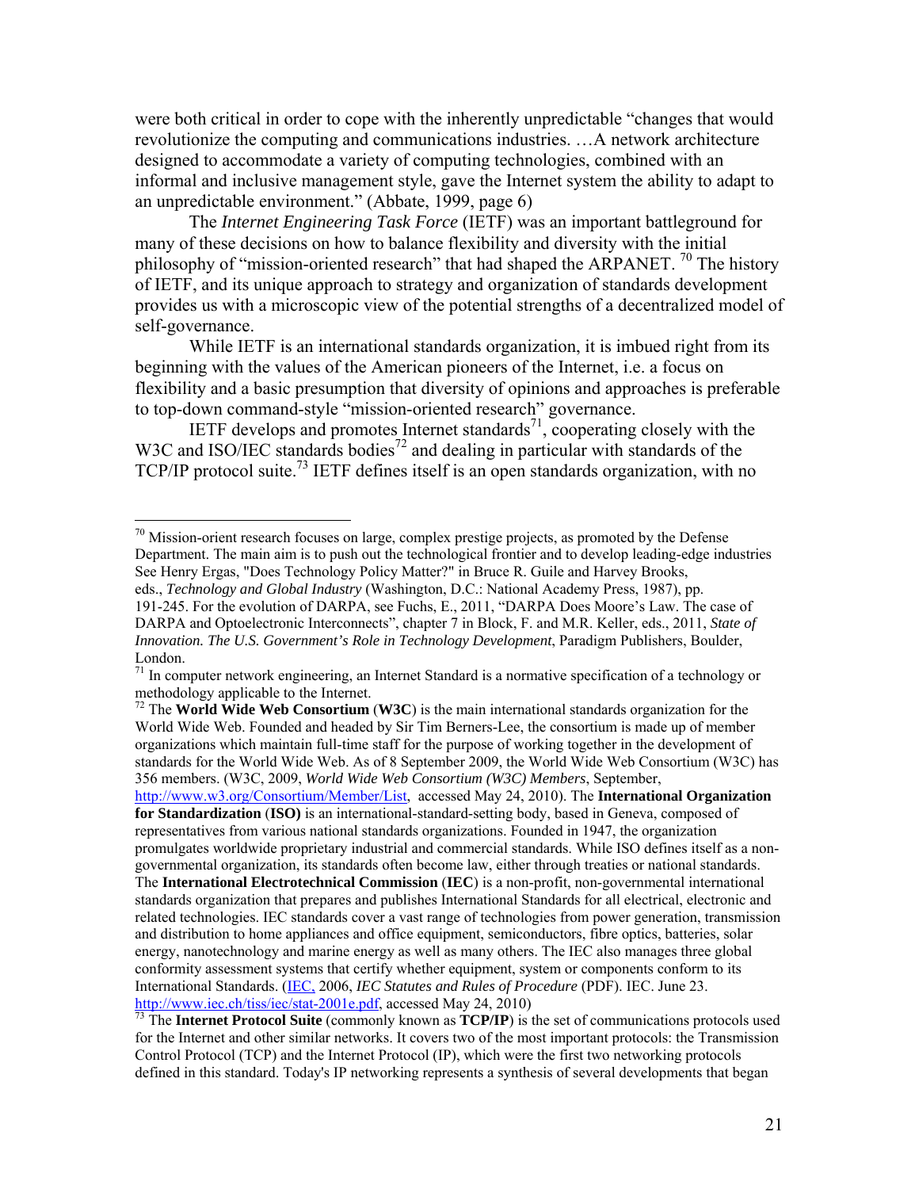were both critical in order to cope with the inherently unpredictable "changes that would revolutionize the computing and communications industries. …A network architecture designed to accommodate a variety of computing technologies, combined with an informal and inclusive management style, gave the Internet system the ability to adapt to an unpredictable environment." (Abbate, 1999, page 6)

The *Internet Engineering Task Force* (IETF) was an important battleground for many of these decisions on how to balance flexibility and diversity with the initial philosophy of "mission-oriented research" that had shaped the ARPANET. [70] The history of IETF, and its unique approach to strategy and organization of standards development provides us with a microscopic view of the potential strengths of a decentralized model of self-governance.

While IETF is an international standards organization, it is imbued right from its beginning with the values of the American pioneers of the Internet, i.e. a focus on flexibility and a basic presumption that diversity of opinions and approaches is preferable to top-down command-style "mission-oriented research" governance.

IETF develops and promotes Internet standards[71], cooperating closely with the W3C and ISO/IEC standards bodies[72] and dealing in particular with standards of the TCP/IP protocol suite.[73] IETF defines itself is an open standards organization, with no

---

[70] Mission-orient research focuses on large, complex prestige projects, as promoted by the Defense Department. The main aim is to push out the technological frontier and to develop leading-edge industries See Henry Ergas, "Does Technology Policy Matter?" in Bruce R. Guile and Harvey Brooks, eds., *Technology and Global Industry* (Washington, D.C.: National Academy Press, 1987), pp. 191-245. For the evolution of DARPA, see Fuchs, E., 2011, "DARPA Does Moore's Law. The case of DARPA and Optoelectronic Interconnects", chapter 7 in Block, F. and M.R. Keller, eds., 2011, *State of Innovation. The U.S. Government's Role in Technology Development*, Paradigm Publishers, Boulder, London.

[71] In computer network engineering, an Internet Standard is a normative specification of a technology or methodology applicable to the Internet.

[72] The **World Wide Web Consortium** (**W3C**) is the main international standards organization for the World Wide Web. Founded and headed by Sir Tim Berners-Lee, the consortium is made up of member organizations which maintain full-time staff for the purpose of working together in the development of standards for the World Wide Web. As of 8 September 2009, the World Wide Web Consortium (W3C) has 356 members. (W3C, 2009, *World Wide Web Consortium (W3C) Members*, September, http://www.w3.org/Consortium/Member/List, accessed May 24, 2010). The **International Organization for Standardization** (**ISO)** is an international-standard-setting body, based in Geneva, composed of representatives from various national standards organizations. Founded in 1947, the organization promulgates worldwide proprietary industrial and commercial standards. While ISO defines itself as a non-governmental organization, its standards often become law, either through treaties or national standards. The **International Electrotechnical Commission** (**IEC**) is a non-profit, non-governmental international standards organization that prepares and publishes International Standards for all electrical, electronic and related technologies. IEC standards cover a vast range of technologies from power generation, transmission and distribution to home appliances and office equipment, semiconductors, fibre optics, batteries, solar energy, nanotechnology and marine energy as well as many others. The IEC also manages three global conformity assessment systems that certify whether equipment, system or components conform to its International Standards. (IEC, 2006, *IEC Statutes and Rules of Procedure* (PDF). IEC. June 23. http://www.iec.ch/tiss/iec/stat-2001e.pdf, accessed May 24, 2010)

[73] The **Internet Protocol Suite** (commonly known as **TCP/IP**) is the set of communications protocols used for the Internet and other similar networks. It covers two of the most important protocols: the Transmission Control Protocol (TCP) and the Internet Protocol (IP), which were the first two networking protocols defined in this standard. Today's IP networking represents a synthesis of several developments that began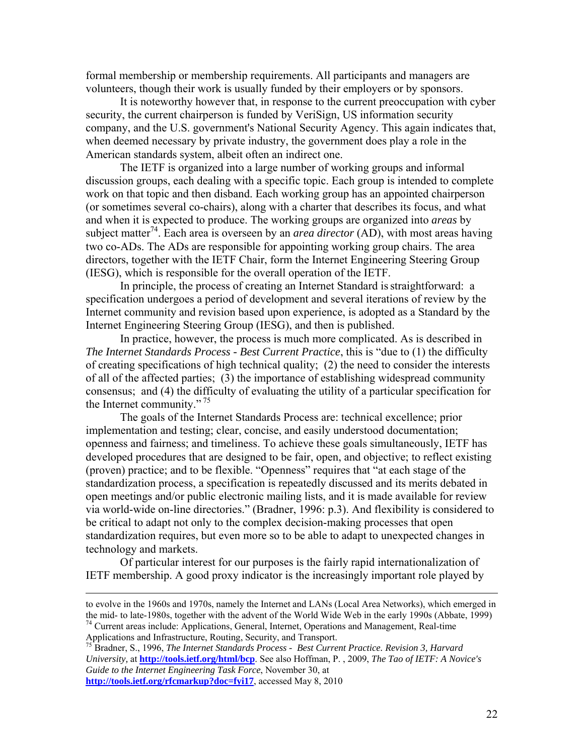formal membership or membership requirements. All participants and managers are volunteers, though their work is usually funded by their employers or by sponsors.

It is noteworthy however that, in response to the current preoccupation with cyber security, the current chairperson is funded by VeriSign, US information security company, and the U.S. government's National Security Agency. This again indicates that, when deemed necessary by private industry, the government does play a role in the American standards system, albeit often an indirect one.

The IETF is organized into a large number of working groups and informal discussion groups, each dealing with a specific topic. Each group is intended to complete work on that topic and then disband. Each working group has an appointed chairperson (or sometimes several co-chairs), along with a charter that describes its focus, and what and when it is expected to produce. The working groups are organized into *areas* by subject matter[74]. Each area is overseen by an *area director* (AD), with most areas having two co-ADs. The ADs are responsible for appointing working group chairs. The area directors, together with the IETF Chair, form the Internet Engineering Steering Group (IESG), which is responsible for the overall operation of the IETF.

In principle, the process of creating an Internet Standard is straightforward: a specification undergoes a period of development and several iterations of review by the Internet community and revision based upon experience, is adopted as a Standard by the Internet Engineering Steering Group (IESG), and then is published.

In practice, however, the process is much more complicated. As is described in *The Internet Standards Process - Best Current Practice*, this is "due to (1) the difficulty of creating specifications of high technical quality; (2) the need to consider the interests of all of the affected parties; (3) the importance of establishing widespread community consensus; and (4) the difficulty of evaluating the utility of a particular specification for the Internet community." [75]

The goals of the Internet Standards Process are: technical excellence; prior implementation and testing; clear, concise, and easily understood documentation; openness and fairness; and timeliness. To achieve these goals simultaneously, IETF has developed procedures that are designed to be fair, open, and objective; to reflect existing (proven) practice; and to be flexible. "Openness" requires that "at each stage of the standardization process, a specification is repeatedly discussed and its merits debated in open meetings and/or public electronic mailing lists, and it is made available for review via world-wide on-line directories." (Bradner, 1996: p.3). And flexibility is considered to be critical to adapt not only to the complex decision-making processes that open standardization requires, but even more so to be able to adapt to unexpected changes in technology and markets.

Of particular interest for our purposes is the fairly rapid internationalization of IETF membership. A good proxy indicator is the increasingly important role played by

---

to evolve in the 1960s and 1970s, namely the Internet and LANs (Local Area Networks), which emerged in the mid- to late-1980s, together with the advent of the World Wide Web in the early 1990s (Abbate, 1999)

[74] Current areas include: Applications, General, Internet, Operations and Management, Real-time Applications and Infrastructure, Routing, Security, and Transport.

[75] Bradner, S., 1996, *The Internet Standards Process - Best Current Practice. Revision 3, Harvard University*, at **http://tools.ietf.org/html/bcp**. See also Hoffman, P. , 2009, *The Tao of IETF: A Novice's Guide to the Internet Engineering Task Force*, November 30, at **http://tools.ietf.org/rfcmarkup?doc=fyi17**, accessed May 8, 2010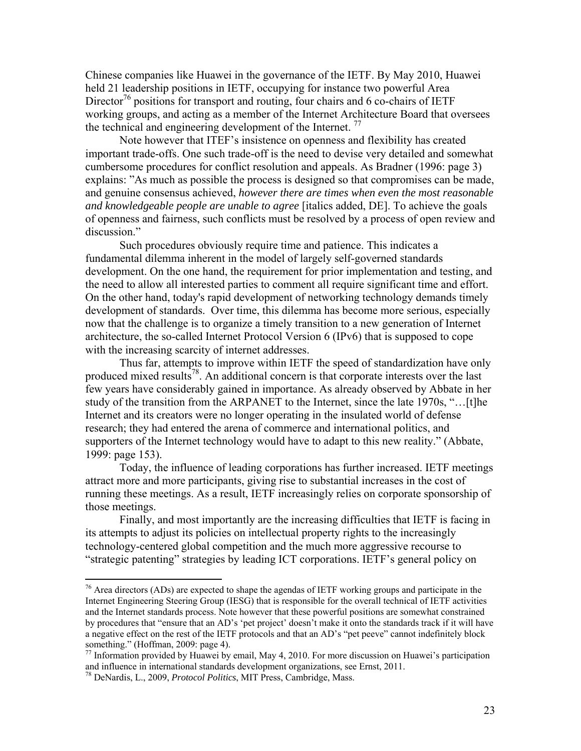Chinese companies like Huawei in the governance of the IETF. By May 2010, Huawei held 21 leadership positions in IETF, occupying for instance two powerful Area Director[76] positions for transport and routing, four chairs and 6 co-chairs of IETF working groups, and acting as a member of the Internet Architecture Board that oversees the technical and engineering development of the Internet. [77]

Note however that ITEF's insistence on openness and flexibility has created important trade-offs. One such trade-off is the need to devise very detailed and somewhat cumbersome procedures for conflict resolution and appeals. As Bradner (1996: page 3) explains: "As much as possible the process is designed so that compromises can be made, and genuine consensus achieved, *however there are times when even the most reasonable and knowledgeable people are unable to agree* [italics added, DE]. To achieve the goals of openness and fairness, such conflicts must be resolved by a process of open review and discussion."

Such procedures obviously require time and patience. This indicates a fundamental dilemma inherent in the model of largely self-governed standards development. On the one hand, the requirement for prior implementation and testing, and the need to allow all interested parties to comment all require significant time and effort. On the other hand, today's rapid development of networking technology demands timely development of standards. Over time, this dilemma has become more serious, especially now that the challenge is to organize a timely transition to a new generation of Internet architecture, the so-called Internet Protocol Version 6 (IPv6) that is supposed to cope with the increasing scarcity of internet addresses.

Thus far, attempts to improve within IETF the speed of standardization have only produced mixed results[78]. An additional concern is that corporate interests over the last few years have considerably gained in importance. As already observed by Abbate in her study of the transition from the ARPANET to the Internet, since the late 1970s, "…[t]he Internet and its creators were no longer operating in the insulated world of defense research; they had entered the arena of commerce and international politics, and supporters of the Internet technology would have to adapt to this new reality." (Abbate, 1999: page 153).

Today, the influence of leading corporations has further increased. IETF meetings attract more and more participants, giving rise to substantial increases in the cost of running these meetings. As a result, IETF increasingly relies on corporate sponsorship of those meetings.

Finally, and most importantly are the increasing difficulties that IETF is facing in its attempts to adjust its policies on intellectual property rights to the increasingly technology-centered global competition and the much more aggressive recourse to "strategic patenting" strategies by leading ICT corporations. IETF's general policy on

---

[76] Area directors (ADs) are expected to shape the agendas of IETF working groups and participate in the Internet Engineering Steering Group (IESG) that is responsible for the overall technical of IETF activities and the Internet standards process. Note however that these powerful positions are somewhat constrained by procedures that "ensure that an AD's 'pet project' doesn't make it onto the standards track if it will have a negative effect on the rest of the IETF protocols and that an AD's "pet peeve" cannot indefinitely block something." (Hoffman, 2009: page 4).

[77] Information provided by Huawei by email, May 4, 2010. For more discussion on Huawei's participation and influence in international standards development organizations, see Ernst, 2011.

[78] DeNardis, L., 2009, *Protocol Politics*, MIT Press, Cambridge, Mass.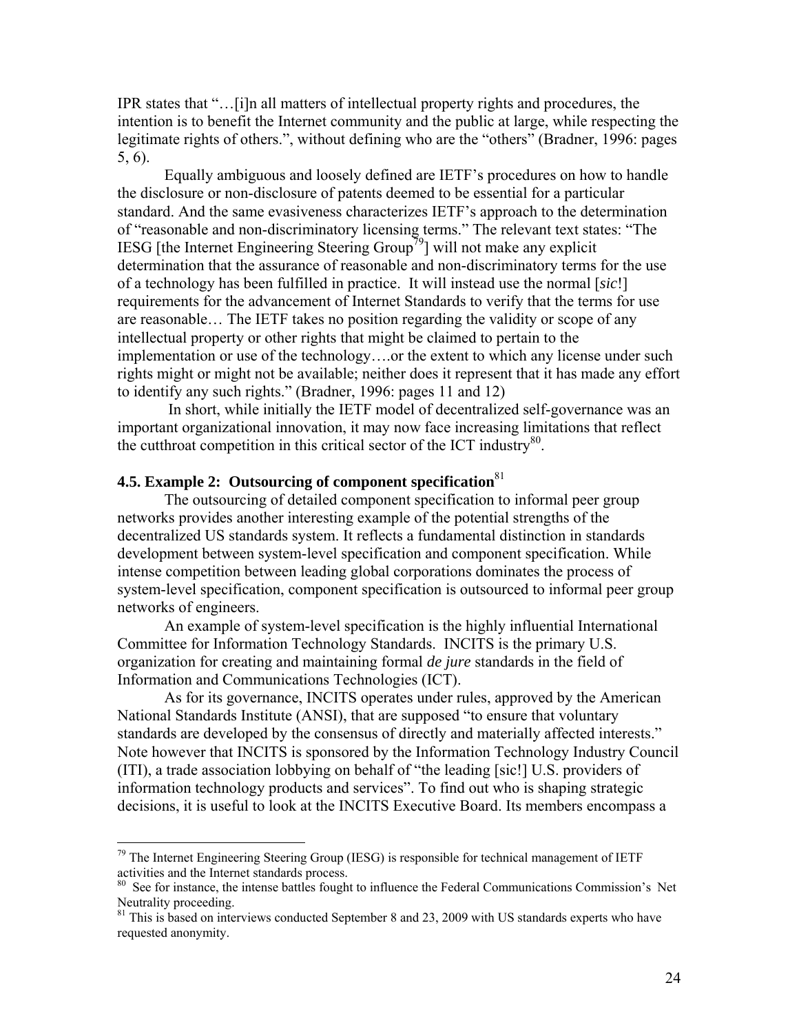IPR states that "…[i]n all matters of intellectual property rights and procedures, the intention is to benefit the Internet community and the public at large, while respecting the legitimate rights of others.", without defining who are the "others" (Bradner, 1996: pages 5, 6).

Equally ambiguous and loosely defined are IETF's procedures on how to handle the disclosure or non-disclosure of patents deemed to be essential for a particular standard. And the same evasiveness characterizes IETF's approach to the determination of "reasonable and non-discriminatory licensing terms." The relevant text states: "The IESG [the Internet Engineering Steering Group[79]] will not make any explicit determination that the assurance of reasonable and non-discriminatory terms for the use of a technology has been fulfilled in practice. It will instead use the normal [*sic*!] requirements for the advancement of Internet Standards to verify that the terms for use are reasonable… The IETF takes no position regarding the validity or scope of any intellectual property or other rights that might be claimed to pertain to the implementation or use of the technology….or the extent to which any license under such rights might or might not be available; neither does it represent that it has made any effort to identify any such rights." (Bradner, 1996: pages 11 and 12)

In short, while initially the IETF model of decentralized self-governance was an important organizational innovation, it may now face increasing limitations that reflect the cutthroat competition in this critical sector of the ICT industry[80].

### 4.5. Example 2: Outsourcing of component specification[81]

The outsourcing of detailed component specification to informal peer group networks provides another interesting example of the potential strengths of the decentralized US standards system. It reflects a fundamental distinction in standards development between system-level specification and component specification. While intense competition between leading global corporations dominates the process of system-level specification, component specification is outsourced to informal peer group networks of engineers.

An example of system-level specification is the highly influential International Committee for Information Technology Standards. INCITS is the primary U.S. organization for creating and maintaining formal *de jure* standards in the field of Information and Communications Technologies (ICT).

As for its governance, INCITS operates under rules, approved by the American National Standards Institute (ANSI), that are supposed "to ensure that voluntary standards are developed by the consensus of directly and materially affected interests." Note however that INCITS is sponsored by the Information Technology Industry Council (ITI), a trade association lobbying on behalf of "the leading [sic!] U.S. providers of information technology products and services". To find out who is shaping strategic decisions, it is useful to look at the INCITS Executive Board. Its members encompass a

---

[79] The Internet Engineering Steering Group (IESG) is responsible for technical management of IETF activities and the Internet standards process.

[80] See for instance, the intense battles fought to influence the Federal Communications Commission's Net Neutrality proceeding.

[81] This is based on interviews conducted September 8 and 23, 2009 with US standards experts who have requested anonymity.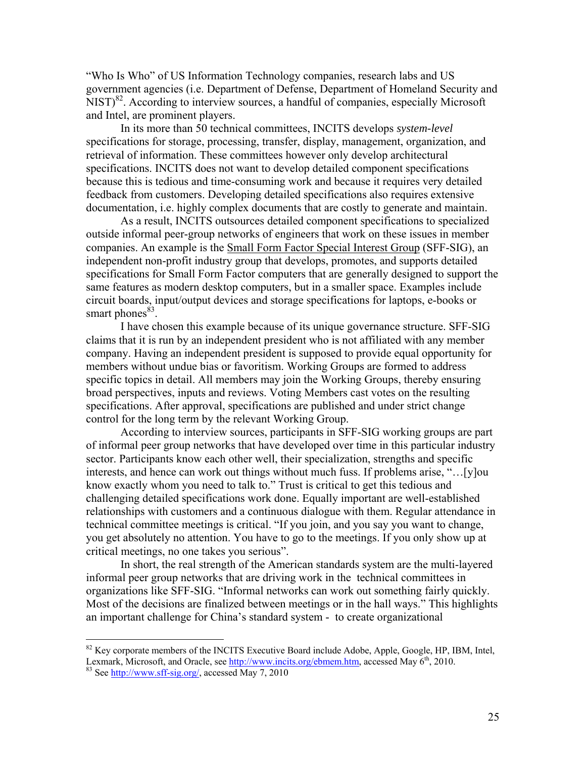"Who Is Who" of US Information Technology companies, research labs and US government agencies (i.e. Department of Defense, Department of Homeland Security and NIST)[82]. According to interview sources, a handful of companies, especially Microsoft and Intel, are prominent players.

In its more than 50 technical committees, INCITS develops *system-level* specifications for storage, processing, transfer, display, management, organization, and retrieval of information. These committees however only develop architectural specifications. INCITS does not want to develop detailed component specifications because this is tedious and time-consuming work and because it requires very detailed feedback from customers. Developing detailed specifications also requires extensive documentation, i.e. highly complex documents that are costly to generate and maintain.

As a result, INCITS outsources detailed component specifications to specialized outside informal peer-group networks of engineers that work on these issues in member companies. An example is the Small Form Factor Special Interest Group (SFF-SIG), an independent non-profit industry group that develops, promotes, and supports detailed specifications for Small Form Factor computers that are generally designed to support the same features as modern desktop computers, but in a smaller space. Examples include circuit boards, input/output devices and storage specifications for laptops, e-books or smart phones[83].

I have chosen this example because of its unique governance structure. SFF-SIG claims that it is run by an independent president who is not affiliated with any member company. Having an independent president is supposed to provide equal opportunity for members without undue bias or favoritism. Working Groups are formed to address specific topics in detail. All members may join the Working Groups, thereby ensuring broad perspectives, inputs and reviews. Voting Members cast votes on the resulting specifications. After approval, specifications are published and under strict change control for the long term by the relevant Working Group.

According to interview sources, participants in SFF-SIG working groups are part of informal peer group networks that have developed over time in this particular industry sector. Participants know each other well, their specialization, strengths and specific interests, and hence can work out things without much fuss. If problems arise, "…[y]ou know exactly whom you need to talk to." Trust is critical to get this tedious and challenging detailed specifications work done. Equally important are well-established relationships with customers and a continuous dialogue with them. Regular attendance in technical committee meetings is critical. "If you join, and you say you want to change, you get absolutely no attention. You have to go to the meetings. If you only show up at critical meetings, no one takes you serious".

In short, the real strength of the American standards system are the multi-layered informal peer group networks that are driving work in the technical committees in organizations like SFF-SIG. "Informal networks can work out something fairly quickly. Most of the decisions are finalized between meetings or in the hall ways." This highlights an important challenge for China's standard system - to create organizational

---

[82] Key corporate members of the INCITS Executive Board include Adobe, Apple, Google, HP, IBM, Intel, Lexmark, Microsoft, and Oracle, see http://www.incits.org/ebmem.htm, accessed May 6th, 2010.

[83] See http://www.sff-sig.org/, accessed May 7, 2010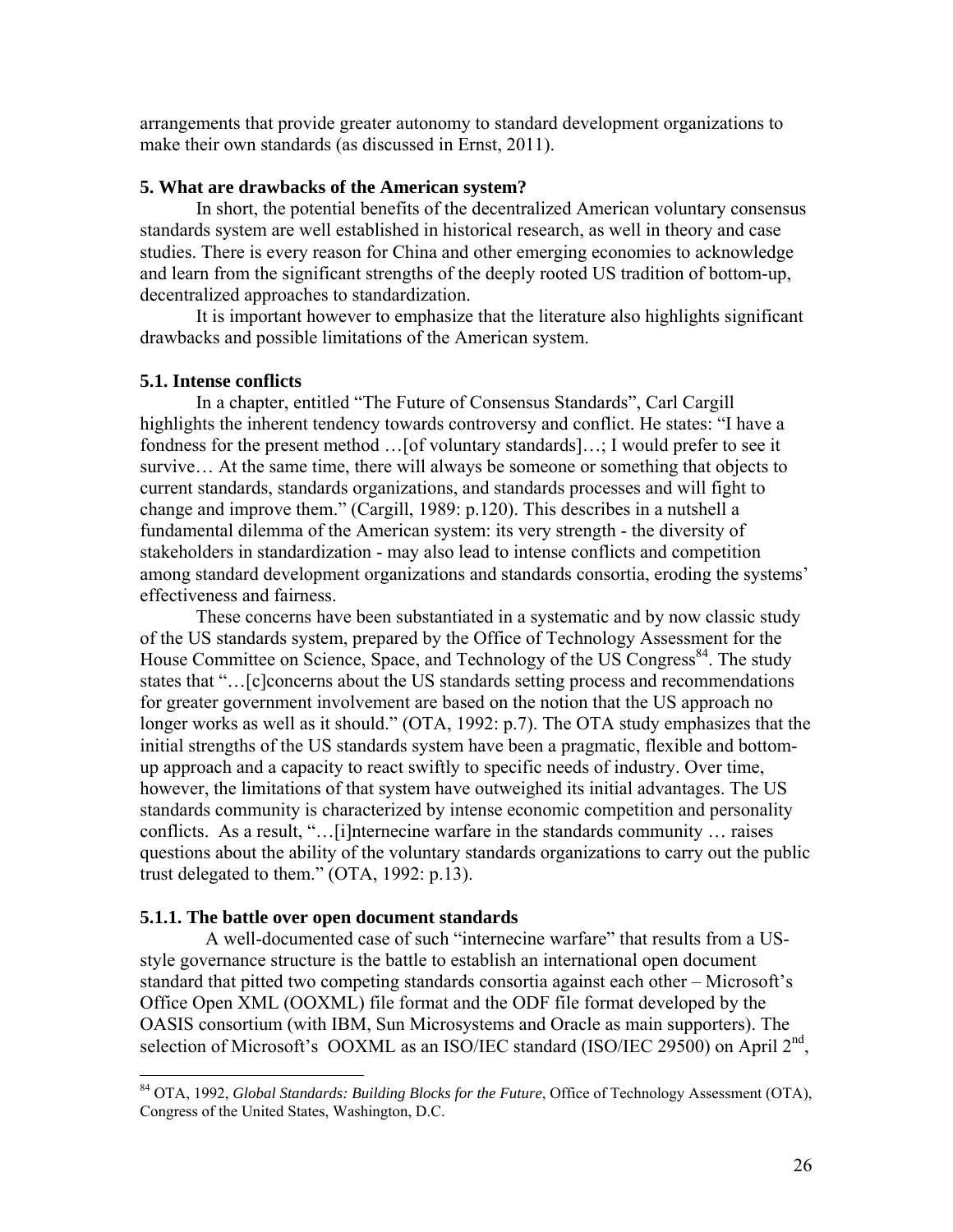arrangements that provide greater autonomy to standard development organizations to make their own standards (as discussed in Ernst, 2011).

### 5. What are drawbacks of the American system?

In short, the potential benefits of the decentralized American voluntary consensus standards system are well established in historical research, as well in theory and case studies. There is every reason for China and other emerging economies to acknowledge and learn from the significant strengths of the deeply rooted US tradition of bottom-up, decentralized approaches to standardization.

It is important however to emphasize that the literature also highlights significant drawbacks and possible limitations of the American system.

#### 5.1. Intense conflicts

In a chapter, entitled "The Future of Consensus Standards", Carl Cargill highlights the inherent tendency towards controversy and conflict. He states: "I have a fondness for the present method …[of voluntary standards]…; I would prefer to see it survive… At the same time, there will always be someone or something that objects to current standards, standards organizations, and standards processes and will fight to change and improve them." (Cargill, 1989: p.120). This describes in a nutshell a fundamental dilemma of the American system: its very strength - the diversity of stakeholders in standardization - may also lead to intense conflicts and competition among standard development organizations and standards consortia, eroding the systems' effectiveness and fairness.

These concerns have been substantiated in a systematic and by now classic study of the US standards system, prepared by the Office of Technology Assessment for the House Committee on Science, Space, and Technology of the US Congress[84]. The study states that "…[c]concerns about the US standards setting process and recommendations for greater government involvement are based on the notion that the US approach no longer works as well as it should." (OTA, 1992: p.7). The OTA study emphasizes that the initial strengths of the US standards system have been a pragmatic, flexible and bottom-up approach and a capacity to react swiftly to specific needs of industry. Over time, however, the limitations of that system have outweighed its initial advantages. The US standards community is characterized by intense economic competition and personality conflicts. As a result, "…[i]nternecine warfare in the standards community … raises questions about the ability of the voluntary standards organizations to carry out the public trust delegated to them." (OTA, 1992: p.13).

##### 5.1.1. The battle over open document standards

A well-documented case of such "internecine warfare" that results from a US-style governance structure is the battle to establish an international open document standard that pitted two competing standards consortia against each other – Microsoft's Office Open XML (OOXML) file format and the ODF file format developed by the OASIS consortium (with IBM, Sun Microsystems and Oracle as main supporters). The selection of Microsoft's OOXML as an ISO/IEC standard (ISO/IEC 29500) on April 2nd,

---

[84] OTA, 1992, *Global Standards: Building Blocks for the Future*, Office of Technology Assessment (OTA), Congress of the United States, Washington, D.C.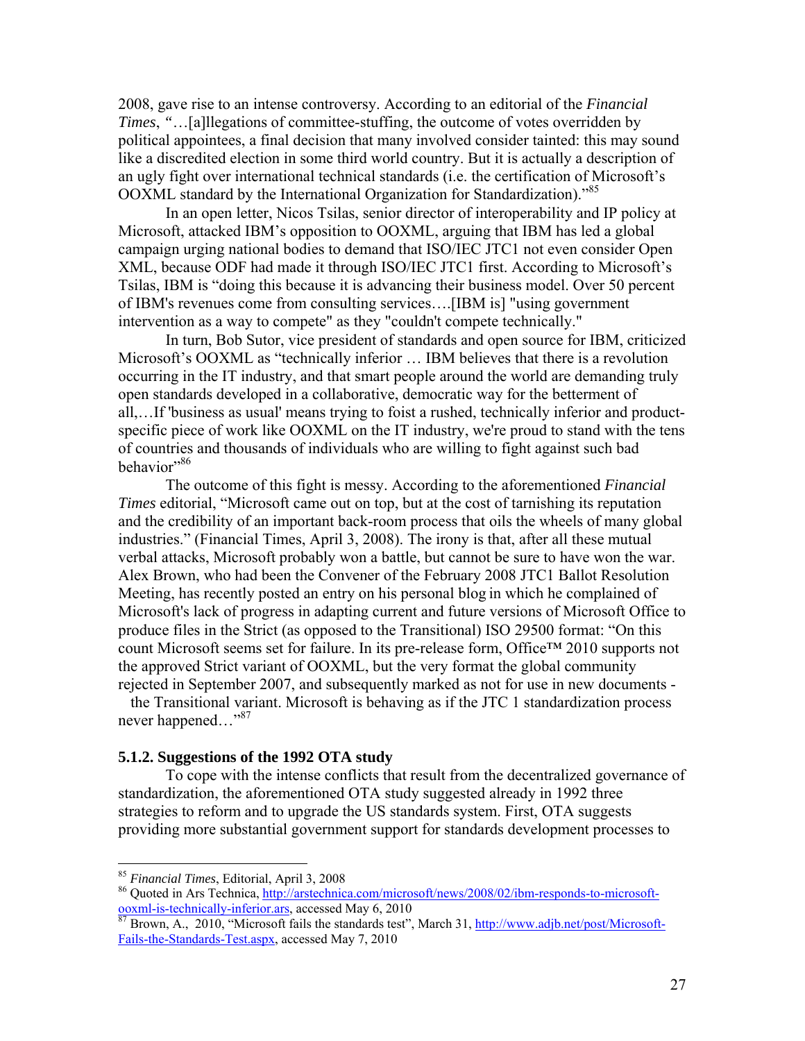2008, gave rise to an intense controversy. According to an editorial of the *Financial Times*, "…[a]llegations of committee-stuffing, the outcome of votes overridden by political appointees, a final decision that many involved consider tainted: this may sound like a discredited election in some third world country. But it is actually a description of an ugly fight over international technical standards (i.e. the certification of Microsoft's OOXML standard by the International Organization for Standardization)."[85]

In an open letter, Nicos Tsilas, senior director of interoperability and IP policy at Microsoft, attacked IBM's opposition to OOXML, arguing that IBM has led a global campaign urging national bodies to demand that ISO/IEC JTC1 not even consider Open XML, because ODF had made it through ISO/IEC JTC1 first. According to Microsoft's Tsilas, IBM is "doing this because it is advancing their business model. Over 50 percent of IBM's revenues come from consulting services….[IBM is] "using government intervention as a way to compete" as they "couldn't compete technically."

In turn, Bob Sutor, vice president of standards and open source for IBM, criticized Microsoft's OOXML as "technically inferior … IBM believes that there is a revolution occurring in the IT industry, and that smart people around the world are demanding truly open standards developed in a collaborative, democratic way for the betterment of all,…If 'business as usual' means trying to foist a rushed, technically inferior and product-specific piece of work like OOXML on the IT industry, we're proud to stand with the tens of countries and thousands of individuals who are willing to fight against such bad behavior"[86]

The outcome of this fight is messy. According to the aforementioned *Financial Times* editorial, "Microsoft came out on top, but at the cost of tarnishing its reputation and the credibility of an important back-room process that oils the wheels of many global industries." (Financial Times, April 3, 2008). The irony is that, after all these mutual verbal attacks, Microsoft probably won a battle, but cannot be sure to have won the war. Alex Brown, who had been the Convener of the February 2008 JTC1 Ballot Resolution Meeting, has recently posted an entry on his personal blog in which he complained of Microsoft's lack of progress in adapting current and future versions of Microsoft Office to produce files in the Strict (as opposed to the Transitional) ISO 29500 format: "On this count Microsoft seems set for failure. In its pre-release form, Office™ 2010 supports not the approved Strict variant of OOXML, but the very format the global community rejected in September 2007, and subsequently marked as not for use in new documents - the Transitional variant. Microsoft is behaving as if the JTC 1 standardization process never happened…"[87]

### 5.1.2. Suggestions of the 1992 OTA study

To cope with the intense conflicts that result from the decentralized governance of standardization, the aforementioned OTA study suggested already in 1992 three strategies to reform and to upgrade the US standards system. First, OTA suggests providing more substantial government support for standards development processes to

---

[85] *Financial Times*, Editorial, April 3, 2008

[86] Quoted in Ars Technica, http://arstechnica.com/microsoft/news/2008/02/ibm-responds-to-microsoft-ooxml-is-technically-inferior.ars, accessed May 6, 2010

[87] Brown, A., 2010, "Microsoft fails the standards test", March 31, http://www.adjb.net/post/Microsoft-Fails-the-Standards-Test.aspx, accessed May 7, 2010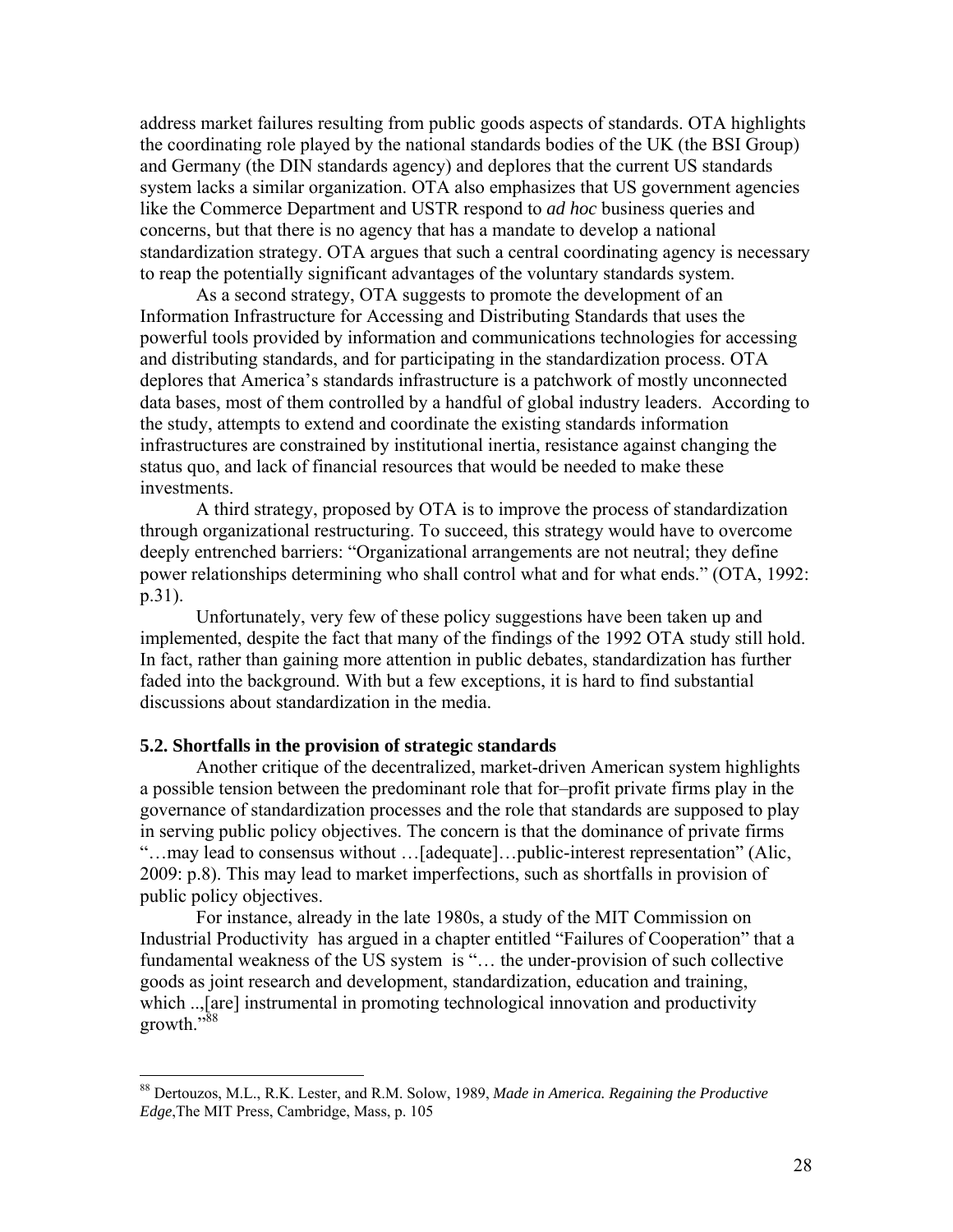address market failures resulting from public goods aspects of standards. OTA highlights the coordinating role played by the national standards bodies of the UK (the BSI Group) and Germany (the DIN standards agency) and deplores that the current US standards system lacks a similar organization. OTA also emphasizes that US government agencies like the Commerce Department and USTR respond to *ad hoc* business queries and concerns, but that there is no agency that has a mandate to develop a national standardization strategy. OTA argues that such a central coordinating agency is necessary to reap the potentially significant advantages of the voluntary standards system.

As a second strategy, OTA suggests to promote the development of an Information Infrastructure for Accessing and Distributing Standards that uses the powerful tools provided by information and communications technologies for accessing and distributing standards, and for participating in the standardization process. OTA deplores that America's standards infrastructure is a patchwork of mostly unconnected data bases, most of them controlled by a handful of global industry leaders. According to the study, attempts to extend and coordinate the existing standards information infrastructures are constrained by institutional inertia, resistance against changing the status quo, and lack of financial resources that would be needed to make these investments.

A third strategy, proposed by OTA is to improve the process of standardization through organizational restructuring. To succeed, this strategy would have to overcome deeply entrenched barriers: "Organizational arrangements are not neutral; they define power relationships determining who shall control what and for what ends." (OTA, 1992: p.31).

Unfortunately, very few of these policy suggestions have been taken up and implemented, despite the fact that many of the findings of the 1992 OTA study still hold. In fact, rather than gaining more attention in public debates, standardization has further faded into the background. With but a few exceptions, it is hard to find substantial discussions about standardization in the media.

### 5.2. Shortfalls in the provision of strategic standards

Another critique of the decentralized, market-driven American system highlights a possible tension between the predominant role that for–profit private firms play in the governance of standardization processes and the role that standards are supposed to play in serving public policy objectives. The concern is that the dominance of private firms "…may lead to consensus without …[adequate]…public-interest representation" (Alic, 2009: p.8). This may lead to market imperfections, such as shortfalls in provision of public policy objectives.

For instance, already in the late 1980s, a study of the MIT Commission on Industrial Productivity has argued in a chapter entitled "Failures of Cooperation" that a fundamental weakness of the US system is "… the under-provision of such collective goods as joint research and development, standardization, education and training, which ..,[are] instrumental in promoting technological innovation and productivity growth."[88]

---

[88] Dertouzos, M.L., R.K. Lester, and R.M. Solow, 1989, *Made in America. Regaining the Productive Edge*, The MIT Press, Cambridge, Mass, p. 105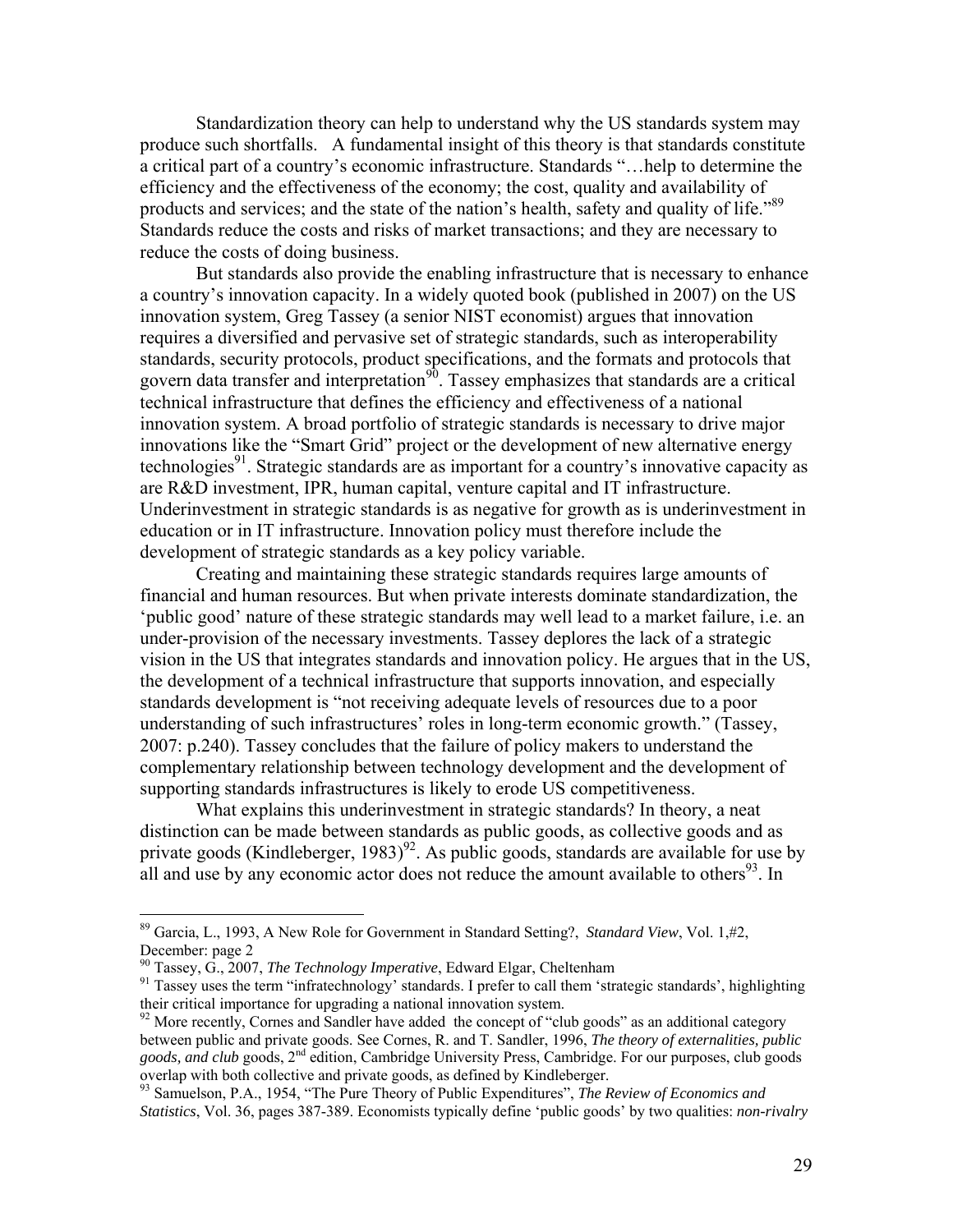Standardization theory can help to understand why the US standards system may produce such shortfalls. A fundamental insight of this theory is that standards constitute a critical part of a country's economic infrastructure. Standards "…help to determine the efficiency and the effectiveness of the economy; the cost, quality and availability of products and services; and the state of the nation's health, safety and quality of life."[89] Standards reduce the costs and risks of market transactions; and they are necessary to reduce the costs of doing business.

But standards also provide the enabling infrastructure that is necessary to enhance a country's innovation capacity. In a widely quoted book (published in 2007) on the US innovation system, Greg Tassey (a senior NIST economist) argues that innovation requires a diversified and pervasive set of strategic standards, such as interoperability standards, security protocols, product specifications, and the formats and protocols that govern data transfer and interpretation[90]. Tassey emphasizes that standards are a critical technical infrastructure that defines the efficiency and effectiveness of a national innovation system. A broad portfolio of strategic standards is necessary to drive major innovations like the "Smart Grid" project or the development of new alternative energy technologies[91]. Strategic standards are as important for a country's innovative capacity as are R&D investment, IPR, human capital, venture capital and IT infrastructure. Underinvestment in strategic standards is as negative for growth as is underinvestment in education or in IT infrastructure. Innovation policy must therefore include the development of strategic standards as a key policy variable.

Creating and maintaining these strategic standards requires large amounts of financial and human resources. But when private interests dominate standardization, the 'public good' nature of these strategic standards may well lead to a market failure, i.e. an under-provision of the necessary investments. Tassey deplores the lack of a strategic vision in the US that integrates standards and innovation policy. He argues that in the US, the development of a technical infrastructure that supports innovation, and especially standards development is "not receiving adequate levels of resources due to a poor understanding of such infrastructures' roles in long-term economic growth." (Tassey, 2007: p.240). Tassey concludes that the failure of policy makers to understand the complementary relationship between technology development and the development of supporting standards infrastructures is likely to erode US competitiveness.

What explains this underinvestment in strategic standards? In theory, a neat distinction can be made between standards as public goods, as collective goods and as private goods (Kindleberger, 1983)[92]. As public goods, standards are available for use by all and use by any economic actor does not reduce the amount available to others[93]. In

---

[89] Garcia, L., 1993, A New Role for Government in Standard Setting?, *Standard View*, Vol. 1,#2, December: page 2

[90] Tassey, G., 2007, *The Technology Imperative*, Edward Elgar, Cheltenham

[91] Tassey uses the term "infratechnology' standards. I prefer to call them 'strategic standards', highlighting their critical importance for upgrading a national innovation system.

[92] More recently, Cornes and Sandler have added the concept of "club goods" as an additional category between public and private goods. See Cornes, R. and T. Sandler, 1996, *The theory of externalities, public goods, and club* goods, 2nd edition, Cambridge University Press, Cambridge. For our purposes, club goods overlap with both collective and private goods, as defined by Kindleberger.

[93] Samuelson, P.A., 1954, "The Pure Theory of Public Expenditures", *The Review of Economics and Statistics*, Vol. 36, pages 387-389. Economists typically define 'public goods' by two qualities: *non-rivalry*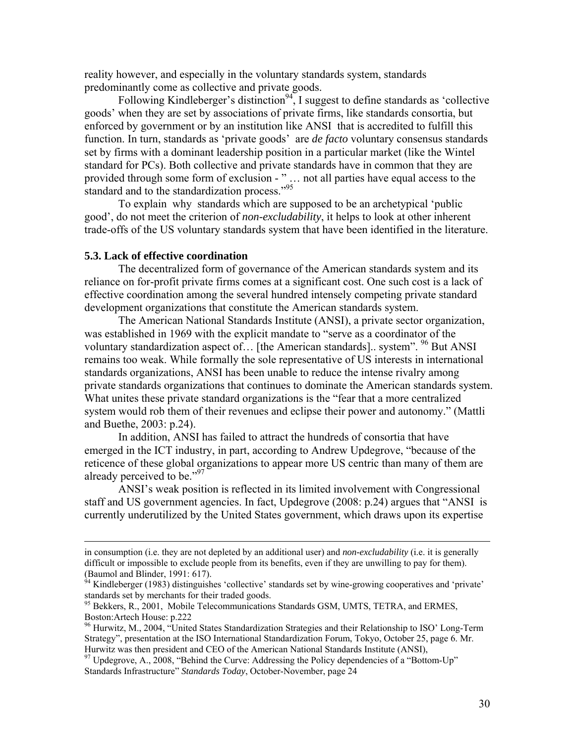reality however, and especially in the voluntary standards system, standards predominantly come as collective and private goods.

Following Kindleberger's distinction[94], I suggest to define standards as 'collective goods' when they are set by associations of private firms, like standards consortia, but enforced by government or by an institution like ANSI that is accredited to fulfill this function. In turn, standards as 'private goods' are *de facto* voluntary consensus standards set by firms with a dominant leadership position in a particular market (like the Wintel standard for PCs). Both collective and private standards have in common that they are provided through some form of exclusion - " … not all parties have equal access to the standard and to the standardization process."[95]

To explain why standards which are supposed to be an archetypical 'public good', do not meet the criterion of *non-excludability*, it helps to look at other inherent trade-offs of the US voluntary standards system that have been identified in the literature.

### 5.3. Lack of effective coordination

The decentralized form of governance of the American standards system and its reliance on for-profit private firms comes at a significant cost. One such cost is a lack of effective coordination among the several hundred intensely competing private standard development organizations that constitute the American standards system.

The American National Standards Institute (ANSI), a private sector organization, was established in 1969 with the explicit mandate to "serve as a coordinator of the voluntary standardization aspect of… [the American standards].. system". [96] But ANSI remains too weak. While formally the sole representative of US interests in international standards organizations, ANSI has been unable to reduce the intense rivalry among private standards organizations that continues to dominate the American standards system. What unites these private standard organizations is the "fear that a more centralized system would rob them of their revenues and eclipse their power and autonomy." (Mattli and Buethe, 2003: p.24).

In addition, ANSI has failed to attract the hundreds of consortia that have emerged in the ICT industry, in part, according to Andrew Updegrove, "because of the reticence of these global organizations to appear more US centric than many of them are already perceived to be."[97]

ANSI's weak position is reflected in its limited involvement with Congressional staff and US government agencies. In fact, Updegrove (2008: p.24) argues that "ANSI is currently underutilized by the United States government, which draws upon its expertise

---

in consumption (i.e. they are not depleted by an additional user) and *non-excludability* (i.e. it is generally difficult or impossible to exclude people from its benefits, even if they are unwilling to pay for them). (Baumol and Blinder, 1991: 617).

[94] Kindleberger (1983) distinguishes 'collective' standards set by wine-growing cooperatives and 'private' standards set by merchants for their traded goods.

[95] Bekkers, R., 2001, Mobile Telecommunications Standards GSM, UMTS, TETRA, and ERMES, Boston:Artech House: p.222

[96] Hurwitz, M., 2004, "United States Standardization Strategies and their Relationship to ISO' Long-Term Strategy", presentation at the ISO International Standardization Forum, Tokyo, October 25, page 6. Mr. Hurwitz was then president and CEO of the American National Standards Institute (ANSI),

[97] Updegrove, A., 2008, "Behind the Curve: Addressing the Policy dependencies of a "Bottom-Up" Standards Infrastructure" *Standards Today*, October-November, page 24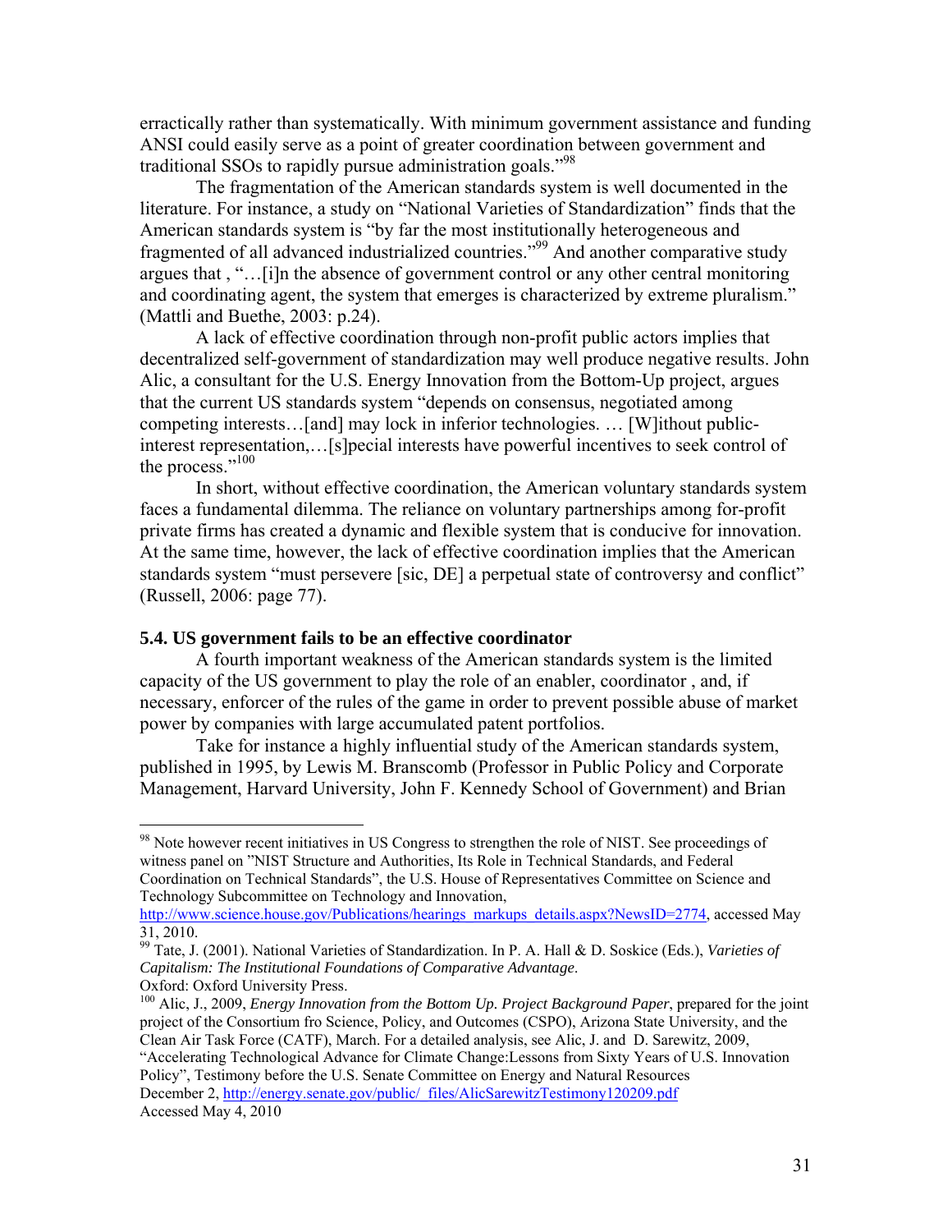erractically rather than systematically. With minimum government assistance and funding ANSI could easily serve as a point of greater coordination between government and traditional SSOs to rapidly pursue administration goals."[98]

The fragmentation of the American standards system is well documented in the literature. For instance, a study on "National Varieties of Standardization" finds that the American standards system is "by far the most institutionally heterogeneous and fragmented of all advanced industrialized countries."[99] And another comparative study argues that , "…[i]n the absence of government control or any other central monitoring and coordinating agent, the system that emerges is characterized by extreme pluralism." (Mattli and Buethe, 2003: p.24).

A lack of effective coordination through non-profit public actors implies that decentralized self-government of standardization may well produce negative results. John Alic, a consultant for the U.S. Energy Innovation from the Bottom-Up project, argues that the current US standards system "depends on consensus, negotiated among competing interests…[and] may lock in inferior technologies. … [W]ithout public-interest representation,…[s]pecial interests have powerful incentives to seek control of the process."[100]

In short, without effective coordination, the American voluntary standards system faces a fundamental dilemma. The reliance on voluntary partnerships among for-profit private firms has created a dynamic and flexible system that is conducive for innovation. At the same time, however, the lack of effective coordination implies that the American standards system "must persevere [sic, DE] a perpetual state of controversy and conflict" (Russell, 2006: page 77).

### 5.4. US government fails to be an effective coordinator

A fourth important weakness of the American standards system is the limited capacity of the US government to play the role of an enabler, coordinator , and, if necessary, enforcer of the rules of the game in order to prevent possible abuse of market power by companies with large accumulated patent portfolios.

Take for instance a highly influential study of the American standards system, published in 1995, by Lewis M. Branscomb (Professor in Public Policy and Corporate Management, Harvard University, John F. Kennedy School of Government) and Brian

---

[98] Note however recent initiatives in US Congress to strengthen the role of NIST. See proceedings of witness panel on "NIST Structure and Authorities, Its Role in Technical Standards, and Federal Coordination on Technical Standards", the U.S. House of Representatives Committee on Science and Technology Subcommittee on Technology and Innovation, http://www.science.house.gov/Publications/hearings_markups_details.aspx?NewsID=2774, accessed May 31, 2010.

[99] Tate, J. (2001). National Varieties of Standardization. In P. A. Hall & D. Soskice (Eds.), *Varieties of Capitalism: The Institutional Foundations of Comparative Advantage*. Oxford: Oxford University Press.

[100] Alic, J., 2009, *Energy Innovation from the Bottom Up. Project Background Paper*, prepared for the joint project of the Consortium fro Science, Policy, and Outcomes (CSPO), Arizona State University, and the Clean Air Task Force (CATF), March. For a detailed analysis, see Alic, J. and D. Sarewitz, 2009, "Accelerating Technological Advance for Climate Change:Lessons from Sixty Years of U.S. Innovation Policy", Testimony before the U.S. Senate Committee on Energy and Natural Resources December 2, http://energy.senate.gov/public/_files/AlicSarewitzTestimony120209.pdf Accessed May 4, 2010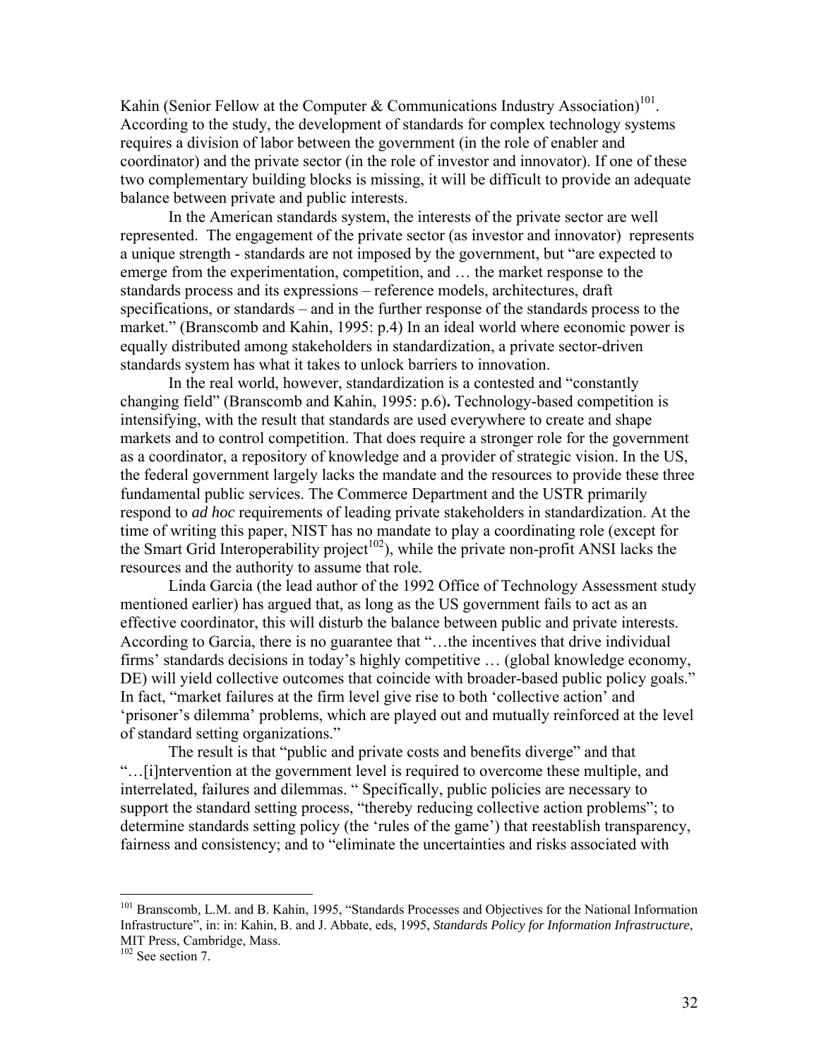Kahin (Senior Fellow at the Computer & Communications Industry Association)[101]. According to the study, the development of standards for complex technology systems requires a division of labor between the government (in the role of enabler and coordinator) and the private sector (in the role of investor and innovator). If one of these two complementary building blocks is missing, it will be difficult to provide an adequate balance between private and public interests.

In the American standards system, the interests of the private sector are well represented. The engagement of the private sector (as investor and innovator) represents a unique strength - standards are not imposed by the government, but "are expected to emerge from the experimentation, competition, and … the market response to the standards process and its expressions – reference models, architectures, draft specifications, or standards – and in the further response of the standards process to the market." (Branscomb and Kahin, 1995: p.4) In an ideal world where economic power is equally distributed among stakeholders in standardization, a private sector-driven standards system has what it takes to unlock barriers to innovation.

In the real world, however, standardization is a contested and "constantly changing field" (Branscomb and Kahin, 1995: p.6). Technology-based competition is intensifying, with the result that standards are used everywhere to create and shape markets and to control competition. That does require a stronger role for the government as a coordinator, a repository of knowledge and a provider of strategic vision. In the US, the federal government largely lacks the mandate and the resources to provide these three fundamental public services. The Commerce Department and the USTR primarily respond to *ad hoc* requirements of leading private stakeholders in standardization. At the time of writing this paper, NIST has no mandate to play a coordinating role (except for the Smart Grid Interoperability project[102]), while the private non-profit ANSI lacks the resources and the authority to assume that role.

Linda Garcia (the lead author of the 1992 Office of Technology Assessment study mentioned earlier) has argued that, as long as the US government fails to act as an effective coordinator, this will disturb the balance between public and private interests. According to Garcia, there is no guarantee that "…the incentives that drive individual firms' standards decisions in today's highly competitive … (global knowledge economy, DE) will yield collective outcomes that coincide with broader-based public policy goals." In fact, "market failures at the firm level give rise to both 'collective action' and 'prisoner's dilemma' problems, which are played out and mutually reinforced at the level of standard setting organizations."

The result is that "public and private costs and benefits diverge" and that "…[i]ntervention at the government level is required to overcome these multiple, and interrelated, failures and dilemmas. " Specifically, public policies are necessary to support the standard setting process, "thereby reducing collective action problems"; to determine standards setting policy (the 'rules of the game') that reestablish transparency, fairness and consistency; and to "eliminate the uncertainties and risks associated with

---

[101] Branscomb, L.M. and B. Kahin, 1995, "Standards Processes and Objectives for the National Information Infrastructure", in: in: Kahin, B. and J. Abbate, eds, 1995, *Standards Policy for Information Infrastructure*, MIT Press, Cambridge, Mass.

[102] See section 7.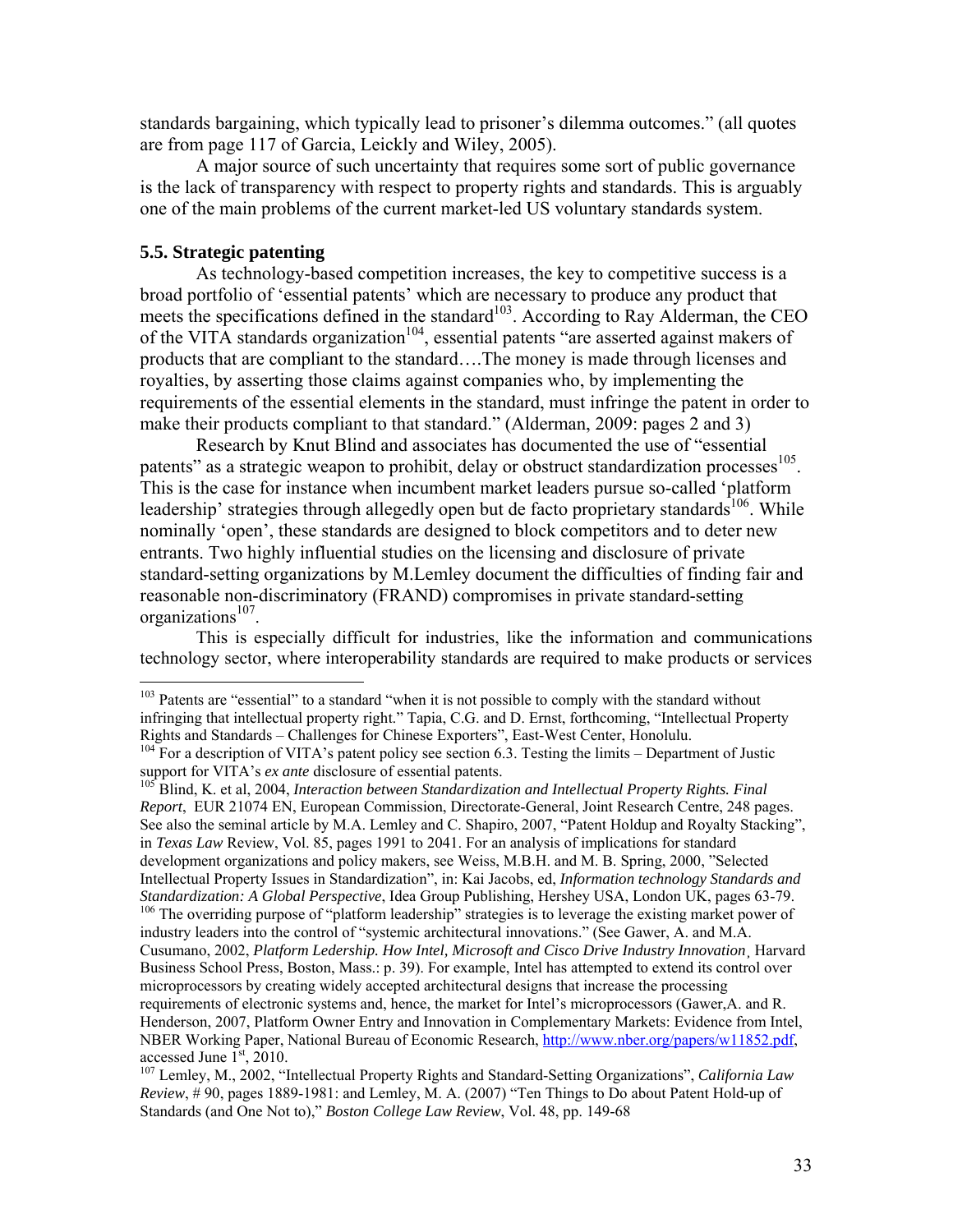standards bargaining, which typically lead to prisoner's dilemma outcomes." (all quotes are from page 117 of Garcia, Leickly and Wiley, 2005).

A major source of such uncertainty that requires some sort of public governance is the lack of transparency with respect to property rights and standards. This is arguably one of the main problems of the current market-led US voluntary standards system.

### 5.5. Strategic patenting

As technology-based competition increases, the key to competitive success is a broad portfolio of 'essential patents' which are necessary to produce any product that meets the specifications defined in the standard[103]. According to Ray Alderman, the CEO of the VITA standards organization[104], essential patents "are asserted against makers of products that are compliant to the standard….The money is made through licenses and royalties, by asserting those claims against companies who, by implementing the requirements of the essential elements in the standard, must infringe the patent in order to make their products compliant to that standard." (Alderman, 2009: pages 2 and 3)

Research by Knut Blind and associates has documented the use of "essential patents" as a strategic weapon to prohibit, delay or obstruct standardization processes[105]. This is the case for instance when incumbent market leaders pursue so-called 'platform leadership' strategies through allegedly open but de facto proprietary standards[106]. While nominally 'open', these standards are designed to block competitors and to deter new entrants. Two highly influential studies on the licensing and disclosure of private standard-setting organizations by M.Lemley document the difficulties of finding fair and reasonable non-discriminatory (FRAND) compromises in private standard-setting organizations[107].

This is especially difficult for industries, like the information and communications technology sector, where interoperability standards are required to make products or services

---

[103] Patents are "essential" to a standard "when it is not possible to comply with the standard without infringing that intellectual property right." Tapia, C.G. and D. Ernst, forthcoming, "Intellectual Property Rights and Standards – Challenges for Chinese Exporters", East-West Center, Honolulu.

[104] For a description of VITA's patent policy see section 6.3. Testing the limits – Department of Justic support for VITA's *ex ante* disclosure of essential patents.

[105] Blind, K. et al, 2004, *Interaction between Standardization and Intellectual Property Rights. Final Report*, EUR 21074 EN, European Commission, Directorate-General, Joint Research Centre, 248 pages. See also the seminal article by M.A. Lemley and C. Shapiro, 2007, "Patent Holdup and Royalty Stacking", in *Texas Law* Review, Vol. 85, pages 1991 to 2041. For an analysis of implications for standard development organizations and policy makers, see Weiss, M.B.H. and M. B. Spring, 2000, "Selected Intellectual Property Issues in Standardization", in: Kai Jacobs, ed, *Information technology Standards and Standardization: A Global Perspective*, Idea Group Publishing, Hershey USA, London UK, pages 63-79.

[106] The overriding purpose of "platform leadership" strategies is to leverage the existing market power of industry leaders into the control of "systemic architectural innovations." (See Gawer, A. and M.A. Cusumano, 2002, *Platform Ledership. How Intel, Microsoft and Cisco Drive Industry Innovation*¸ Harvard Business School Press, Boston, Mass.: p. 39). For example, Intel has attempted to extend its control over microprocessors by creating widely accepted architectural designs that increase the processing requirements of electronic systems and, hence, the market for Intel's microprocessors (Gawer,A. and R. Henderson, 2007, Platform Owner Entry and Innovation in Complementary Markets: Evidence from Intel, NBER Working Paper, National Bureau of Economic Research, http://www.nber.org/papers/w11852.pdf, accessed June 1st, 2010.

[107] Lemley, M., 2002, "Intellectual Property Rights and Standard-Setting Organizations", *California Law Review*, # 90, pages 1889-1981: and Lemley, M. A. (2007) "Ten Things to Do about Patent Hold-up of Standards (and One Not to)," *Boston College Law Review*, Vol. 48, pp. 149-68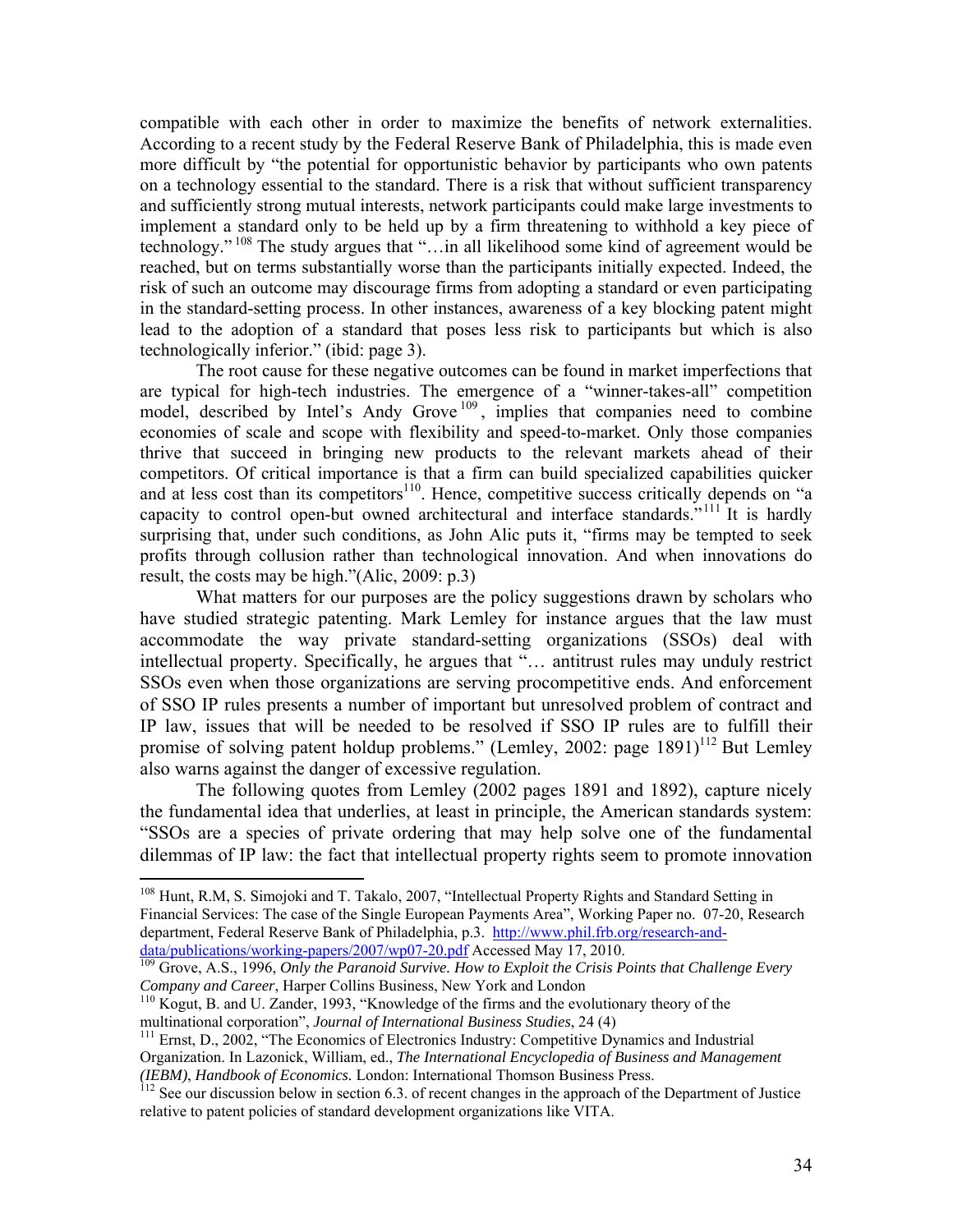compatible with each other in order to maximize the benefits of network externalities. According to a recent study by the Federal Reserve Bank of Philadelphia, this is made even more difficult by "the potential for opportunistic behavior by participants who own patents on a technology essential to the standard. There is a risk that without sufficient transparency and sufficiently strong mutual interests, network participants could make large investments to implement a standard only to be held up by a firm threatening to withhold a key piece of technology."[108] The study argues that "…in all likelihood some kind of agreement would be reached, but on terms substantially worse than the participants initially expected. Indeed, the risk of such an outcome may discourage firms from adopting a standard or even participating in the standard-setting process. In other instances, awareness of a key blocking patent might lead to the adoption of a standard that poses less risk to participants but which is also technologically inferior." (ibid: page 3).

The root cause for these negative outcomes can be found in market imperfections that are typical for high-tech industries. The emergence of a "winner-takes-all" competition model, described by Intel's Andy Grove[109], implies that companies need to combine economies of scale and scope with flexibility and speed-to-market. Only those companies thrive that succeed in bringing new products to the relevant markets ahead of their competitors. Of critical importance is that a firm can build specialized capabilities quicker and at less cost than its competitors[110]. Hence, competitive success critically depends on "a capacity to control open-but owned architectural and interface standards."[111] It is hardly surprising that, under such conditions, as John Alic puts it, "firms may be tempted to seek profits through collusion rather than technological innovation. And when innovations do result, the costs may be high."(Alic, 2009: p.3)

What matters for our purposes are the policy suggestions drawn by scholars who have studied strategic patenting. Mark Lemley for instance argues that the law must accommodate the way private standard-setting organizations (SSOs) deal with intellectual property. Specifically, he argues that "… antitrust rules may unduly restrict SSOs even when those organizations are serving procompetitive ends. And enforcement of SSO IP rules presents a number of important but unresolved problem of contract and IP law, issues that will be needed to be resolved if SSO IP rules are to fulfill their promise of solving patent holdup problems." (Lemley, 2002: page 1891)[112] But Lemley also warns against the danger of excessive regulation.

The following quotes from Lemley (2002 pages 1891 and 1892), capture nicely the fundamental idea that underlies, at least in principle, the American standards system: "SSOs are a species of private ordering that may help solve one of the fundamental dilemmas of IP law: the fact that intellectual property rights seem to promote innovation

---

[108] Hunt, R.M, S. Simojoki and T. Takalo, 2007, "Intellectual Property Rights and Standard Setting in Financial Services: The case of the Single European Payments Area", Working Paper no. 07-20, Research department, Federal Reserve Bank of Philadelphia, p.3. http://www.phil.frb.org/research-and-data/publications/working-papers/2007/wp07-20.pdf Accessed May 17, 2010.

[109] Grove, A.S., 1996, *Only the Paranoid Survive. How to Exploit the Crisis Points that Challenge Every Company and Career*, Harper Collins Business, New York and London

[110] Kogut, B. and U. Zander, 1993, "Knowledge of the firms and the evolutionary theory of the multinational corporation", *Journal of International Business Studies*, 24 (4)

[111] Ernst, D., 2002, "The Economics of Electronics Industry: Competitive Dynamics and Industrial Organization. In Lazonick, William, ed., *The International Encyclopedia of Business and Management (IEBM), Handbook of Economics.* London: International Thomson Business Press.

[112] See our discussion below in section 6.3. of recent changes in the approach of the Department of Justice relative to patent policies of standard development organizations like VITA.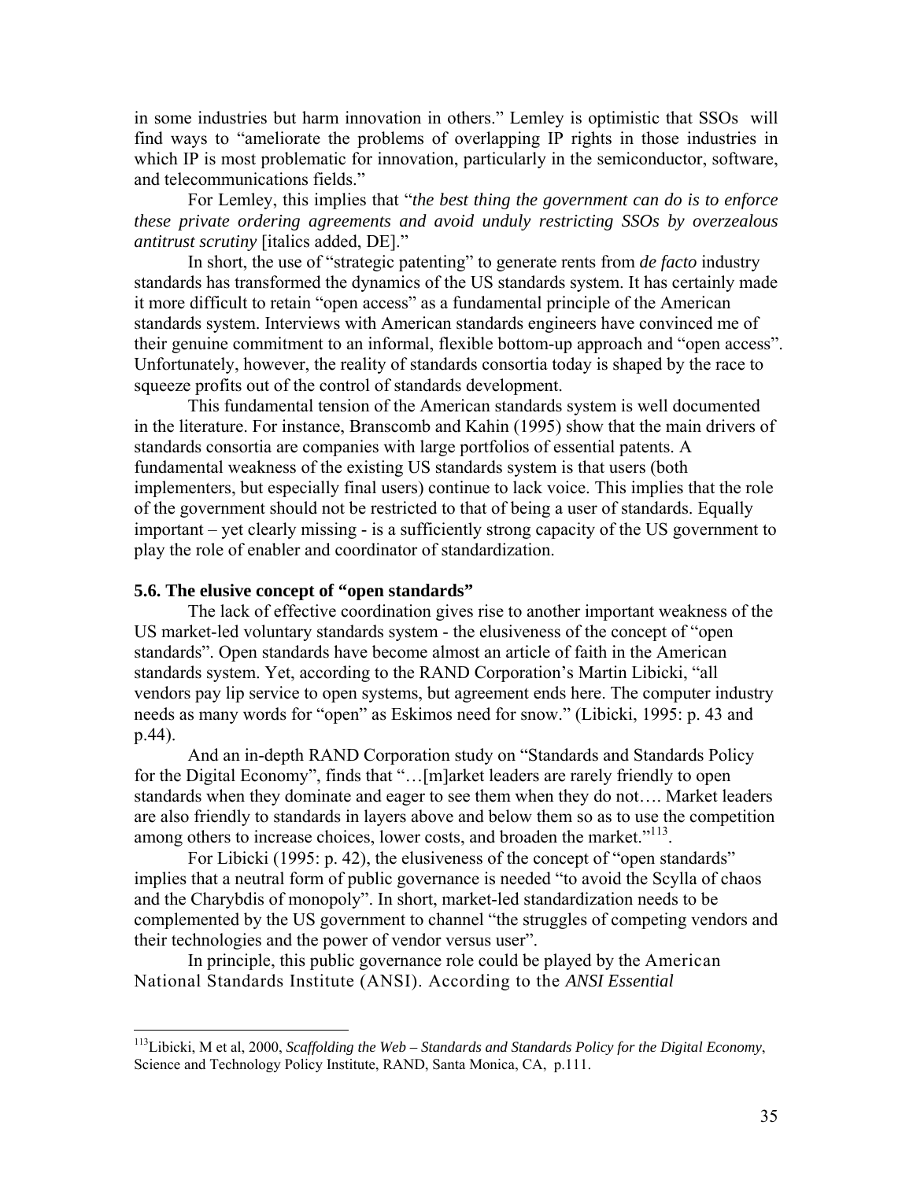in some industries but harm innovation in others." Lemley is optimistic that SSOs will find ways to "ameliorate the problems of overlapping IP rights in those industries in which IP is most problematic for innovation, particularly in the semiconductor, software, and telecommunications fields."

For Lemley, this implies that "*the best thing the government can do is to enforce these private ordering agreements and avoid unduly restricting SSOs by overzealous antitrust scrutiny* [italics added, DE]."

In short, the use of "strategic patenting" to generate rents from *de facto* industry standards has transformed the dynamics of the US standards system. It has certainly made it more difficult to retain "open access" as a fundamental principle of the American standards system. Interviews with American standards engineers have convinced me of their genuine commitment to an informal, flexible bottom-up approach and "open access". Unfortunately, however, the reality of standards consortia today is shaped by the race to squeeze profits out of the control of standards development.

This fundamental tension of the American standards system is well documented in the literature. For instance, Branscomb and Kahin (1995) show that the main drivers of standards consortia are companies with large portfolios of essential patents. A fundamental weakness of the existing US standards system is that users (both implementers, but especially final users) continue to lack voice. This implies that the role of the government should not be restricted to that of being a user of standards. Equally important – yet clearly missing - is a sufficiently strong capacity of the US government to play the role of enabler and coordinator of standardization.

### 5.6. The elusive concept of "open standards"

The lack of effective coordination gives rise to another important weakness of the US market-led voluntary standards system - the elusiveness of the concept of "open standards". Open standards have become almost an article of faith in the American standards system. Yet, according to the RAND Corporation's Martin Libicki, "all vendors pay lip service to open systems, but agreement ends here. The computer industry needs as many words for "open" as Eskimos need for snow." (Libicki, 1995: p. 43 and p.44).

And an in-depth RAND Corporation study on "Standards and Standards Policy for the Digital Economy", finds that "…[m]arket leaders are rarely friendly to open standards when they dominate and eager to see them when they do not…. Market leaders are also friendly to standards in layers above and below them so as to use the competition among others to increase choices, lower costs, and broaden the market."[113].

For Libicki (1995: p. 42), the elusiveness of the concept of "open standards" implies that a neutral form of public governance is needed "to avoid the Scylla of chaos and the Charybdis of monopoly". In short, market-led standardization needs to be complemented by the US government to channel "the struggles of competing vendors and their technologies and the power of vendor versus user".

In principle, this public governance role could be played by the American National Standards Institute (ANSI). According to the *ANSI Essential*

---

[113] Libicki, M et al, 2000, *Scaffolding the Web – Standards and Standards Policy for the Digital Economy*, Science and Technology Policy Institute, RAND, Santa Monica, CA, p.111.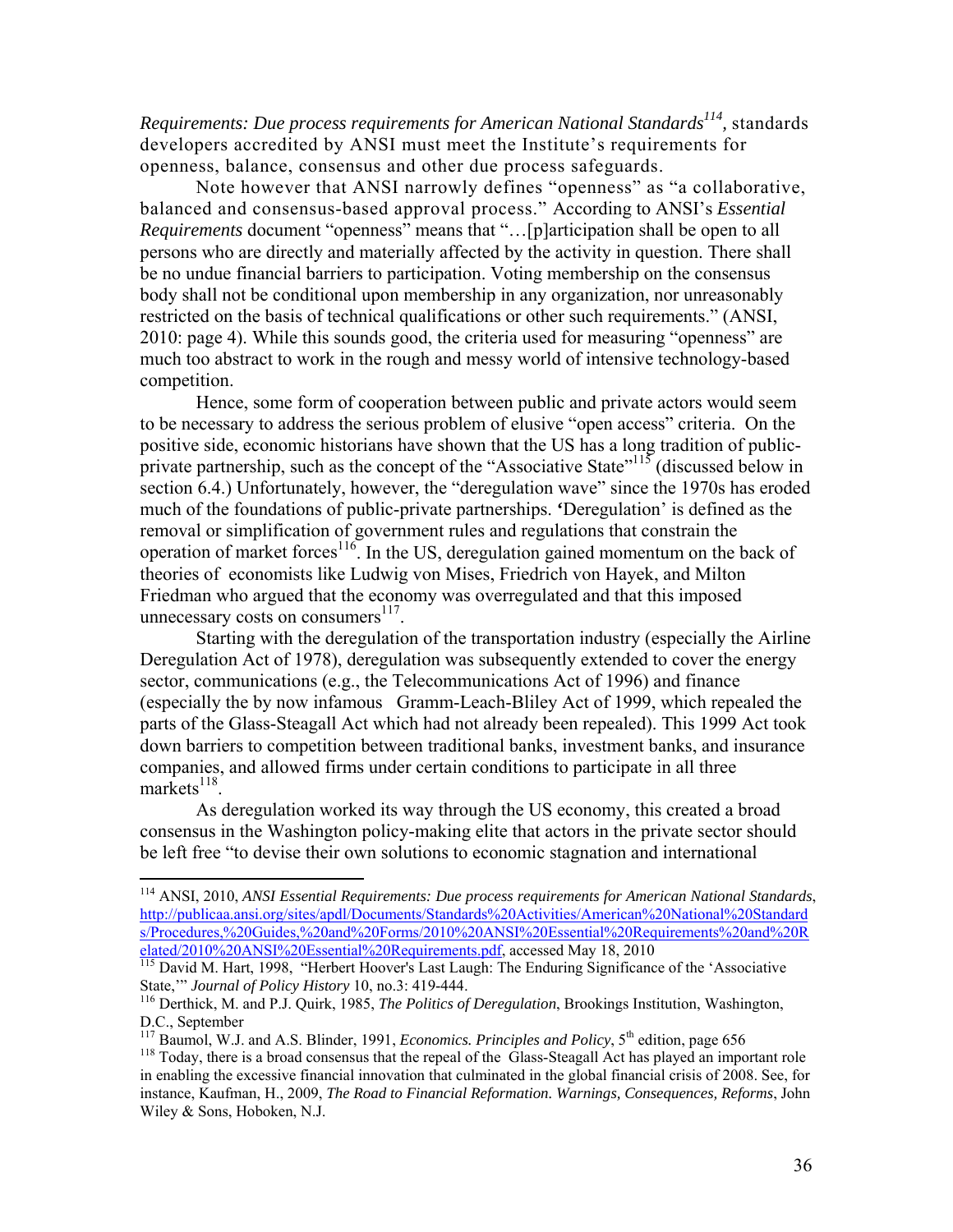*Requirements: Due process requirements for American National Standards*[114], standards developers accredited by ANSI must meet the Institute's requirements for openness, balance, consensus and other due process safeguards.

Note however that ANSI narrowly defines "openness" as "a collaborative, balanced and consensus-based approval process." According to ANSI's *Essential Requirements* document "openness" means that "…[p]articipation shall be open to all persons who are directly and materially affected by the activity in question. There shall be no undue financial barriers to participation. Voting membership on the consensus body shall not be conditional upon membership in any organization, nor unreasonably restricted on the basis of technical qualifications or other such requirements." (ANSI, 2010: page 4). While this sounds good, the criteria used for measuring "openness" are much too abstract to work in the rough and messy world of intensive technology-based competition.

Hence, some form of cooperation between public and private actors would seem to be necessary to address the serious problem of elusive "open access" criteria. On the positive side, economic historians have shown that the US has a long tradition of public-private partnership, such as the concept of the "Associative State"[115] (discussed below in section 6.4.) Unfortunately, however, the "deregulation wave" since the 1970s has eroded much of the foundations of public-private partnerships. **'**Deregulation' is defined as the removal or simplification of government rules and regulations that constrain the operation of market forces[116]. In the US, deregulation gained momentum on the back of theories of economists like Ludwig von Mises, Friedrich von Hayek, and Milton Friedman who argued that the economy was overregulated and that this imposed unnecessary costs on consumers[117].

Starting with the deregulation of the transportation industry (especially the Airline Deregulation Act of 1978), deregulation was subsequently extended to cover the energy sector, communications (e.g., the Telecommunications Act of 1996) and finance (especially the by now infamous Gramm-Leach-Bliley Act of 1999, which repealed the parts of the Glass-Steagall Act which had not already been repealed). This 1999 Act took down barriers to competition between traditional banks, investment banks, and insurance companies, and allowed firms under certain conditions to participate in all three markets[118].

As deregulation worked its way through the US economy, this created a broad consensus in the Washington policy-making elite that actors in the private sector should be left free "to devise their own solutions to economic stagnation and international

---

[114] ANSI, 2010, *ANSI Essential Requirements: Due process requirements for American National Standards*, http://publicaa.ansi.org/sites/apdl/Documents/Standards%20Activities/American%20National%20Standards/Procedures,%20Guides,%20and%20Forms/2010%20ANSI%20Essential%20Requirements%20and%20Related/2010%20ANSI%20Essential%20Requirements.pdf, accessed May 18, 2010

[115] David M. Hart, 1998, "Herbert Hoover's Last Laugh: The Enduring Significance of the 'Associative State,'" *Journal of Policy History* 10, no.3: 419-444.

[116] Derthick, M. and P.J. Quirk, 1985, *The Politics of Deregulation*, Brookings Institution, Washington, D.C., September

[117] Baumol, W.J. and A.S. Blinder, 1991, *Economics. Principles and Policy*, 5th edition, page 656

[118] Today, there is a broad consensus that the repeal of the Glass-Steagall Act has played an important role in enabling the excessive financial innovation that culminated in the global financial crisis of 2008. See, for instance, Kaufman, H., 2009, *The Road to Financial Reformation. Warnings, Consequences, Reforms*, John Wiley & Sons, Hoboken, N.J.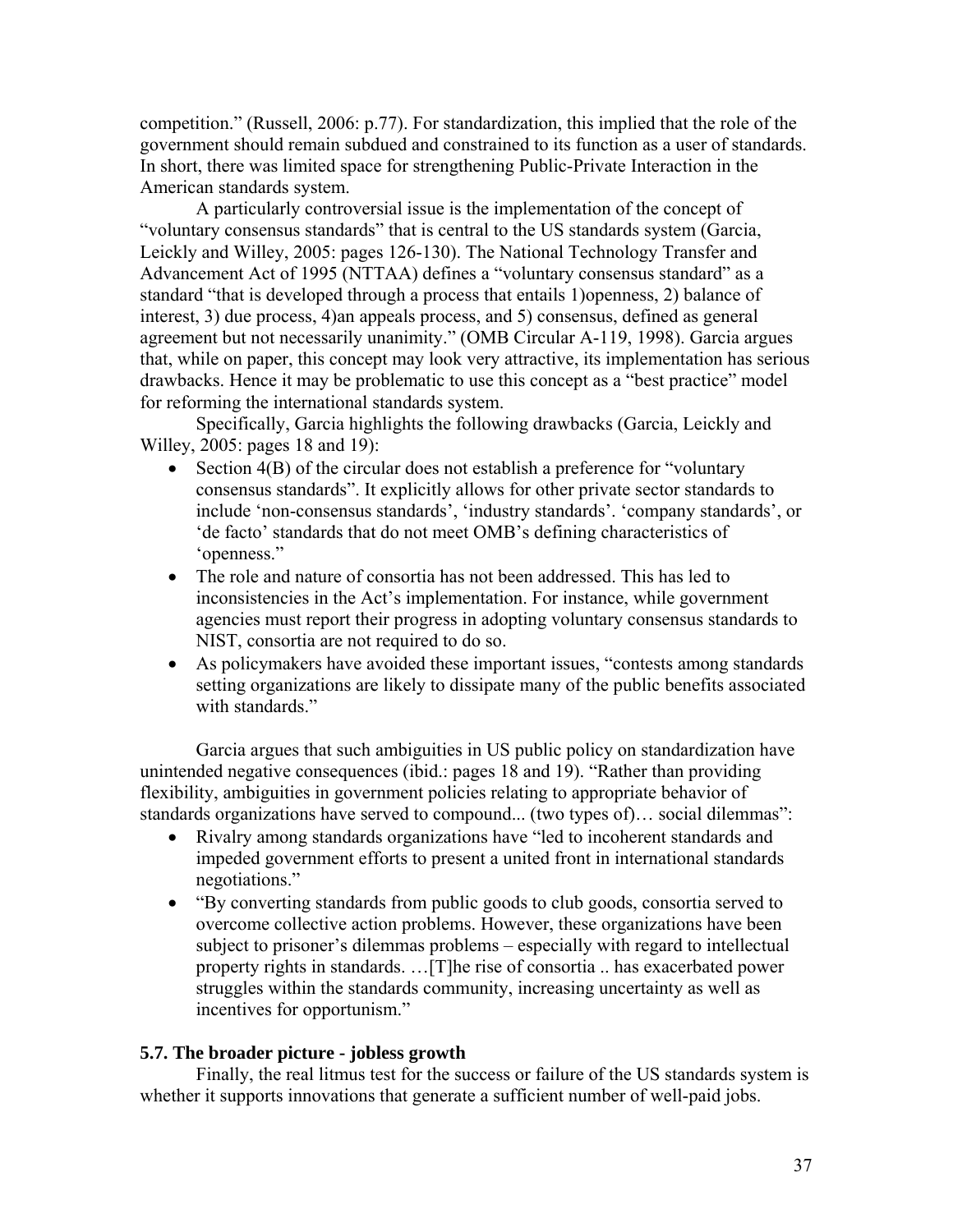competition." (Russell, 2006: p.77). For standardization, this implied that the role of the government should remain subdued and constrained to its function as a user of standards. In short, there was limited space for strengthening Public-Private Interaction in the American standards system.

A particularly controversial issue is the implementation of the concept of "voluntary consensus standards" that is central to the US standards system (Garcia, Leickly and Willey, 2005: pages 126-130). The National Technology Transfer and Advancement Act of 1995 (NTTAA) defines a "voluntary consensus standard" as a standard "that is developed through a process that entails 1)openness, 2) balance of interest, 3) due process, 4)an appeals process, and 5) consensus, defined as general agreement but not necessarily unanimity." (OMB Circular A-119, 1998). Garcia argues that, while on paper, this concept may look very attractive, its implementation has serious drawbacks. Hence it may be problematic to use this concept as a "best practice" model for reforming the international standards system.

Specifically, Garcia highlights the following drawbacks (Garcia, Leickly and Willey, 2005: pages 18 and 19):

- Section 4(B) of the circular does not establish a preference for "voluntary consensus standards". It explicitly allows for other private sector standards to include 'non-consensus standards', 'industry standards'. 'company standards', or 'de facto' standards that do not meet OMB's defining characteristics of 'openness."
- The role and nature of consortia has not been addressed. This has led to inconsistencies in the Act's implementation. For instance, while government agencies must report their progress in adopting voluntary consensus standards to NIST, consortia are not required to do so.
- As policymakers have avoided these important issues, "contests among standards setting organizations are likely to dissipate many of the public benefits associated with standards."

Garcia argues that such ambiguities in US public policy on standardization have unintended negative consequences (ibid.: pages 18 and 19). "Rather than providing flexibility, ambiguities in government policies relating to appropriate behavior of standards organizations have served to compound... (two types of)… social dilemmas":

- Rivalry among standards organizations have "led to incoherent standards and impeded government efforts to present a united front in international standards negotiations."
- "By converting standards from public goods to club goods, consortia served to overcome collective action problems. However, these organizations have been subject to prisoner's dilemmas problems – especially with regard to intellectual property rights in standards. …[T]he rise of consortia .. has exacerbated power struggles within the standards community, increasing uncertainty as well as incentives for opportunism."

### 5.7. The broader picture - jobless growth

Finally, the real litmus test for the success or failure of the US standards system is whether it supports innovations that generate a sufficient number of well-paid jobs.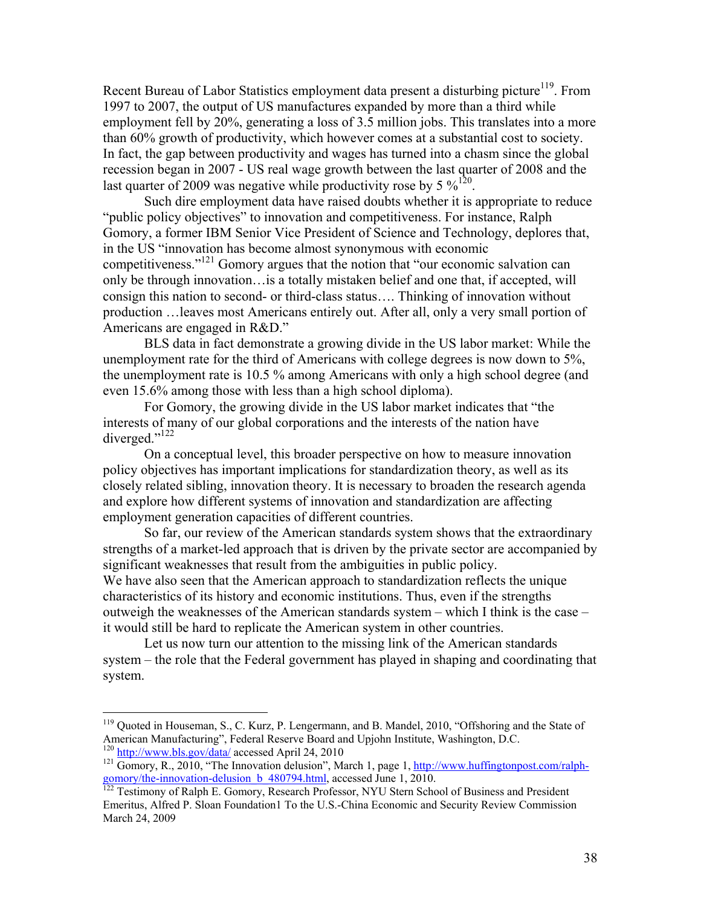Recent Bureau of Labor Statistics employment data present a disturbing picture[119]. From 1997 to 2007, the output of US manufactures expanded by more than a third while employment fell by 20%, generating a loss of 3.5 million jobs. This translates into a more than 60% growth of productivity, which however comes at a substantial cost to society. In fact, the gap between productivity and wages has turned into a chasm since the global recession began in 2007 - US real wage growth between the last quarter of 2008 and the last quarter of 2009 was negative while productivity rose by 5 %[120].

Such dire employment data have raised doubts whether it is appropriate to reduce "public policy objectives" to innovation and competitiveness. For instance, Ralph Gomory, a former IBM Senior Vice President of Science and Technology, deplores that, in the US "innovation has become almost synonymous with economic competitiveness."[121] Gomory argues that the notion that "our economic salvation can only be through innovation…is a totally mistaken belief and one that, if accepted, will consign this nation to second- or third-class status…. Thinking of innovation without production …leaves most Americans entirely out. After all, only a very small portion of Americans are engaged in R&D."

BLS data in fact demonstrate a growing divide in the US labor market: While the unemployment rate for the third of Americans with college degrees is now down to 5%, the unemployment rate is 10.5 % among Americans with only a high school degree (and even 15.6% among those with less than a high school diploma).

For Gomory, the growing divide in the US labor market indicates that "the interests of many of our global corporations and the interests of the nation have diverged."[122]

On a conceptual level, this broader perspective on how to measure innovation policy objectives has important implications for standardization theory, as well as its closely related sibling, innovation theory. It is necessary to broaden the research agenda and explore how different systems of innovation and standardization are affecting employment generation capacities of different countries.

So far, our review of the American standards system shows that the extraordinary strengths of a market-led approach that is driven by the private sector are accompanied by significant weaknesses that result from the ambiguities in public policy.
We have also seen that the American approach to standardization reflects the unique characteristics of its history and economic institutions. Thus, even if the strengths outweigh the weaknesses of the American standards system – which I think is the case – it would still be hard to replicate the American system in other countries.

Let us now turn our attention to the missing link of the American standards system – the role that the Federal government has played in shaping and coordinating that system.

---

[119] Quoted in Houseman, S., C. Kurz, P. Lengermann, and B. Mandel, 2010, "Offshoring and the State of American Manufacturing", Federal Reserve Board and Upjohn Institute, Washington, D.C.

[120] http://www.bls.gov/data/ accessed April 24, 2010

[121] Gomory, R., 2010, "The Innovation delusion", March 1, page 1, http://www.huffingtonpost.com/ralph-gomory/the-innovation-delusion_b_480794.html, accessed June 1, 2010.

[122] Testimony of Ralph E. Gomory, Research Professor, NYU Stern School of Business and President Emeritus, Alfred P. Sloan Foundation1 To the U.S.-China Economic and Security Review Commission March 24, 2009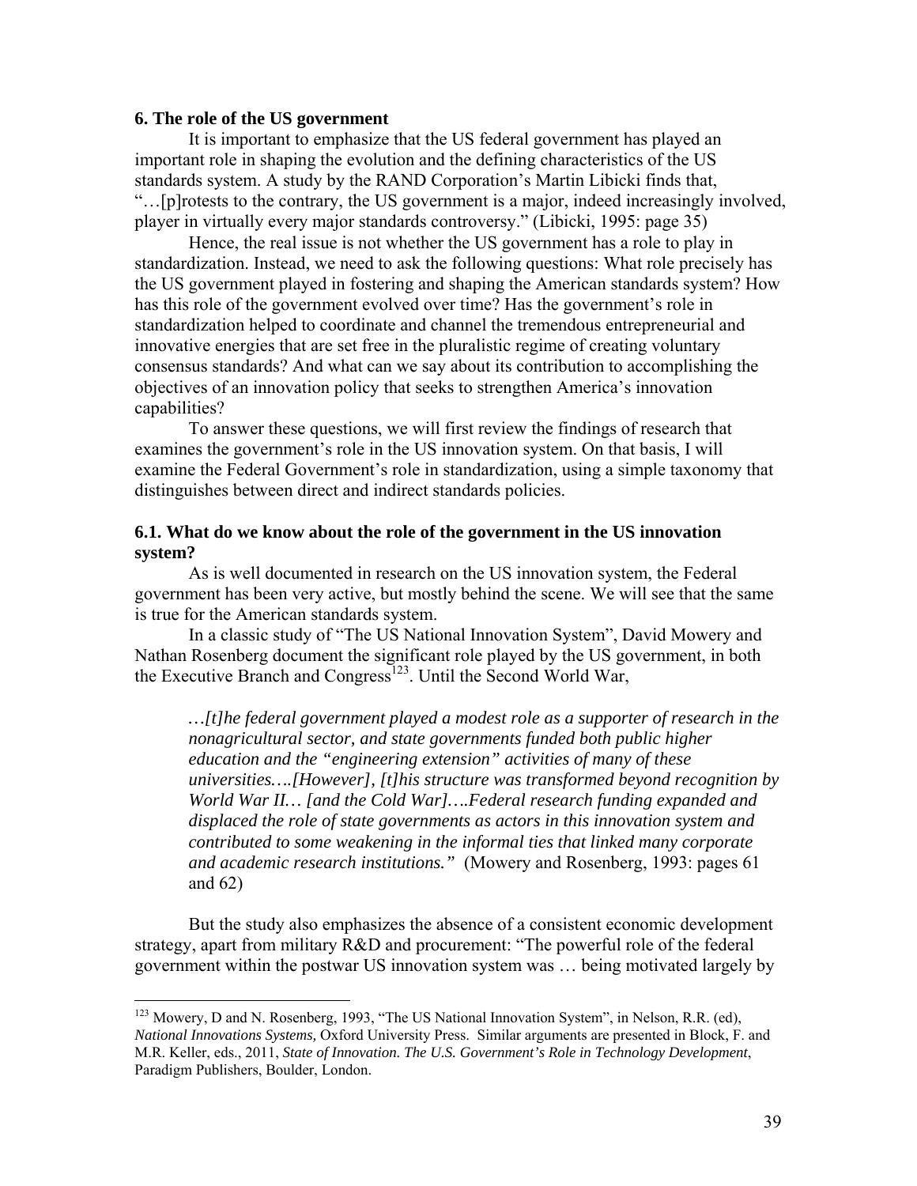## 6. The role of the US government

It is important to emphasize that the US federal government has played an important role in shaping the evolution and the defining characteristics of the US standards system. A study by the RAND Corporation's Martin Libicki finds that, "…[p]rotests to the contrary, the US government is a major, indeed increasingly involved, player in virtually every major standards controversy." (Libicki, 1995: page 35)

Hence, the real issue is not whether the US government has a role to play in standardization. Instead, we need to ask the following questions: What role precisely has the US government played in fostering and shaping the American standards system? How has this role of the government evolved over time? Has the government's role in standardization helped to coordinate and channel the tremendous entrepreneurial and innovative energies that are set free in the pluralistic regime of creating voluntary consensus standards? And what can we say about its contribution to accomplishing the objectives of an innovation policy that seeks to strengthen America's innovation capabilities?

To answer these questions, we will first review the findings of research that examines the government's role in the US innovation system. On that basis, I will examine the Federal Government's role in standardization, using a simple taxonomy that distinguishes between direct and indirect standards policies.

### 6.1. What do we know about the role of the government in the US innovation system?

As is well documented in research on the US innovation system, the Federal government has been very active, but mostly behind the scene. We will see that the same is true for the American standards system.

In a classic study of "The US National Innovation System", David Mowery and Nathan Rosenberg document the significant role played by the US government, in both the Executive Branch and Congress[123]. Until the Second World War,

> *…[t]he federal government played a modest role as a supporter of research in the nonagricultural sector, and state governments funded both public higher education and the "engineering extension" activities of many of these universities….[However], [t]his structure was transformed beyond recognition by World War II… [and the Cold War]….Federal research funding expanded and displaced the role of state governments as actors in this innovation system and contributed to some weakening in the informal ties that linked many corporate and academic research institutions."* (Mowery and Rosenberg, 1993: pages 61 and 62)

But the study also emphasizes the absence of a consistent economic development strategy, apart from military R&D and procurement: "The powerful role of the federal government within the postwar US innovation system was … being motivated largely by

---

[123] Mowery, D and N. Rosenberg, 1993, "The US National Innovation System", in Nelson, R.R. (ed), *National Innovations Systems,* Oxford University Press. Similar arguments are presented in Block, F. and M.R. Keller, eds., 2011, *State of Innovation. The U.S. Government's Role in Technology Development*, Paradigm Publishers, Boulder, London.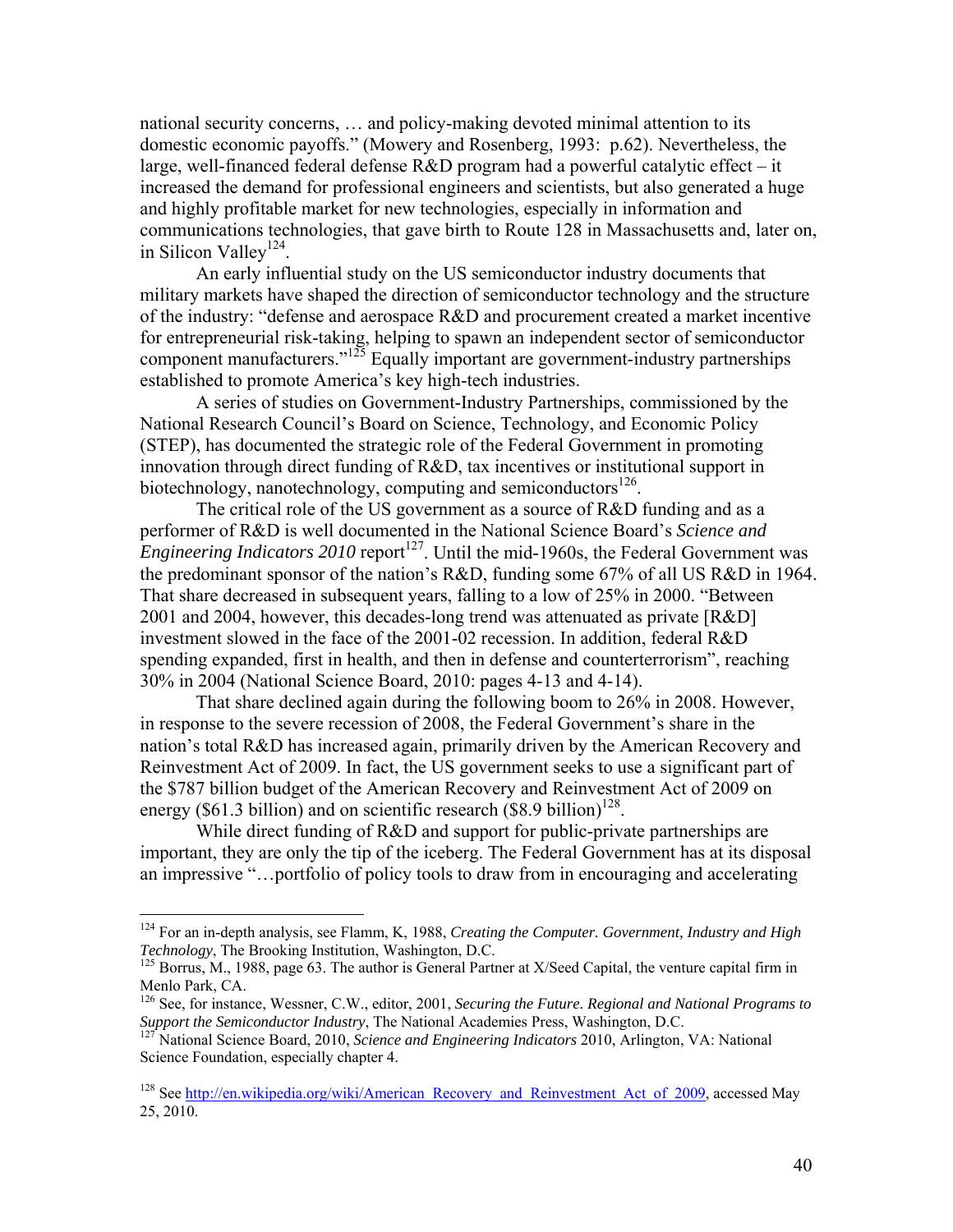national security concerns, … and policy-making devoted minimal attention to its domestic economic payoffs." (Mowery and Rosenberg, 1993: p.62). Nevertheless, the large, well-financed federal defense R&D program had a powerful catalytic effect – it increased the demand for professional engineers and scientists, but also generated a huge and highly profitable market for new technologies, especially in information and communications technologies, that gave birth to Route 128 in Massachusetts and, later on, in Silicon Valley[124].

An early influential study on the US semiconductor industry documents that military markets have shaped the direction of semiconductor technology and the structure of the industry: "defense and aerospace R&D and procurement created a market incentive for entrepreneurial risk-taking, helping to spawn an independent sector of semiconductor component manufacturers."[125] Equally important are government-industry partnerships established to promote America's key high-tech industries.

A series of studies on Government-Industry Partnerships, commissioned by the National Research Council's Board on Science, Technology, and Economic Policy (STEP), has documented the strategic role of the Federal Government in promoting innovation through direct funding of R&D, tax incentives or institutional support in biotechnology, nanotechnology, computing and semiconductors[126].

The critical role of the US government as a source of R&D funding and as a performer of R&D is well documented in the National Science Board's *Science and Engineering Indicators 2010* report[127]. Until the mid-1960s, the Federal Government was the predominant sponsor of the nation's R&D, funding some 67% of all US R&D in 1964. That share decreased in subsequent years, falling to a low of 25% in 2000. "Between 2001 and 2004, however, this decades-long trend was attenuated as private [R&D] investment slowed in the face of the 2001-02 recession. In addition, federal R&D spending expanded, first in health, and then in defense and counterterrorism", reaching 30% in 2004 (National Science Board, 2010: pages 4-13 and 4-14).

That share declined again during the following boom to 26% in 2008. However, in response to the severe recession of 2008, the Federal Government's share in the nation's total R&D has increased again, primarily driven by the American Recovery and Reinvestment Act of 2009. In fact, the US government seeks to use a significant part of the $787 billion budget of the American Recovery and Reinvestment Act of 2009 on energy ($61.3 billion) and on scientific research ($8.9 billion)[128].

While direct funding of R&D and support for public-private partnerships are important, they are only the tip of the iceberg. The Federal Government has at its disposal an impressive "…portfolio of policy tools to draw from in encouraging and accelerating

---

[124] For an in-depth analysis, see Flamm, K, 1988, *Creating the Computer. Government, Industry and High Technology*, The Brooking Institution, Washington, D.C.

[125] Borrus, M., 1988, page 63. The author is General Partner at X/Seed Capital, the venture capital firm in Menlo Park, CA.

[126] See, for instance, Wessner, C.W., editor, 2001, *Securing the Future. Regional and National Programs to Support the Semiconductor Industry*, The National Academies Press, Washington, D.C.

[127] National Science Board, 2010, *Science and Engineering Indicators* 2010, Arlington, VA: National Science Foundation, especially chapter 4.

[128] See http://en.wikipedia.org/wiki/American_Recovery_and_Reinvestment_Act_of_2009, accessed May 25, 2010.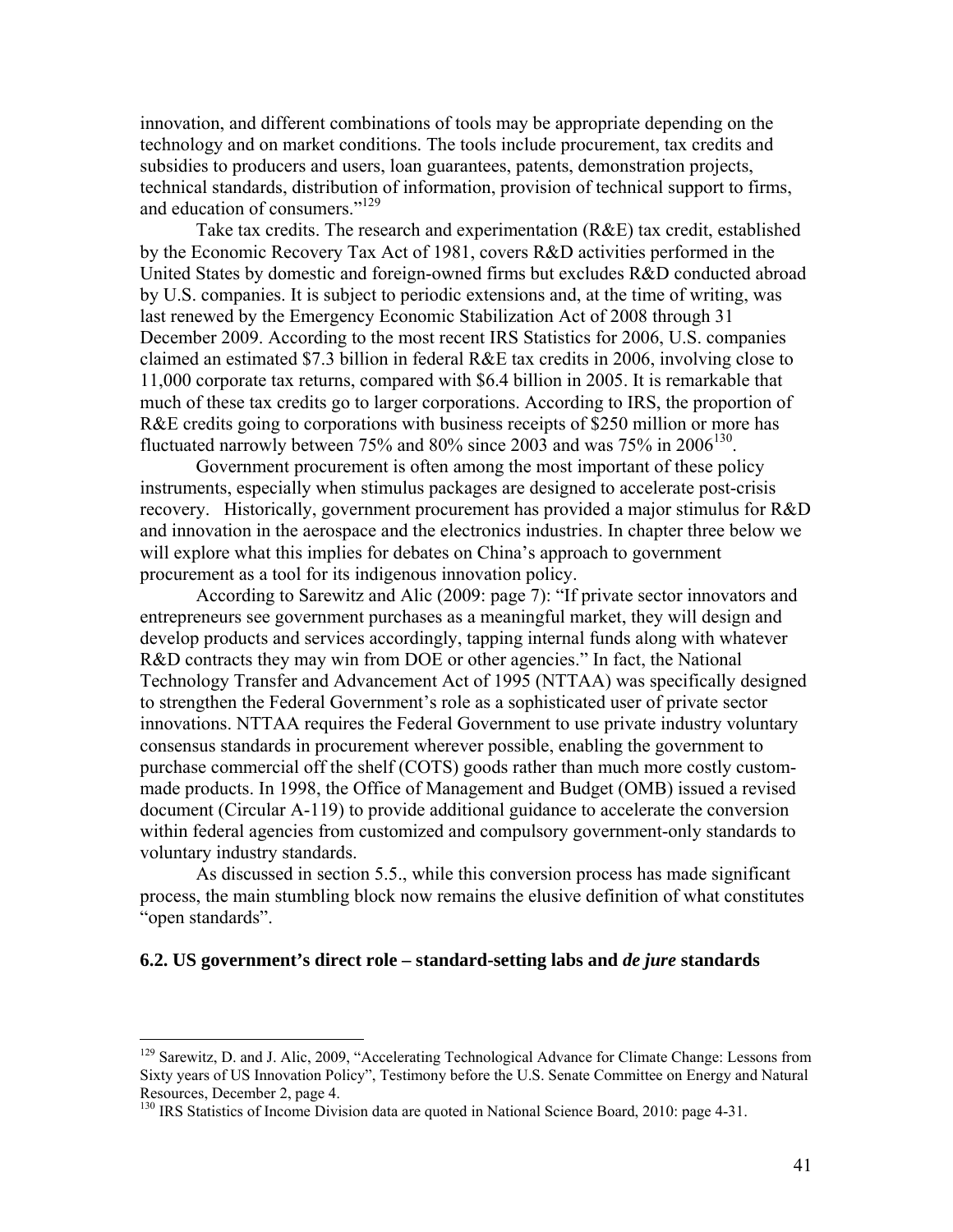innovation, and different combinations of tools may be appropriate depending on the technology and on market conditions. The tools include procurement, tax credits and subsidies to producers and users, loan guarantees, patents, demonstration projects, technical standards, distribution of information, provision of technical support to firms, and education of consumers."[129]

Take tax credits. The research and experimentation (R&E) tax credit, established by the Economic Recovery Tax Act of 1981, covers R&D activities performed in the United States by domestic and foreign-owned firms but excludes R&D conducted abroad by U.S. companies. It is subject to periodic extensions and, at the time of writing, was last renewed by the Emergency Economic Stabilization Act of 2008 through 31 December 2009. According to the most recent IRS Statistics for 2006, U.S. companies claimed an estimated $7.3 billion in federal R&E tax credits in 2006, involving close to 11,000 corporate tax returns, compared with $6.4 billion in 2005. It is remarkable that much of these tax credits go to larger corporations. According to IRS, the proportion of R&E credits going to corporations with business receipts of $250 million or more has fluctuated narrowly between 75% and 80% since 2003 and was 75% in 2006[130].

Government procurement is often among the most important of these policy instruments, especially when stimulus packages are designed to accelerate post-crisis recovery. Historically, government procurement has provided a major stimulus for R&D and innovation in the aerospace and the electronics industries. In chapter three below we will explore what this implies for debates on China's approach to government procurement as a tool for its indigenous innovation policy.

According to Sarewitz and Alic (2009: page 7): "If private sector innovators and entrepreneurs see government purchases as a meaningful market, they will design and develop products and services accordingly, tapping internal funds along with whatever R&D contracts they may win from DOE or other agencies." In fact, the National Technology Transfer and Advancement Act of 1995 (NTTAA) was specifically designed to strengthen the Federal Government's role as a sophisticated user of private sector innovations. NTTAA requires the Federal Government to use private industry voluntary consensus standards in procurement wherever possible, enabling the government to purchase commercial off the shelf (COTS) goods rather than much more costly custom-made products. In 1998, the Office of Management and Budget (OMB) issued a revised document (Circular A-119) to provide additional guidance to accelerate the conversion within federal agencies from customized and compulsory government-only standards to voluntary industry standards.

As discussed in section 5.5., while this conversion process has made significant process, the main stumbling block now remains the elusive definition of what constitutes "open standards".

### 6.2. US government's direct role – standard-setting labs and *de jure* standards

---

[129] Sarewitz, D. and J. Alic, 2009, "Accelerating Technological Advance for Climate Change: Lessons from Sixty years of US Innovation Policy", Testimony before the U.S. Senate Committee on Energy and Natural Resources, December 2, page 4.

[130] IRS Statistics of Income Division data are quoted in National Science Board, 2010: page 4-31.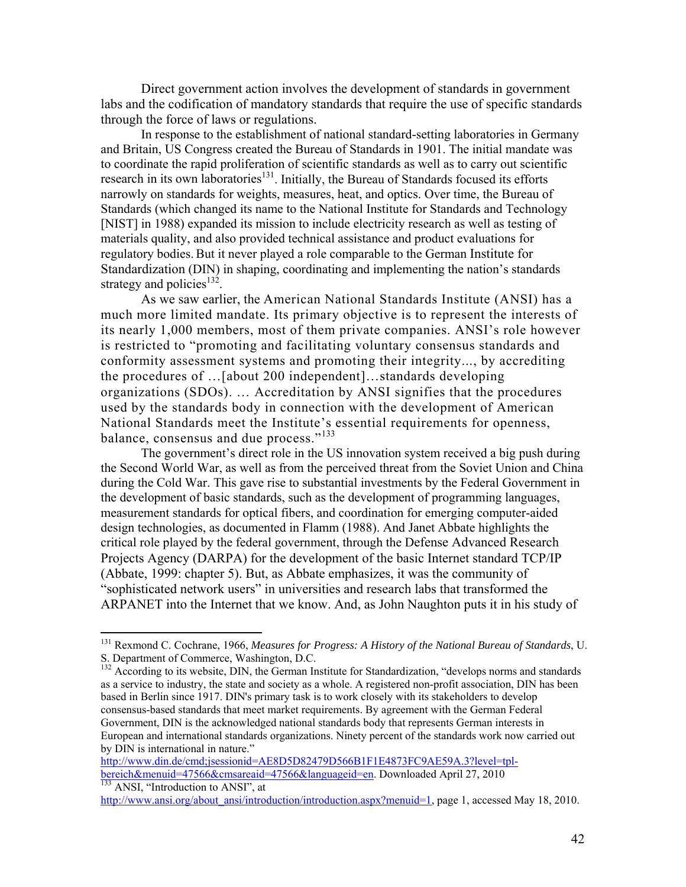Direct government action involves the development of standards in government labs and the codification of mandatory standards that require the use of specific standards through the force of laws or regulations.

In response to the establishment of national standard-setting laboratories in Germany and Britain, US Congress created the Bureau of Standards in 1901. The initial mandate was to coordinate the rapid proliferation of scientific standards as well as to carry out scientific research in its own laboratories[131]. Initially, the Bureau of Standards focused its efforts narrowly on standards for weights, measures, heat, and optics. Over time, the Bureau of Standards (which changed its name to the National Institute for Standards and Technology [NIST] in 1988) expanded its mission to include electricity research as well as testing of materials quality, and also provided technical assistance and product evaluations for regulatory bodies. But it never played a role comparable to the German Institute for Standardization (DIN) in shaping, coordinating and implementing the nation's standards strategy and policies[132].

As we saw earlier, the American National Standards Institute (ANSI) has a much more limited mandate. Its primary objective is to represent the interests of its nearly 1,000 members, most of them private companies. ANSI's role however is restricted to "promoting and facilitating voluntary consensus standards and conformity assessment systems and promoting their integrity..., by accrediting the procedures of …[about 200 independent]…standards developing organizations (SDOs). … Accreditation by ANSI signifies that the procedures used by the standards body in connection with the development of American National Standards meet the Institute's essential requirements for openness, balance, consensus and due process."[133]

The government's direct role in the US innovation system received a big push during the Second World War, as well as from the perceived threat from the Soviet Union and China during the Cold War. This gave rise to substantial investments by the Federal Government in the development of basic standards, such as the development of programming languages, measurement standards for optical fibers, and coordination for emerging computer-aided design technologies, as documented in Flamm (1988). And Janet Abbate highlights the critical role played by the federal government, through the Defense Advanced Research Projects Agency (DARPA) for the development of the basic Internet standard TCP/IP (Abbate, 1999: chapter 5). But, as Abbate emphasizes, it was the community of "sophisticated network users" in universities and research labs that transformed the ARPANET into the Internet that we know. And, as John Naughton puts it in his study of

---

[131] Rexmond C. Cochrane, 1966, *Measures for Progress: A History of the National Bureau of Standards*, U. S. Department of Commerce, Washington, D.C.

[132] According to its website, DIN, the German Institute for Standardization, "develops norms and standards as a service to industry, the state and society as a whole. A registered non-profit association, DIN has been based in Berlin since 1917. DIN's primary task is to work closely with its stakeholders to develop consensus-based standards that meet market requirements. By agreement with the German Federal Government, DIN is the acknowledged national standards body that represents German interests in European and international standards organizations. Ninety percent of the standards work now carried out by DIN is international in nature." http://www.din.de/cmd;jsessionid=AE8D5D82479D566B1F1E4873FC9AE59A.3?level=tpl-bereich&menuid=47566&cmsareaid=47566&languageid=en. Downloaded April 27, 2010

[133] ANSI, "Introduction to ANSI", at http://www.ansi.org/about_ansi/introduction/introduction.aspx?menuid=1, page 1, accessed May 18, 2010.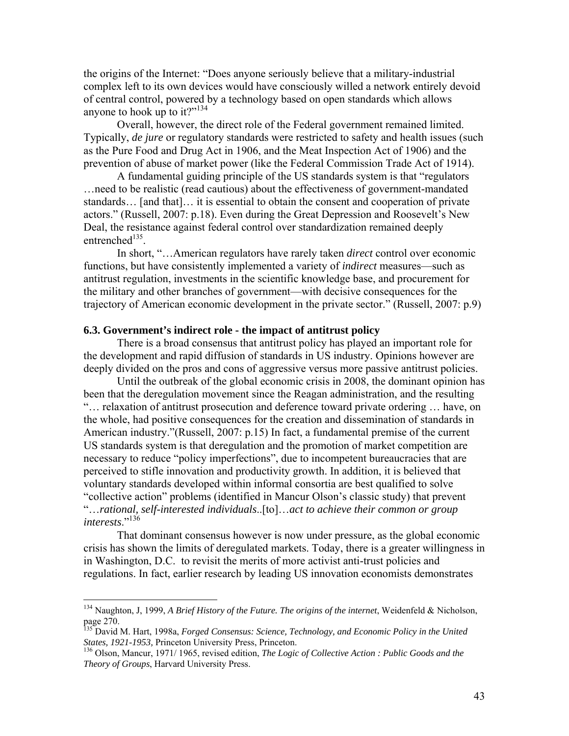the origins of the Internet: "Does anyone seriously believe that a military-industrial complex left to its own devices would have consciously willed a network entirely devoid of central control, powered by a technology based on open standards which allows anyone to hook up to it?"[134]

Overall, however, the direct role of the Federal government remained limited. Typically, *de jure* or regulatory standards were restricted to safety and health issues (such as the Pure Food and Drug Act in 1906, and the Meat Inspection Act of 1906) and the prevention of abuse of market power (like the Federal Commission Trade Act of 1914).

A fundamental guiding principle of the US standards system is that "regulators …need to be realistic (read cautious) about the effectiveness of government-mandated standards… [and that]… it is essential to obtain the consent and cooperation of private actors." (Russell, 2007: p.18). Even during the Great Depression and Roosevelt's New Deal, the resistance against federal control over standardization remained deeply entrenched[135].

In short, "…American regulators have rarely taken *direct* control over economic functions, but have consistently implemented a variety of *indirect* measures—such as antitrust regulation, investments in the scientific knowledge base, and procurement for the military and other branches of government—with decisive consequences for the trajectory of American economic development in the private sector." (Russell, 2007: p.9)

### 6.3. Government's indirect role - the impact of antitrust policy

There is a broad consensus that antitrust policy has played an important role for the development and rapid diffusion of standards in US industry. Opinions however are deeply divided on the pros and cons of aggressive versus more passive antitrust policies.

Until the outbreak of the global economic crisis in 2008, the dominant opinion has been that the deregulation movement since the Reagan administration, and the resulting "… relaxation of antitrust prosecution and deference toward private ordering … have, on the whole, had positive consequences for the creation and dissemination of standards in American industry."(Russell, 2007: p.15) In fact, a fundamental premise of the current US standards system is that deregulation and the promotion of market competition are necessary to reduce "policy imperfections", due to incompetent bureaucracies that are perceived to stifle innovation and productivity growth. In addition, it is believed that voluntary standards developed within informal consortia are best qualified to solve "collective action" problems (identified in Mancur Olson's classic study) that prevent "*…rational, self-interested individuals*..[to]…*act to achieve their common or group interests*."[136]

That dominant consensus however is now under pressure, as the global economic crisis has shown the limits of deregulated markets. Today, there is a greater willingness in in Washington, D.C. to revisit the merits of more activist anti-trust policies and regulations. In fact, earlier research by leading US innovation economists demonstrates

---

[134] Naughton, J, 1999, *A Brief History of the Future. The origins of the internet*, Weidenfeld & Nicholson, page 270.

[135] David M. Hart, 1998a, *Forged Consensus: Science, Technology, and Economic Policy in the United States, 1921-1953,* Princeton University Press, Princeton.

[136] Olson, Mancur, 1971/ 1965, revised edition, *The Logic of Collective Action : Public Goods and the Theory of Groups*, Harvard University Press.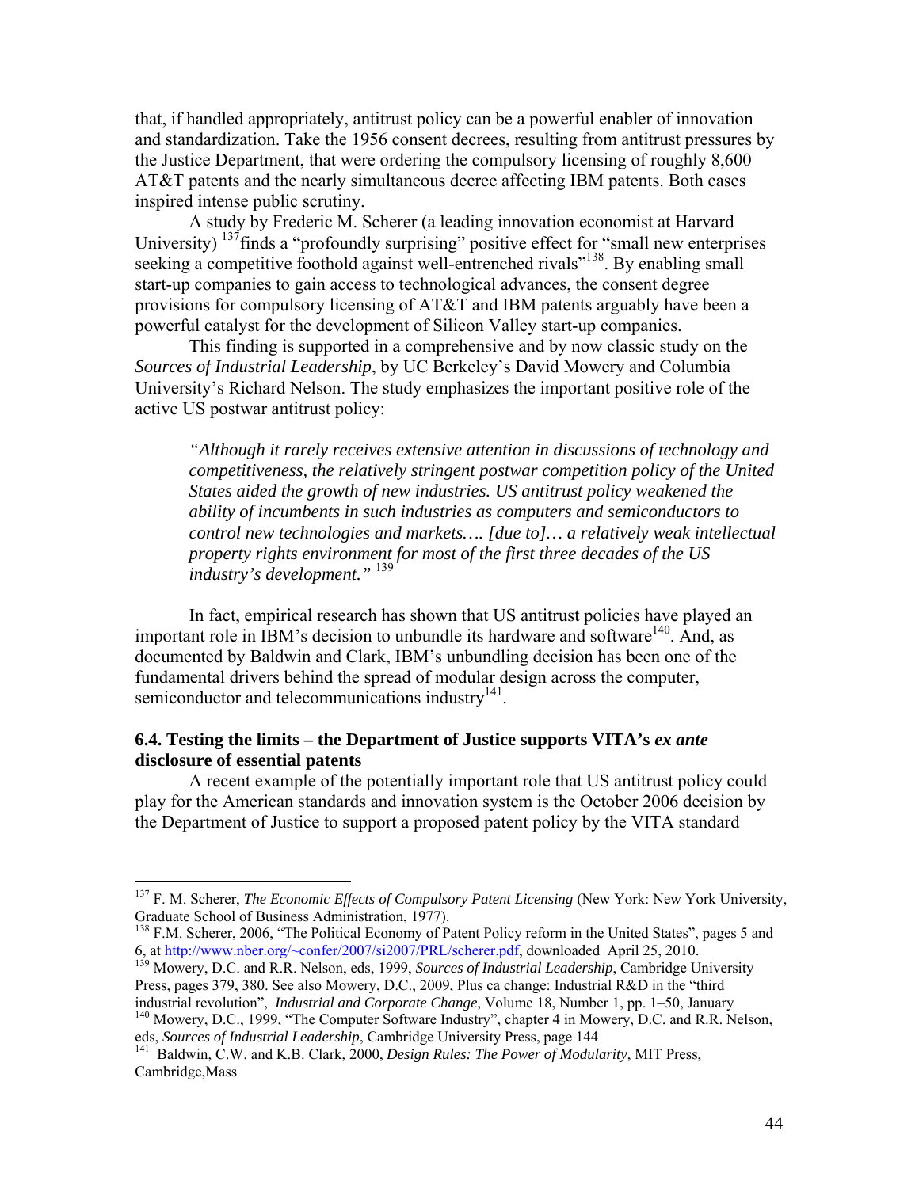that, if handled appropriately, antitrust policy can be a powerful enabler of innovation and standardization. Take the 1956 consent decrees, resulting from antitrust pressures by the Justice Department, that were ordering the compulsory licensing of roughly 8,600 AT&T patents and the nearly simultaneous decree affecting IBM patents. Both cases inspired intense public scrutiny.

A study by Frederic M. Scherer (a leading innovation economist at Harvard University) [137] finds a "profoundly surprising" positive effect for "small new enterprises seeking a competitive foothold against well-entrenched rivals"[138]. By enabling small start-up companies to gain access to technological advances, the consent degree provisions for compulsory licensing of AT&T and IBM patents arguably have been a powerful catalyst for the development of Silicon Valley start-up companies.

This finding is supported in a comprehensive and by now classic study on the *Sources of Industrial Leadership*, by UC Berkeley's David Mowery and Columbia University's Richard Nelson. The study emphasizes the important positive role of the active US postwar antitrust policy:

> *"Although it rarely receives extensive attention in discussions of technology and competitiveness, the relatively stringent postwar competition policy of the United States aided the growth of new industries. US antitrust policy weakened the ability of incumbents in such industries as computers and semiconductors to control new technologies and markets…. [due to]… a relatively weak intellectual property rights environment for most of the first three decades of the US industry's development."* [139]

In fact, empirical research has shown that US antitrust policies have played an important role in IBM's decision to unbundle its hardware and software[140]. And, as documented by Baldwin and Clark, IBM's unbundling decision has been one of the fundamental drivers behind the spread of modular design across the computer, semiconductor and telecommunications industry[141].

### 6.4. Testing the limits – the Department of Justice supports VITA's *ex ante* disclosure of essential patents

A recent example of the potentially important role that US antitrust policy could play for the American standards and innovation system is the October 2006 decision by the Department of Justice to support a proposed patent policy by the VITA standard

---

[137] F. M. Scherer, *The Economic Effects of Compulsory Patent Licensing* (New York: New York University, Graduate School of Business Administration, 1977).

[138] F.M. Scherer, 2006, "The Political Economy of Patent Policy reform in the United States", pages 5 and 6, at http://www.nber.org/~confer/2007/si2007/PRL/scherer.pdf, downloaded April 25, 2010.

[139] Mowery, D.C. and R.R. Nelson, eds, 1999, *Sources of Industrial Leadership*, Cambridge University Press, pages 379, 380. See also Mowery, D.C., 2009, Plus ca change: Industrial R&D in the "third industrial revolution", *Industrial and Corporate Change*, Volume 18, Number 1, pp. 1–50, January

[140] Mowery, D.C., 1999, "The Computer Software Industry", chapter 4 in Mowery, D.C. and R.R. Nelson, eds, *Sources of Industrial Leadership*, Cambridge University Press, page 144

[141] Baldwin, C.W. and K.B. Clark, 2000, *Design Rules: The Power of Modularity*, MIT Press, Cambridge,Mass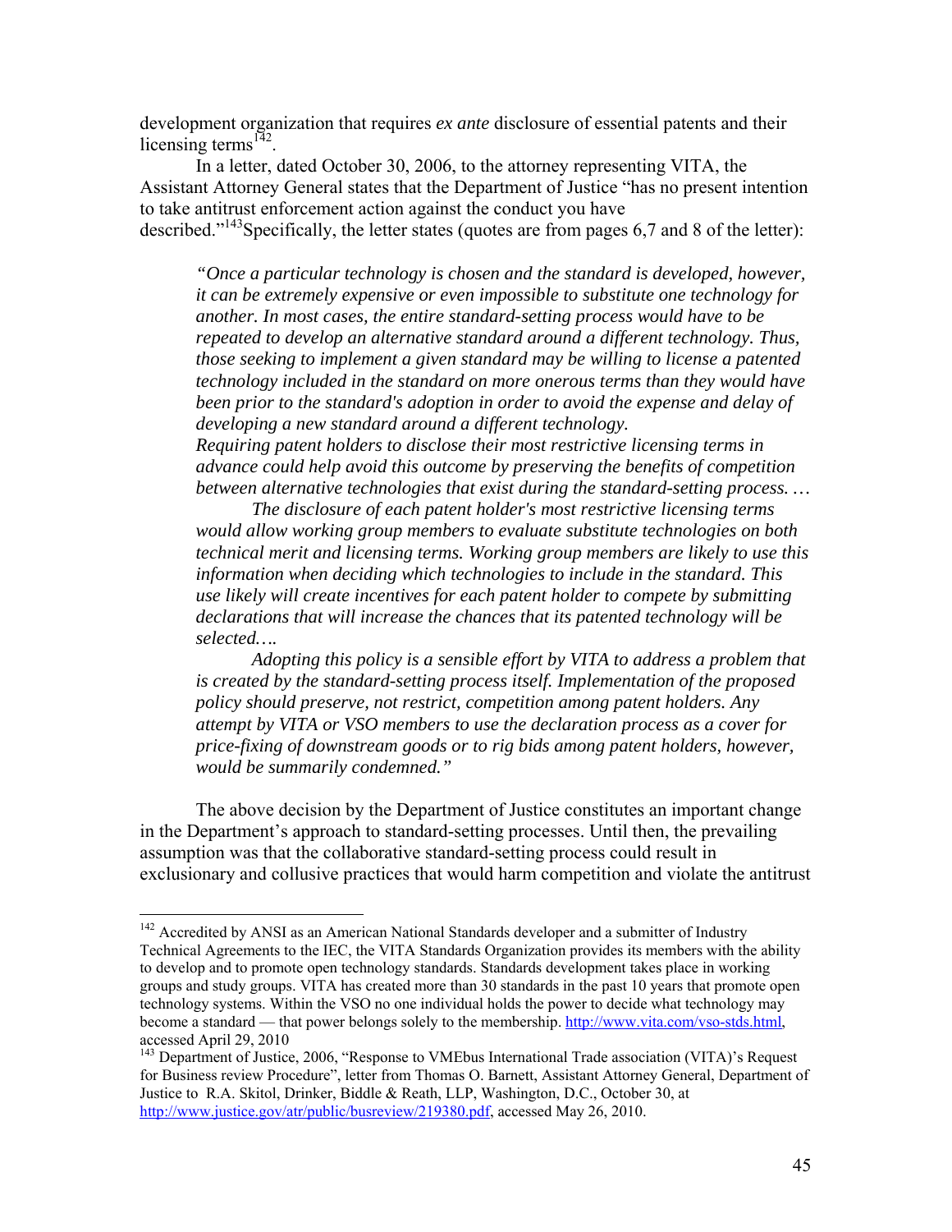development organization that requires *ex ante* disclosure of essential patents and their licensing terms[142].

In a letter, dated October 30, 2006, to the attorney representing VITA, the Assistant Attorney General states that the Department of Justice "has no present intention to take antitrust enforcement action against the conduct you have described."[143] Specifically, the letter states (quotes are from pages 6,7 and 8 of the letter):

> *"Once a particular technology is chosen and the standard is developed, however, it can be extremely expensive or even impossible to substitute one technology for another. In most cases, the entire standard-setting process would have to be repeated to develop an alternative standard around a different technology. Thus, those seeking to implement a given standard may be willing to license a patented technology included in the standard on more onerous terms than they would have been prior to the standard's adoption in order to avoid the expense and delay of developing a new standard around a different technology.*
> *Requiring patent holders to disclose their most restrictive licensing terms in advance could help avoid this outcome by preserving the benefits of competition between alternative technologies that exist during the standard-setting process. …*
>
> *The disclosure of each patent holder's most restrictive licensing terms would allow working group members to evaluate substitute technologies on both technical merit and licensing terms. Working group members are likely to use this information when deciding which technologies to include in the standard. This use likely will create incentives for each patent holder to compete by submitting declarations that will increase the chances that its patented technology will be selected….*
>
> *Adopting this policy is a sensible effort by VITA to address a problem that is created by the standard-setting process itself. Implementation of the proposed policy should preserve, not restrict, competition among patent holders. Any attempt by VITA or VSO members to use the declaration process as a cover for price-fixing of downstream goods or to rig bids among patent holders, however, would be summarily condemned."*

The above decision by the Department of Justice constitutes an important change in the Department's approach to standard-setting processes. Until then, the prevailing assumption was that the collaborative standard-setting process could result in exclusionary and collusive practices that would harm competition and violate the antitrust

---

[142] Accredited by ANSI as an American National Standards developer and a submitter of Industry Technical Agreements to the IEC, the VITA Standards Organization provides its members with the ability to develop and to promote open technology standards. Standards development takes place in working groups and study groups. VITA has created more than 30 standards in the past 10 years that promote open technology systems. Within the VSO no one individual holds the power to decide what technology may become a standard — that power belongs solely to the membership. http://www.vita.com/vso-stds.html, accessed April 29, 2010

[143] Department of Justice, 2006, "Response to VMEbus International Trade association (VITA)'s Request for Business review Procedure", letter from Thomas O. Barnett, Assistant Attorney General, Department of Justice to R.A. Skitol, Drinker, Biddle & Reath, LLP, Washington, D.C., October 30, at http://www.justice.gov/atr/public/busreview/219380.pdf, accessed May 26, 2010.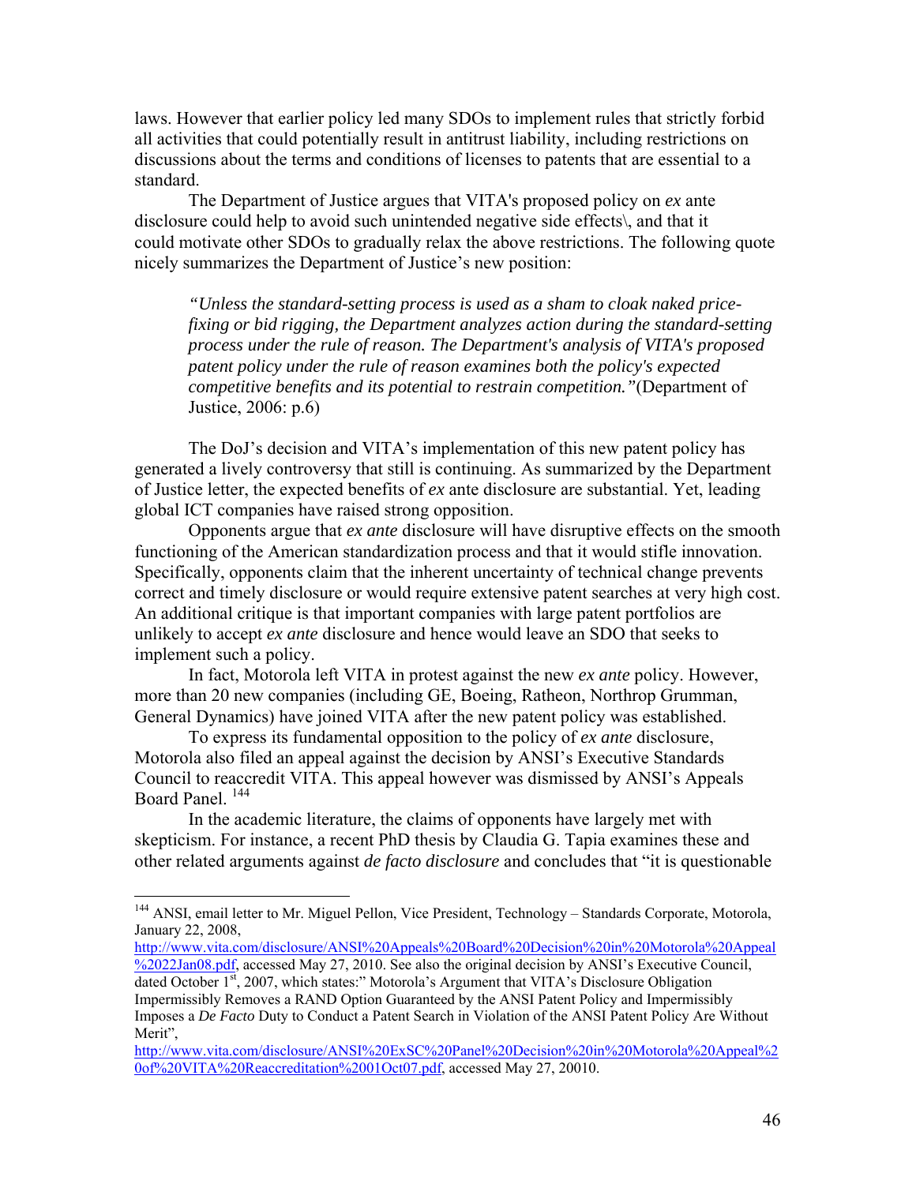laws. However that earlier policy led many SDOs to implement rules that strictly forbid all activities that could potentially result in antitrust liability, including restrictions on discussions about the terms and conditions of licenses to patents that are essential to a standard.

The Department of Justice argues that VITA's proposed policy on *ex* ante disclosure could help to avoid such unintended negative side effects\, and that it could motivate other SDOs to gradually relax the above restrictions. The following quote nicely summarizes the Department of Justice's new position:

> *"Unless the standard-setting process is used as a sham to cloak naked price-fixing or bid rigging, the Department analyzes action during the standard-setting process under the rule of reason. The Department's analysis of VITA's proposed patent policy under the rule of reason examines both the policy's expected competitive benefits and its potential to restrain competition."*(Department of Justice, 2006: p.6)

The DoJ's decision and VITA's implementation of this new patent policy has generated a lively controversy that still is continuing. As summarized by the Department of Justice letter, the expected benefits of *ex* ante disclosure are substantial. Yet, leading global ICT companies have raised strong opposition.

Opponents argue that *ex ante* disclosure will have disruptive effects on the smooth functioning of the American standardization process and that it would stifle innovation. Specifically, opponents claim that the inherent uncertainty of technical change prevents correct and timely disclosure or would require extensive patent searches at very high cost. An additional critique is that important companies with large patent portfolios are unlikely to accept *ex ante* disclosure and hence would leave an SDO that seeks to implement such a policy.

In fact, Motorola left VITA in protest against the new *ex ante* policy. However, more than 20 new companies (including GE, Boeing, Ratheon, Northrop Grumman, General Dynamics) have joined VITA after the new patent policy was established.

To express its fundamental opposition to the policy of *ex ante* disclosure, Motorola also filed an appeal against the decision by ANSI's Executive Standards Council to reaccredit VITA. This appeal however was dismissed by ANSI's Appeals Board Panel. [144]

In the academic literature, the claims of opponents have largely met with skepticism. For instance, a recent PhD thesis by Claudia G. Tapia examines these and other related arguments against *de facto disclosure* and concludes that "it is questionable

---

[144] ANSI, email letter to Mr. Miguel Pellon, Vice President, Technology – Standards Corporate, Motorola, January 22, 2008, http://www.vita.com/disclosure/ANSI%20Appeals%20Board%20Decision%20in%20Motorola%20Appeal%2022Jan08.pdf, accessed May 27, 2010. See also the original decision by ANSI's Executive Council, dated October 1st, 2007, which states:" Motorola's Argument that VITA's Disclosure Obligation Impermissibly Removes a RAND Option Guaranteed by the ANSI Patent Policy and Impermissibly Imposes a *De Facto* Duty to Conduct a Patent Search in Violation of the ANSI Patent Policy Are Without Merit", http://www.vita.com/disclosure/ANSI%20ExSC%20Panel%20Decision%20in%20Motorola%20Appeal%20of%20VITA%20Reaccreditation%2001Oct07.pdf, accessed May 27, 20010.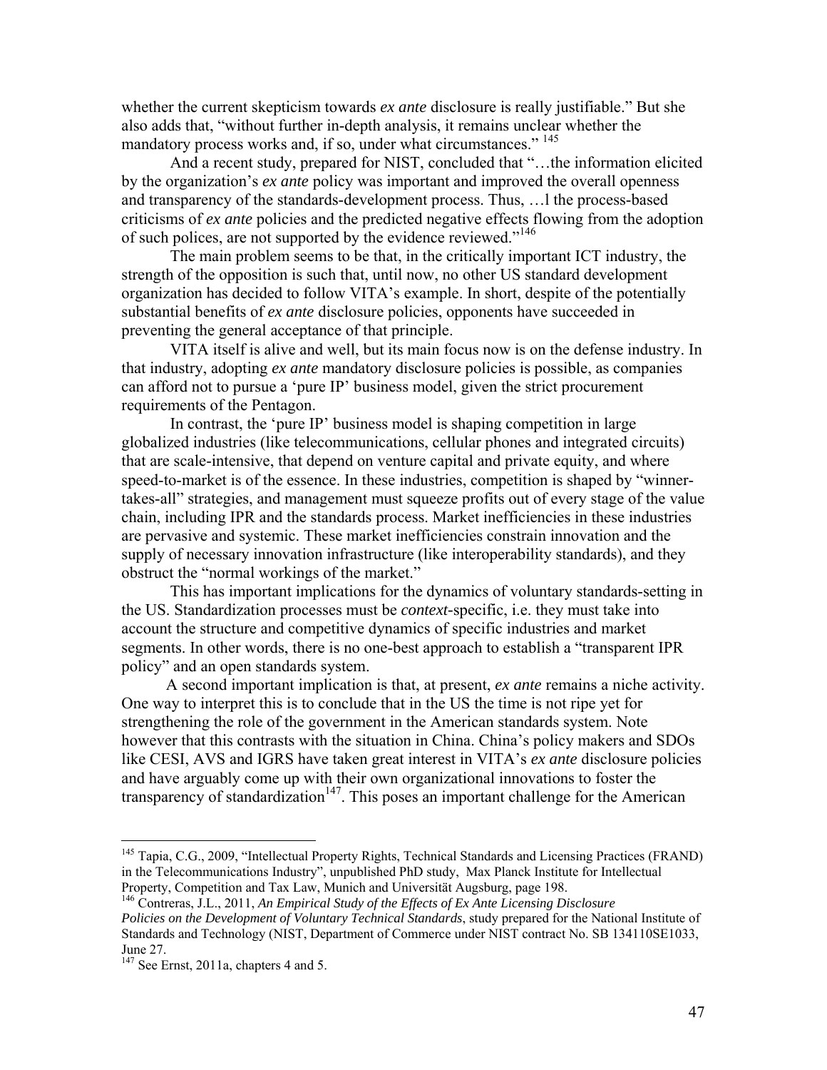whether the current skepticism towards *ex ante* disclosure is really justifiable." But she also adds that, "without further in-depth analysis, it remains unclear whether the mandatory process works and, if so, under what circumstances." [145]

And a recent study, prepared for NIST, concluded that "…the information elicited by the organization's *ex ante* policy was important and improved the overall openness and transparency of the standards-development process. Thus, …l the process-based criticisms of *ex ante* policies and the predicted negative effects flowing from the adoption of such polices, are not supported by the evidence reviewed."[146]

The main problem seems to be that, in the critically important ICT industry, the strength of the opposition is such that, until now, no other US standard development organization has decided to follow VITA's example. In short, despite of the potentially substantial benefits of *ex ante* disclosure policies, opponents have succeeded in preventing the general acceptance of that principle.

VITA itself is alive and well, but its main focus now is on the defense industry. In that industry, adopting *ex ante* mandatory disclosure policies is possible, as companies can afford not to pursue a 'pure IP' business model, given the strict procurement requirements of the Pentagon.

In contrast, the 'pure IP' business model is shaping competition in large globalized industries (like telecommunications, cellular phones and integrated circuits) that are scale-intensive, that depend on venture capital and private equity, and where speed-to-market is of the essence. In these industries, competition is shaped by "winner-takes-all" strategies, and management must squeeze profits out of every stage of the value chain, including IPR and the standards process. Market inefficiencies in these industries are pervasive and systemic. These market inefficiencies constrain innovation and the supply of necessary innovation infrastructure (like interoperability standards), and they obstruct the "normal workings of the market."

This has important implications for the dynamics of voluntary standards-setting in the US. Standardization processes must be *context*-specific, i.e. they must take into account the structure and competitive dynamics of specific industries and market segments. In other words, there is no one-best approach to establish a "transparent IPR policy" and an open standards system.

A second important implication is that, at present, *ex ante* remains a niche activity. One way to interpret this is to conclude that in the US the time is not ripe yet for strengthening the role of the government in the American standards system. Note however that this contrasts with the situation in China. China's policy makers and SDOs like CESI, AVS and IGRS have taken great interest in VITA's *ex ante* disclosure policies and have arguably come up with their own organizational innovations to foster the transparency of standardization[147]. This poses an important challenge for the American

---

[145] Tapia, C.G., 2009, "Intellectual Property Rights, Technical Standards and Licensing Practices (FRAND) in the Telecommunications Industry", unpublished PhD study, Max Planck Institute for Intellectual Property, Competition and Tax Law, Munich and Universität Augsburg, page 198.

[146] Contreras, J.L., 2011, *An Empirical Study of the Effects of Ex Ante Licensing Disclosure Policies on the Development of Voluntary Technical Standards*, study prepared for the National Institute of Standards and Technology (NIST, Department of Commerce under NIST contract No. SB 134110SE1033, June 27.

[147] See Ernst, 2011a, chapters 4 and 5.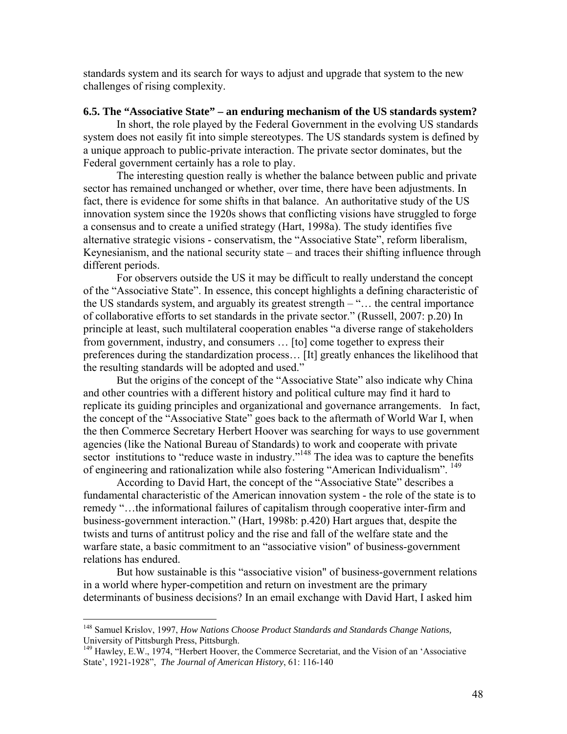standards system and its search for ways to adjust and upgrade that system to the new challenges of rising complexity.

### 6.5. The "Associative State" – an enduring mechanism of the US standards system?

In short, the role played by the Federal Government in the evolving US standards system does not easily fit into simple stereotypes. The US standards system is defined by a unique approach to public-private interaction. The private sector dominates, but the Federal government certainly has a role to play.

The interesting question really is whether the balance between public and private sector has remained unchanged or whether, over time, there have been adjustments. In fact, there is evidence for some shifts in that balance. An authoritative study of the US innovation system since the 1920s shows that conflicting visions have struggled to forge a consensus and to create a unified strategy (Hart, 1998a). The study identifies five alternative strategic visions - conservatism, the "Associative State", reform liberalism, Keynesianism, and the national security state – and traces their shifting influence through different periods.

For observers outside the US it may be difficult to really understand the concept of the "Associative State". In essence, this concept highlights a defining characteristic of the US standards system, and arguably its greatest strength – "… the central importance of collaborative efforts to set standards in the private sector." (Russell, 2007: p.20) In principle at least, such multilateral cooperation enables "a diverse range of stakeholders from government, industry, and consumers … [to] come together to express their preferences during the standardization process… [It] greatly enhances the likelihood that the resulting standards will be adopted and used."

But the origins of the concept of the "Associative State" also indicate why China and other countries with a different history and political culture may find it hard to replicate its guiding principles and organizational and governance arrangements. In fact, the concept of the "Associative State" goes back to the aftermath of World War I, when the then Commerce Secretary Herbert Hoover was searching for ways to use government agencies (like the National Bureau of Standards) to work and cooperate with private sector institutions to "reduce waste in industry."[148] The idea was to capture the benefits of engineering and rationalization while also fostering "American Individualism". [149]

According to David Hart, the concept of the "Associative State" describes a fundamental characteristic of the American innovation system - the role of the state is to remedy "…the informational failures of capitalism through cooperative inter-firm and business-government interaction." (Hart, 1998b: p.420) Hart argues that, despite the twists and turns of antitrust policy and the rise and fall of the welfare state and the warfare state, a basic commitment to an "associative vision" of business-government relations has endured.

But how sustainable is this "associative vision" of business-government relations in a world where hyper-competition and return on investment are the primary determinants of business decisions? In an email exchange with David Hart, I asked him

---

[148] Samuel Krislov, 1997, *How Nations Choose Product Standards and Standards Change Nations,* University of Pittsburgh Press, Pittsburgh.

[149] Hawley, E.W., 1974, "Herbert Hoover, the Commerce Secretariat, and the Vision of an 'Associative State', 1921-1928", *The Journal of American History*, 61: 116-140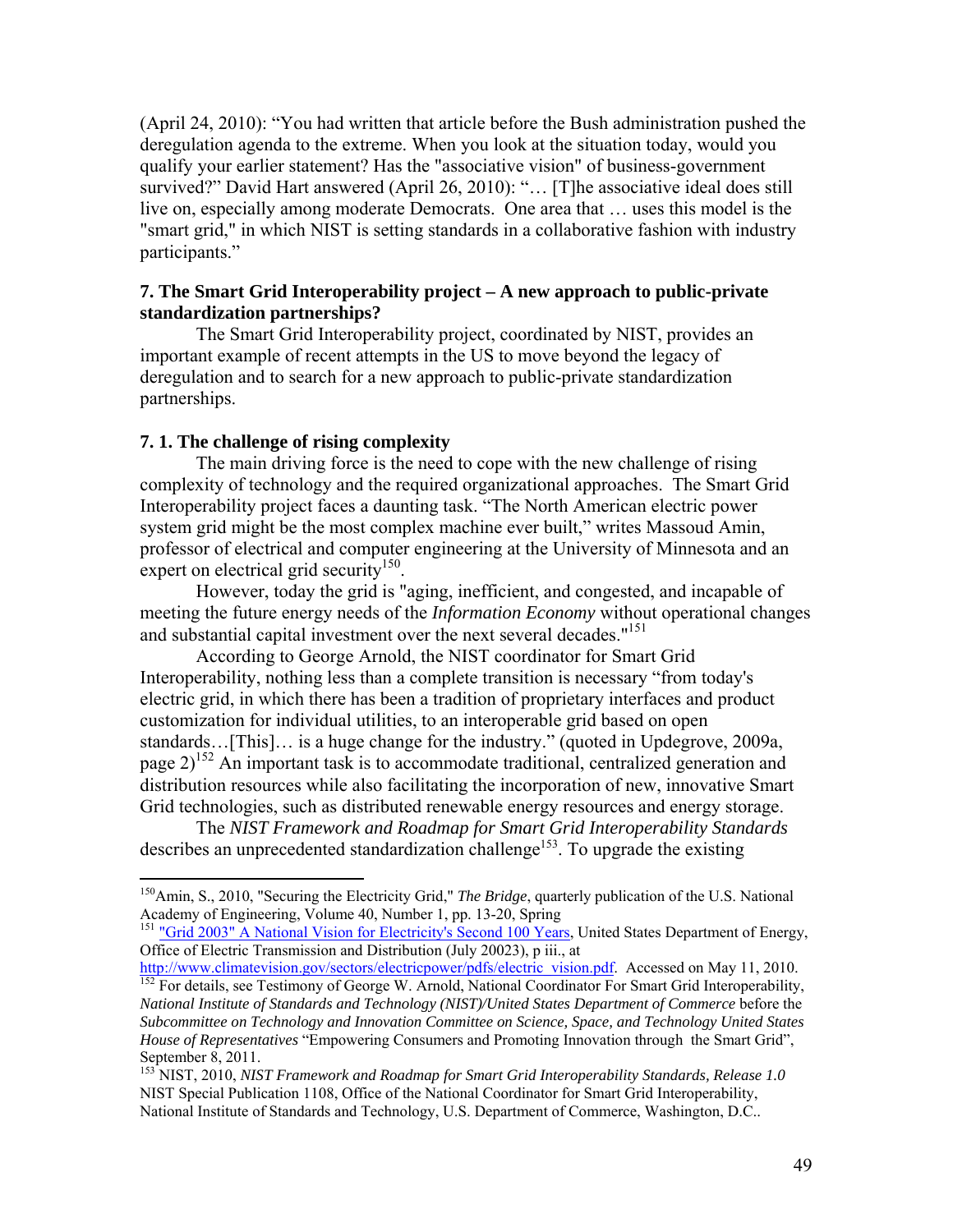(April 24, 2010): "You had written that article before the Bush administration pushed the deregulation agenda to the extreme. When you look at the situation today, would you qualify your earlier statement? Has the "associative vision" of business-government survived?" David Hart answered (April 26, 2010): "… [T]he associative ideal does still live on, especially among moderate Democrats. One area that … uses this model is the "smart grid," in which NIST is setting standards in a collaborative fashion with industry participants."

### 7. The Smart Grid Interoperability project – A new approach to public-private standardization partnerships?

The Smart Grid Interoperability project, coordinated by NIST, provides an important example of recent attempts in the US to move beyond the legacy of deregulation and to search for a new approach to public-private standardization partnerships.

### 7. 1. The challenge of rising complexity

The main driving force is the need to cope with the new challenge of rising complexity of technology and the required organizational approaches. The Smart Grid Interoperability project faces a daunting task. "The North American electric power system grid might be the most complex machine ever built," writes Massoud Amin, professor of electrical and computer engineering at the University of Minnesota and an expert on electrical grid security[150].

However, today the grid is "aging, inefficient, and congested, and incapable of meeting the future energy needs of the *Information Economy* without operational changes and substantial capital investment over the next several decades."[151]

According to George Arnold, the NIST coordinator for Smart Grid Interoperability, nothing less than a complete transition is necessary "from today's electric grid, in which there has been a tradition of proprietary interfaces and product customization for individual utilities, to an interoperable grid based on open standards…[This]… is a huge change for the industry." (quoted in Updegrove, 2009a, page 2)[152] An important task is to accommodate traditional, centralized generation and distribution resources while also facilitating the incorporation of new, innovative Smart Grid technologies, such as distributed renewable energy resources and energy storage.

The *NIST Framework and Roadmap for Smart Grid Interoperability Standards* describes an unprecedented standardization challenge[153]. To upgrade the existing

---

[150] Amin, S., 2010, "Securing the Electricity Grid," *The Bridge*, quarterly publication of the U.S. National Academy of Engineering, Volume 40, Number 1, pp. 13-20, Spring

[151] "Grid 2003" A National Vision for Electricity's Second 100 Years, United States Department of Energy, Office of Electric Transmission and Distribution (July 20023), p iii., at http://www.climatevision.gov/sectors/electricpower/pdfs/electric_vision.pdf. Accessed on May 11, 2010.

[152] For details, see Testimony of George W. Arnold, National Coordinator For Smart Grid Interoperability, *National Institute of Standards and Technology (NIST)/United States Department of Commerce* before the *Subcommittee on Technology and Innovation Committee on Science, Space, and Technology United States House of Representatives* "Empowering Consumers and Promoting Innovation through the Smart Grid", September 8, 2011.

[153] NIST, 2010, *NIST Framework and Roadmap for Smart Grid Interoperability Standards, Release 1.0* NIST Special Publication 1108, Office of the National Coordinator for Smart Grid Interoperability, National Institute of Standards and Technology, U.S. Department of Commerce, Washington, D.C..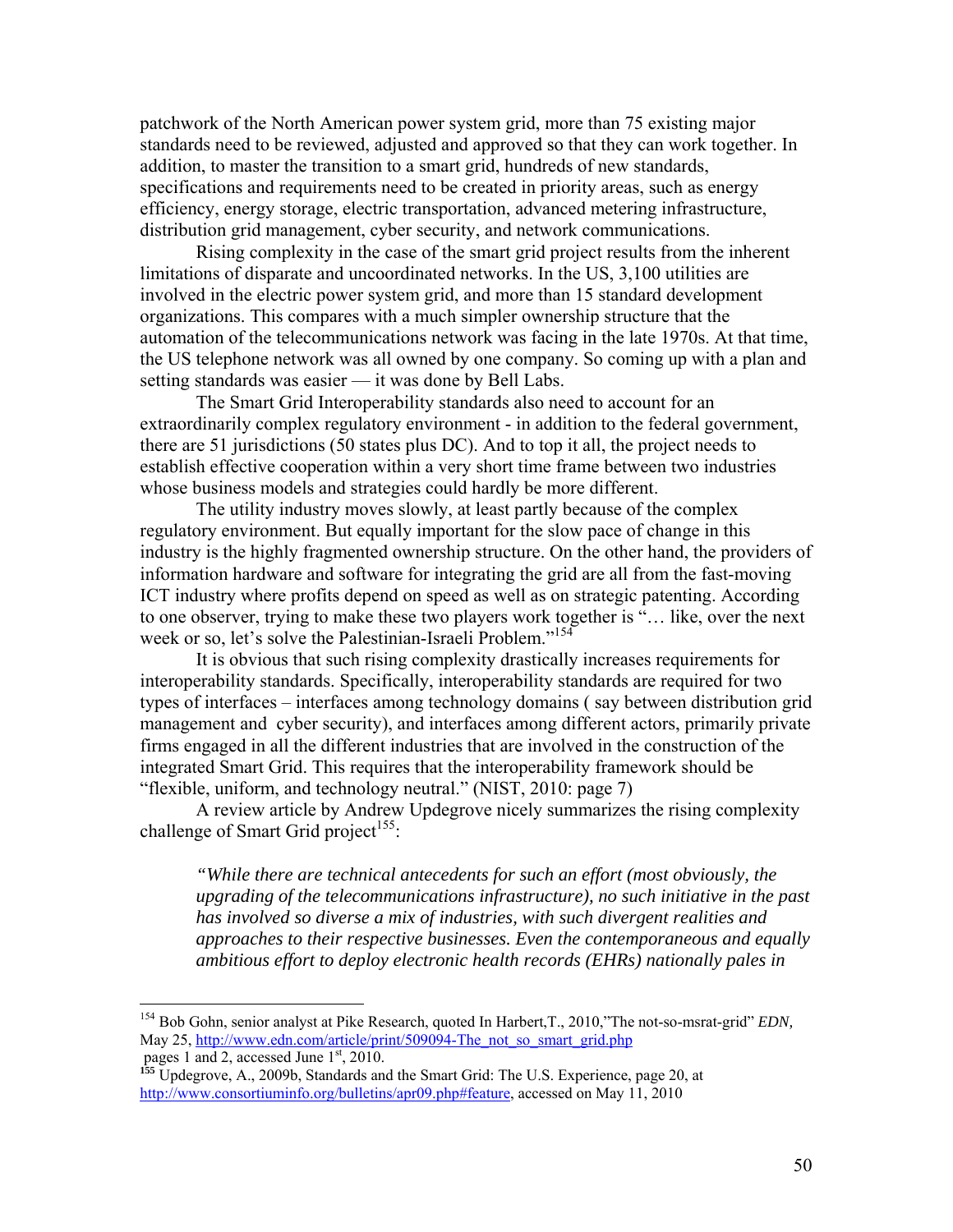patchwork of the North American power system grid, more than 75 existing major standards need to be reviewed, adjusted and approved so that they can work together. In addition, to master the transition to a smart grid, hundreds of new standards, specifications and requirements need to be created in priority areas, such as energy efficiency, energy storage, electric transportation, advanced metering infrastructure, distribution grid management, cyber security, and network communications.

Rising complexity in the case of the smart grid project results from the inherent limitations of disparate and uncoordinated networks. In the US, 3,100 utilities are involved in the electric power system grid, and more than 15 standard development organizations. This compares with a much simpler ownership structure that the automation of the telecommunications network was facing in the late 1970s. At that time, the US telephone network was all owned by one company. So coming up with a plan and setting standards was easier — it was done by Bell Labs.

The Smart Grid Interoperability standards also need to account for an extraordinarily complex regulatory environment - in addition to the federal government, there are 51 jurisdictions (50 states plus DC). And to top it all, the project needs to establish effective cooperation within a very short time frame between two industries whose business models and strategies could hardly be more different.

The utility industry moves slowly, at least partly because of the complex regulatory environment. But equally important for the slow pace of change in this industry is the highly fragmented ownership structure. On the other hand, the providers of information hardware and software for integrating the grid are all from the fast-moving ICT industry where profits depend on speed as well as on strategic patenting. According to one observer, trying to make these two players work together is "… like, over the next week or so, let's solve the Palestinian-Israeli Problem."[154]

It is obvious that such rising complexity drastically increases requirements for interoperability standards. Specifically, interoperability standards are required for two types of interfaces – interfaces among technology domains ( say between distribution grid management and cyber security), and interfaces among different actors, primarily private firms engaged in all the different industries that are involved in the construction of the integrated Smart Grid. This requires that the interoperability framework should be "flexible, uniform, and technology neutral." (NIST, 2010: page 7)

A review article by Andrew Updegrove nicely summarizes the rising complexity challenge of Smart Grid project[155]:

> *"While there are technical antecedents for such an effort (most obviously, the upgrading of the telecommunications infrastructure), no such initiative in the past has involved so diverse a mix of industries, with such divergent realities and approaches to their respective businesses. Even the contemporaneous and equally ambitious effort to deploy electronic health records (EHRs) nationally pales in*

---

[154] Bob Gohn, senior analyst at Pike Research, quoted In Harbert,T., 2010,"The not-so-msrat-grid" *EDN,* May 25, http://www.edn.com/article/print/509094-The_not_so_smart_grid.php pages 1 and 2, accessed June 1st, 2010.

[155] Updegrove, A., 2009b, Standards and the Smart Grid: The U.S. Experience, page 20, at http://www.consortiuminfo.org/bulletins/apr09.php#feature, accessed on May 11, 2010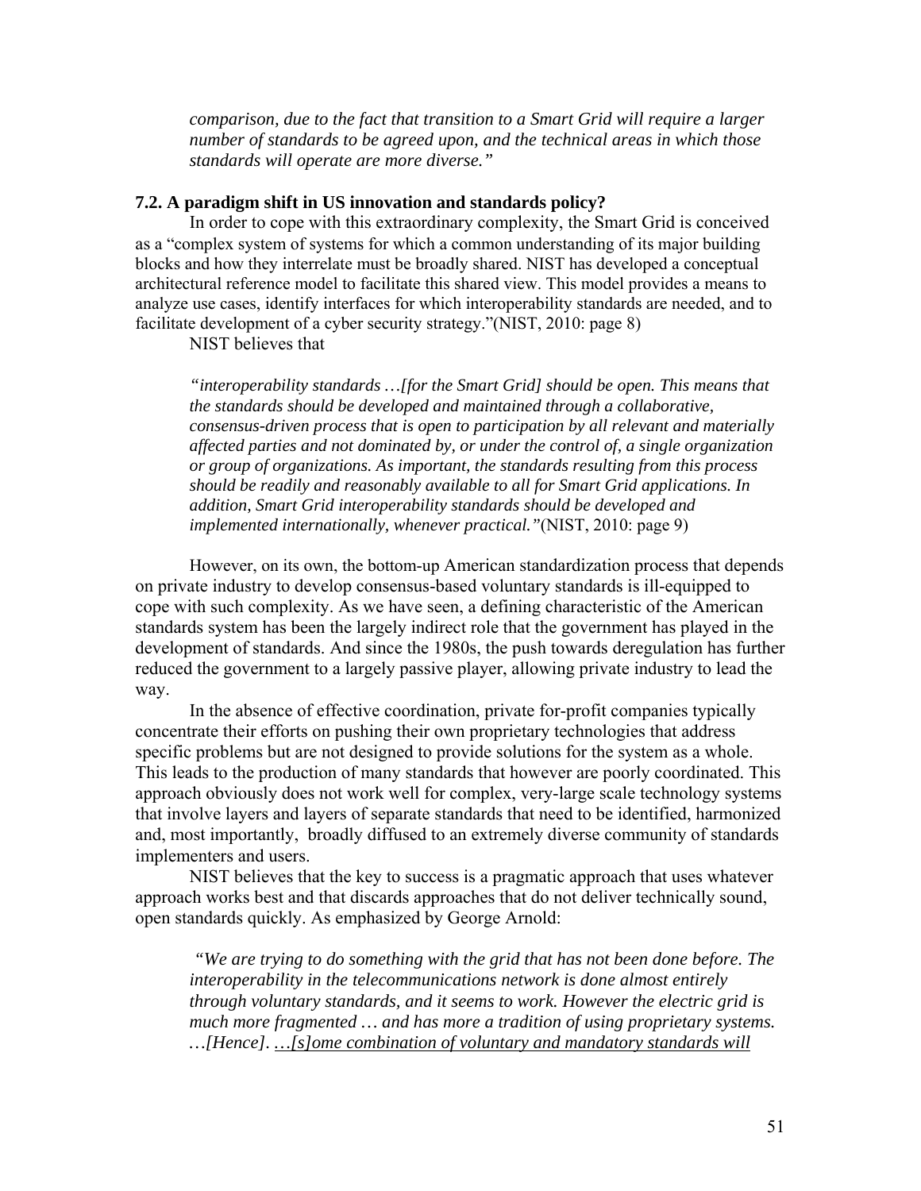*comparison, due to the fact that transition to a Smart Grid will require a larger number of standards to be agreed upon, and the technical areas in which those standards will operate are more diverse."*

### 7.2. A paradigm shift in US innovation and standards policy?

In order to cope with this extraordinary complexity, the Smart Grid is conceived as a "complex system of systems for which a common understanding of its major building blocks and how they interrelate must be broadly shared. NIST has developed a conceptual architectural reference model to facilitate this shared view. This model provides a means to analyze use cases, identify interfaces for which interoperability standards are needed, and to facilitate development of a cyber security strategy."(NIST, 2010: page 8)

NIST believes that

> *"interoperability standards …[for the Smart Grid] should be open. This means that the standards should be developed and maintained through a collaborative, consensus-driven process that is open to participation by all relevant and materially affected parties and not dominated by, or under the control of, a single organization or group of organizations. As important, the standards resulting from this process should be readily and reasonably available to all for Smart Grid applications. In addition, Smart Grid interoperability standards should be developed and implemented internationally, whenever practical."*(NIST, 2010: page 9)

However, on its own, the bottom-up American standardization process that depends on private industry to develop consensus-based voluntary standards is ill-equipped to cope with such complexity. As we have seen, a defining characteristic of the American standards system has been the largely indirect role that the government has played in the development of standards. And since the 1980s, the push towards deregulation has further reduced the government to a largely passive player, allowing private industry to lead the way.

In the absence of effective coordination, private for-profit companies typically concentrate their efforts on pushing their own proprietary technologies that address specific problems but are not designed to provide solutions for the system as a whole. This leads to the production of many standards that however are poorly coordinated. This approach obviously does not work well for complex, very-large scale technology systems that involve layers and layers of separate standards that need to be identified, harmonized and, most importantly, broadly diffused to an extremely diverse community of standards implementers and users.

NIST believes that the key to success is a pragmatic approach that uses whatever approach works best and that discards approaches that do not deliver technically sound, open standards quickly. As emphasized by George Arnold:

> *"We are trying to do something with the grid that has not been done before. The interoperability in the telecommunications network is done almost entirely through voluntary standards, and it seems to work. However the electric grid is much more fragmented … and has more a tradition of using proprietary systems. …[Hence]. <u>…[s]ome combination of voluntary and mandatory standards will</u>*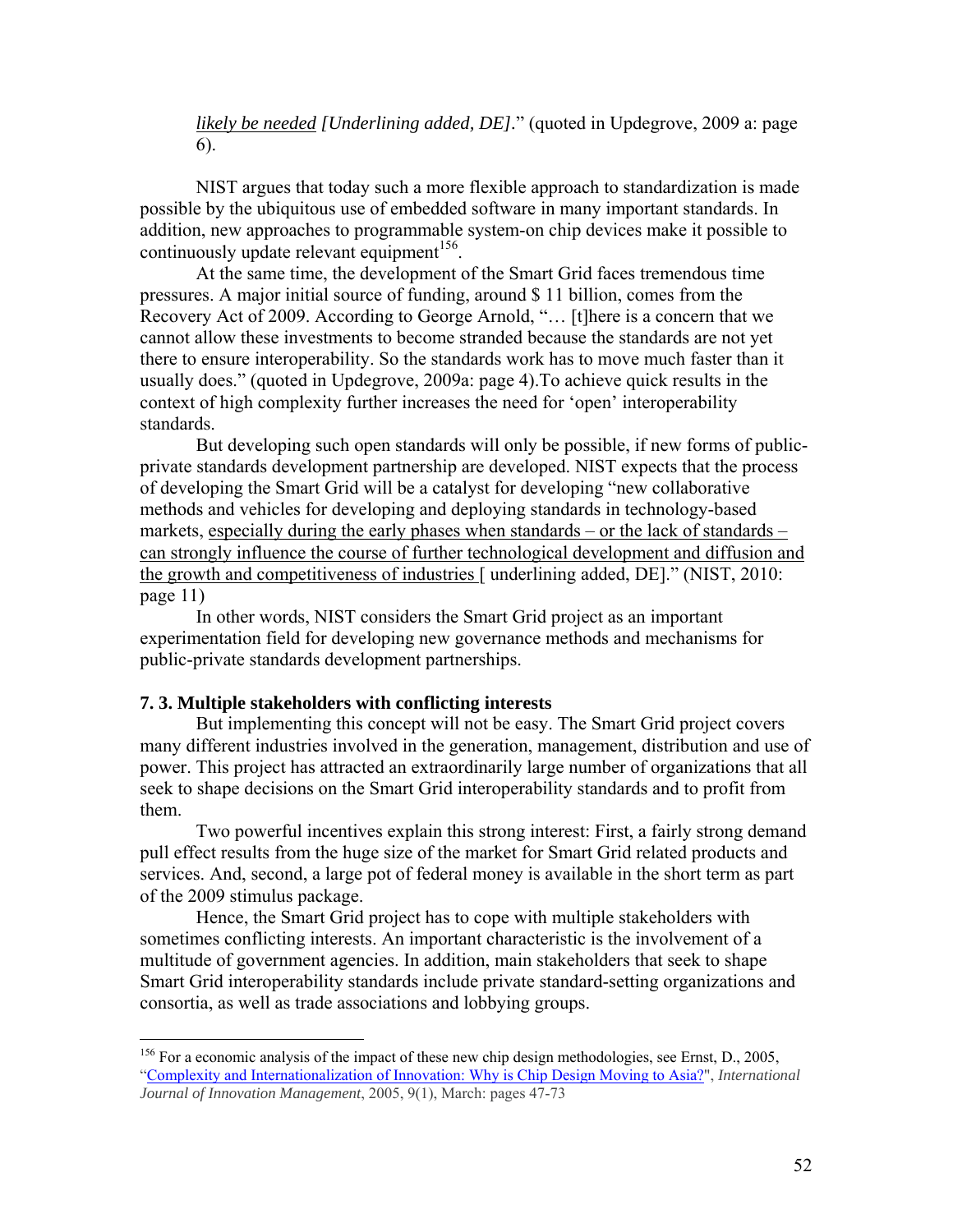> <u>likely be needed</u> *[Underlining added, DE]*." (quoted in Updegrove, 2009 a: page 6).

NIST argues that today such a more flexible approach to standardization is made possible by the ubiquitous use of embedded software in many important standards. In addition, new approaches to programmable system-on chip devices make it possible to continuously update relevant equipment[156].

At the same time, the development of the Smart Grid faces tremendous time pressures. A major initial source of funding, around $ 11 billion, comes from the Recovery Act of 2009. According to George Arnold, "… [t]here is a concern that we cannot allow these investments to become stranded because the standards are not yet there to ensure interoperability. So the standards work has to move much faster than it usually does." (quoted in Updegrove, 2009a: page 4).To achieve quick results in the context of high complexity further increases the need for 'open' interoperability standards.

But developing such open standards will only be possible, if new forms of public-private standards development partnership are developed. NIST expects that the process of developing the Smart Grid will be a catalyst for developing "new collaborative methods and vehicles for developing and deploying standards in technology-based markets, <u>especially during the early phases when standards – or the lack of standards – can strongly influence the course of further technological development and diffusion and the growth and competitiveness of industries</u> [ underlining added, DE]." (NIST, 2010: page 11)

In other words, NIST considers the Smart Grid project as an important experimentation field for developing new governance methods and mechanisms for public-private standards development partnerships.

### 7. 3. Multiple stakeholders with conflicting interests

But implementing this concept will not be easy. The Smart Grid project covers many different industries involved in the generation, management, distribution and use of power. This project has attracted an extraordinarily large number of organizations that all seek to shape decisions on the Smart Grid interoperability standards and to profit from them.

Two powerful incentives explain this strong interest: First, a fairly strong demand pull effect results from the huge size of the market for Smart Grid related products and services. And, second, a large pot of federal money is available in the short term as part of the 2009 stimulus package.

Hence, the Smart Grid project has to cope with multiple stakeholders with sometimes conflicting interests. An important characteristic is the involvement of a multitude of government agencies. In addition, main stakeholders that seek to shape Smart Grid interoperability standards include private standard-setting organizations and consortia, as well as trade associations and lobbying groups.

---

[156] For a economic analysis of the impact of these new chip design methodologies, see Ernst, D., 2005, "Complexity and Internationalization of Innovation: Why is Chip Design Moving to Asia?", *International Journal of Innovation Management*, 2005, 9(1), March: pages 47-73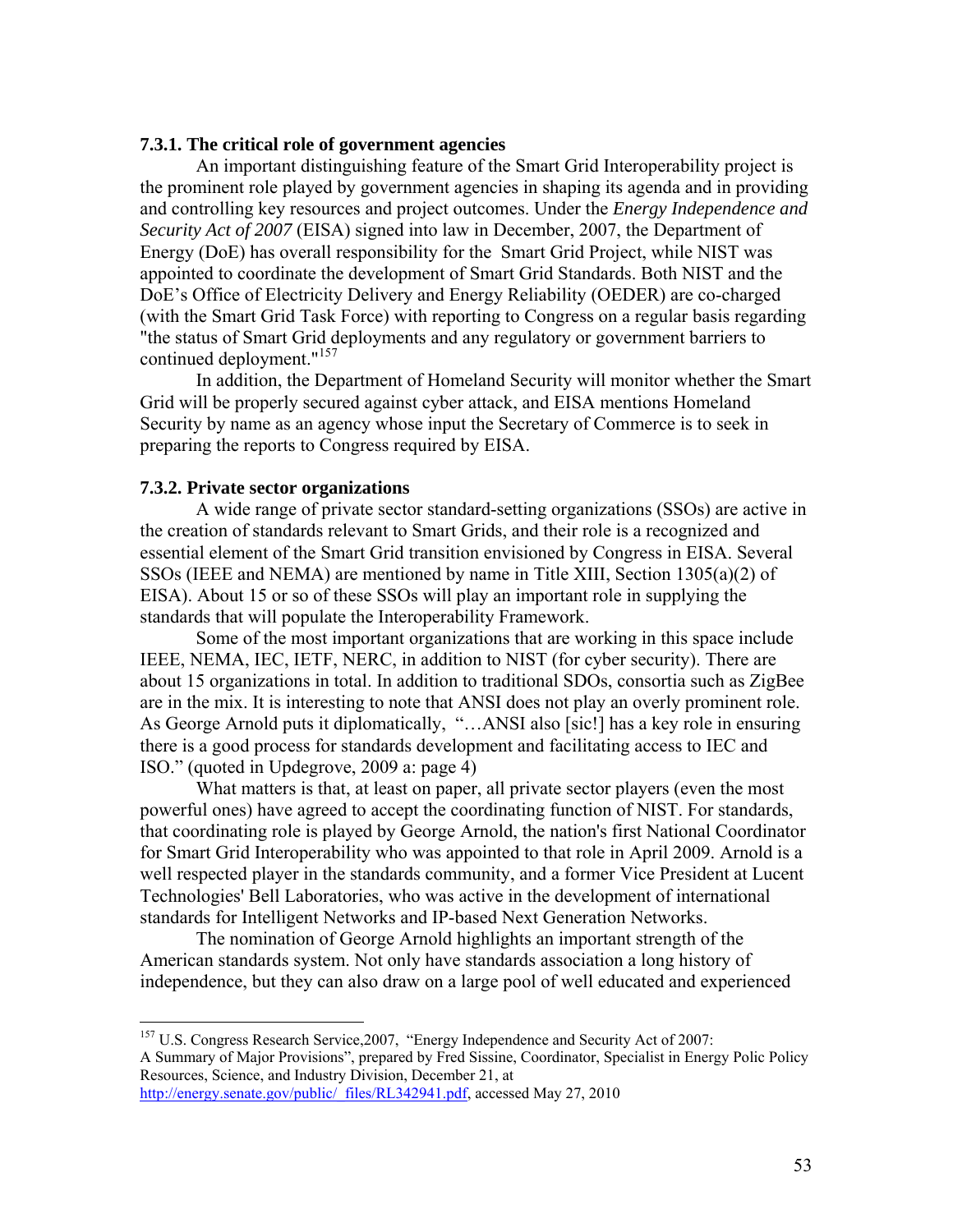### 7.3.1. The critical role of government agencies

An important distinguishing feature of the Smart Grid Interoperability project is the prominent role played by government agencies in shaping its agenda and in providing and controlling key resources and project outcomes. Under the *Energy Independence and Security Act of 2007* (EISA) signed into law in December, 2007, the Department of Energy (DoE) has overall responsibility for the Smart Grid Project, while NIST was appointed to coordinate the development of Smart Grid Standards. Both NIST and the DoE's Office of Electricity Delivery and Energy Reliability (OEDER) are co-charged (with the Smart Grid Task Force) with reporting to Congress on a regular basis regarding "the status of Smart Grid deployments and any regulatory or government barriers to continued deployment."[157]

In addition, the Department of Homeland Security will monitor whether the Smart Grid will be properly secured against cyber attack, and EISA mentions Homeland Security by name as an agency whose input the Secretary of Commerce is to seek in preparing the reports to Congress required by EISA.

### 7.3.2. Private sector organizations

A wide range of private sector standard-setting organizations (SSOs) are active in the creation of standards relevant to Smart Grids, and their role is a recognized and essential element of the Smart Grid transition envisioned by Congress in EISA. Several SSOs (IEEE and NEMA) are mentioned by name in Title XIII, Section 1305(a)(2) of EISA). About 15 or so of these SSOs will play an important role in supplying the standards that will populate the Interoperability Framework.

Some of the most important organizations that are working in this space include IEEE, NEMA, IEC, IETF, NERC, in addition to NIST (for cyber security). There are about 15 organizations in total. In addition to traditional SDOs, consortia such as ZigBee are in the mix. It is interesting to note that ANSI does not play an overly prominent role. As George Arnold puts it diplomatically, "…ANSI also [sic!] has a key role in ensuring there is a good process for standards development and facilitating access to IEC and ISO." (quoted in Updegrove, 2009 a: page 4)

What matters is that, at least on paper, all private sector players (even the most powerful ones) have agreed to accept the coordinating function of NIST. For standards, that coordinating role is played by George Arnold, the nation's first National Coordinator for Smart Grid Interoperability who was appointed to that role in April 2009. Arnold is a well respected player in the standards community, and a former Vice President at Lucent Technologies' Bell Laboratories, who was active in the development of international standards for Intelligent Networks and IP-based Next Generation Networks.

The nomination of George Arnold highlights an important strength of the American standards system. Not only have standards association a long history of independence, but they can also draw on a large pool of well educated and experienced

---

[157] U.S. Congress Research Service,2007, "Energy Independence and Security Act of 2007: A Summary of Major Provisions", prepared by Fred Sissine, Coordinator, Specialist in Energy Polic Policy Resources, Science, and Industry Division, December 21, at http://energy.senate.gov/public/_files/RL342941.pdf, accessed May 27, 2010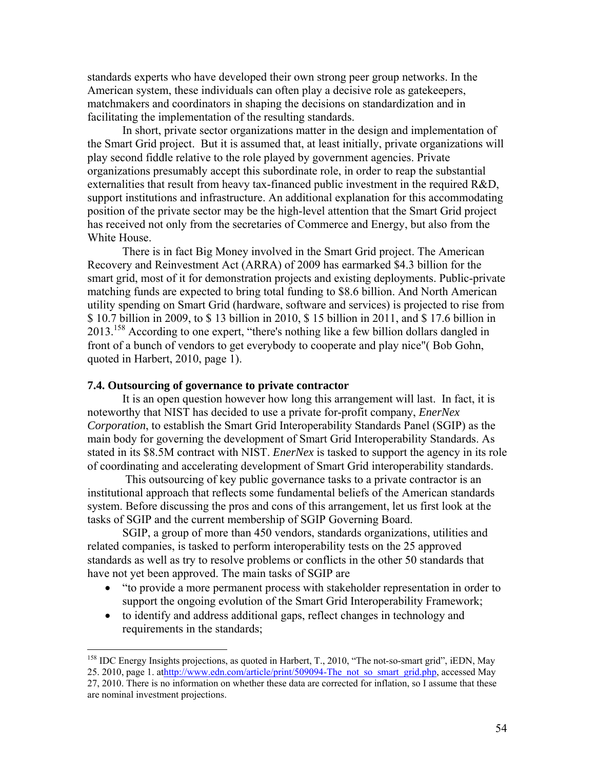standards experts who have developed their own strong peer group networks. In the American system, these individuals can often play a decisive role as gatekeepers, matchmakers and coordinators in shaping the decisions on standardization and in facilitating the implementation of the resulting standards.

In short, private sector organizations matter in the design and implementation of the Smart Grid project. But it is assumed that, at least initially, private organizations will play second fiddle relative to the role played by government agencies. Private organizations presumably accept this subordinate role, in order to reap the substantial externalities that result from heavy tax-financed public investment in the required R&D, support institutions and infrastructure. An additional explanation for this accommodating position of the private sector may be the high-level attention that the Smart Grid project has received not only from the secretaries of Commerce and Energy, but also from the White House.

There is in fact Big Money involved in the Smart Grid project. The American Recovery and Reinvestment Act (ARRA) of 2009 has earmarked $4.3 billion for the smart grid, most of it for demonstration projects and existing deployments. Public-private matching funds are expected to bring total funding to $8.6 billion. And North American utility spending on Smart Grid (hardware, software and services) is projected to rise from $ 10.7 billion in 2009, to $ 13 billion in 2010, $ 15 billion in 2011, and $ 17.6 billion in 2013.[158] According to one expert, "there's nothing like a few billion dollars dangled in front of a bunch of vendors to get everybody to cooperate and play nice"( Bob Gohn, quoted in Harbert, 2010, page 1).

### 7.4. Outsourcing of governance to private contractor

It is an open question however how long this arrangement will last. In fact, it is noteworthy that NIST has decided to use a private for-profit company, *EnerNex Corporation*, to establish the Smart Grid Interoperability Standards Panel (SGIP) as the main body for governing the development of Smart Grid Interoperability Standards. As stated in its $8.5M contract with NIST. *EnerNex* is tasked to support the agency in its role of coordinating and accelerating development of Smart Grid interoperability standards.

This outsourcing of key public governance tasks to a private contractor is an institutional approach that reflects some fundamental beliefs of the American standards system. Before discussing the pros and cons of this arrangement, let us first look at the tasks of SGIP and the current membership of SGIP Governing Board.

SGIP, a group of more than 450 vendors, standards organizations, utilities and related companies, is tasked to perform interoperability tests on the 25 approved standards as well as try to resolve problems or conflicts in the other 50 standards that have not yet been approved. The main tasks of SGIP are

- "to provide a more permanent process with stakeholder representation in order to support the ongoing evolution of the Smart Grid Interoperability Framework;
- to identify and address additional gaps, reflect changes in technology and requirements in the standards;

---

[158] IDC Energy Insights projections, as quoted in Harbert, T., 2010, "The not-so-smart grid", iEDN, May 25. 2010, page 1. athttp://www.edn.com/article/print/509094-The_not_so_smart_grid.php, accessed May 27, 2010. There is no information on whether these data are corrected for inflation, so I assume that these are nominal investment projections.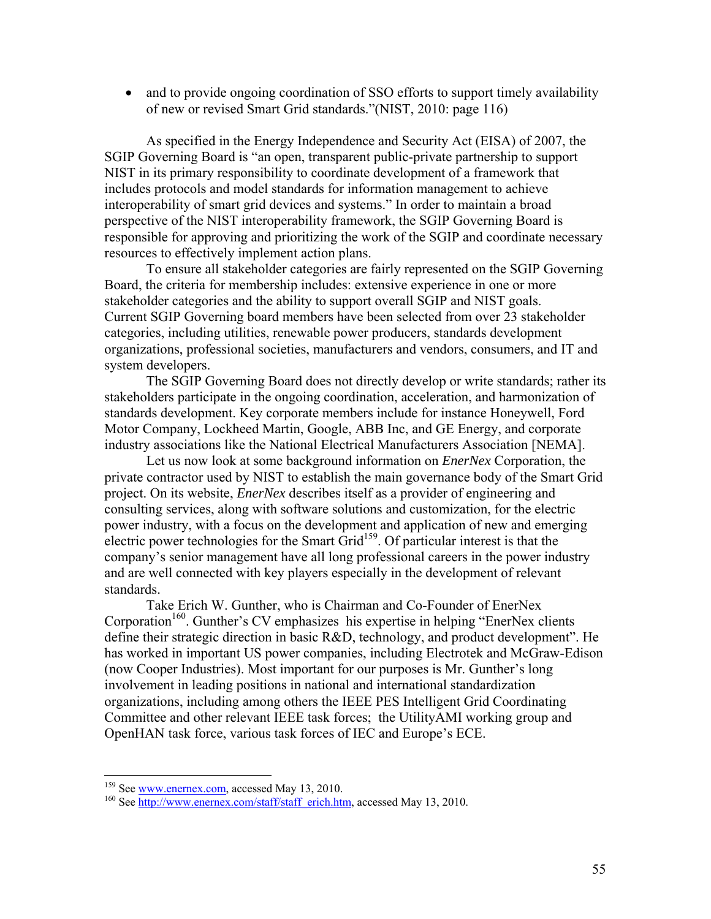- and to provide ongoing coordination of SSO efforts to support timely availability of new or revised Smart Grid standards."(NIST, 2010: page 116)

As specified in the Energy Independence and Security Act (EISA) of 2007, the SGIP Governing Board is "an open, transparent public-private partnership to support NIST in its primary responsibility to coordinate development of a framework that includes protocols and model standards for information management to achieve interoperability of smart grid devices and systems." In order to maintain a broad perspective of the NIST interoperability framework, the SGIP Governing Board is responsible for approving and prioritizing the work of the SGIP and coordinate necessary resources to effectively implement action plans.

To ensure all stakeholder categories are fairly represented on the SGIP Governing Board, the criteria for membership includes: extensive experience in one or more stakeholder categories and the ability to support overall SGIP and NIST goals. Current SGIP Governing board members have been selected from over 23 stakeholder categories, including utilities, renewable power producers, standards development organizations, professional societies, manufacturers and vendors, consumers, and IT and system developers.

The SGIP Governing Board does not directly develop or write standards; rather its stakeholders participate in the ongoing coordination, acceleration, and harmonization of standards development. Key corporate members include for instance Honeywell, Ford Motor Company, Lockheed Martin, Google, ABB Inc, and GE Energy, and corporate industry associations like the National Electrical Manufacturers Association [NEMA].

Let us now look at some background information on *EnerNex* Corporation, the private contractor used by NIST to establish the main governance body of the Smart Grid project. On its website, *EnerNex* describes itself as a provider of engineering and consulting services, along with software solutions and customization, for the electric power industry, with a focus on the development and application of new and emerging electric power technologies for the Smart Grid[159]. Of particular interest is that the company's senior management have all long professional careers in the power industry and are well connected with key players especially in the development of relevant standards.

Take Erich W. Gunther, who is Chairman and Co-Founder of EnerNex Corporation[160]. Gunther's CV emphasizes his expertise in helping "EnerNex clients define their strategic direction in basic R&D, technology, and product development". He has worked in important US power companies, including Electrotek and McGraw-Edison (now Cooper Industries). Most important for our purposes is Mr. Gunther's long involvement in leading positions in national and international standardization organizations, including among others the IEEE PES Intelligent Grid Coordinating Committee and other relevant IEEE task forces; the UtilityAMI working group and OpenHAN task force, various task forces of IEC and Europe's ECE.

---

[159] See www.enernex.com, accessed May 13, 2010.

[160] See http://www.enernex.com/staff/staff_erich.htm, accessed May 13, 2010.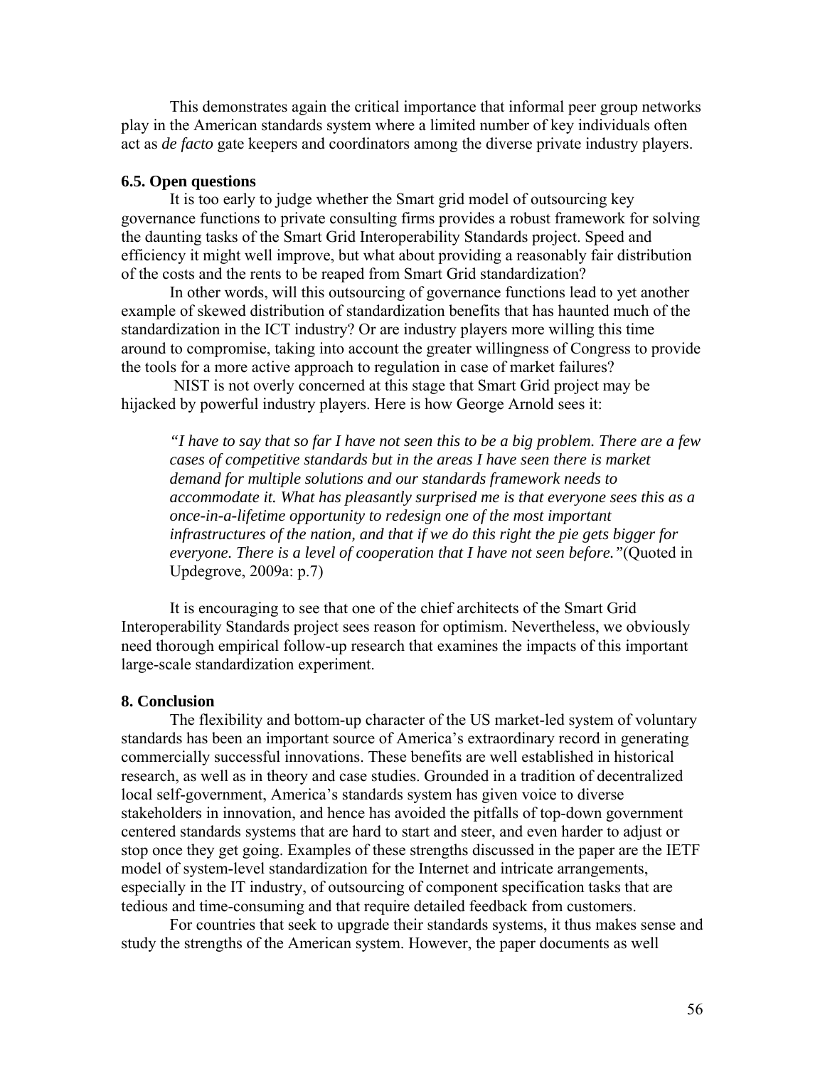This demonstrates again the critical importance that informal peer group networks play in the American standards system where a limited number of key individuals often act as *de facto* gate keepers and coordinators among the diverse private industry players.

### 6.5. Open questions

It is too early to judge whether the Smart grid model of outsourcing key governance functions to private consulting firms provides a robust framework for solving the daunting tasks of the Smart Grid Interoperability Standards project. Speed and efficiency it might well improve, but what about providing a reasonably fair distribution of the costs and the rents to be reaped from Smart Grid standardization?

In other words, will this outsourcing of governance functions lead to yet another example of skewed distribution of standardization benefits that has haunted much of the standardization in the ICT industry? Or are industry players more willing this time around to compromise, taking into account the greater willingness of Congress to provide the tools for a more active approach to regulation in case of market failures?

NIST is not overly concerned at this stage that Smart Grid project may be hijacked by powerful industry players. Here is how George Arnold sees it:

> *"I have to say that so far I have not seen this to be a big problem. There are a few cases of competitive standards but in the areas I have seen there is market demand for multiple solutions and our standards framework needs to accommodate it. What has pleasantly surprised me is that everyone sees this as a once-in-a-lifetime opportunity to redesign one of the most important infrastructures of the nation, and that if we do this right the pie gets bigger for everyone. There is a level of cooperation that I have not seen before."*(Quoted in Updegrove, 2009a: p.7)

It is encouraging to see that one of the chief architects of the Smart Grid Interoperability Standards project sees reason for optimism. Nevertheless, we obviously need thorough empirical follow-up research that examines the impacts of this important large-scale standardization experiment.

## 8. Conclusion

The flexibility and bottom-up character of the US market-led system of voluntary standards has been an important source of America's extraordinary record in generating commercially successful innovations. These benefits are well established in historical research, as well as in theory and case studies. Grounded in a tradition of decentralized local self-government, America's standards system has given voice to diverse stakeholders in innovation, and hence has avoided the pitfalls of top-down government centered standards systems that are hard to start and steer, and even harder to adjust or stop once they get going. Examples of these strengths discussed in the paper are the IETF model of system-level standardization for the Internet and intricate arrangements, especially in the IT industry, of outsourcing of component specification tasks that are tedious and time-consuming and that require detailed feedback from customers.

For countries that seek to upgrade their standards systems, it thus makes sense and study the strengths of the American system. However, the paper documents as well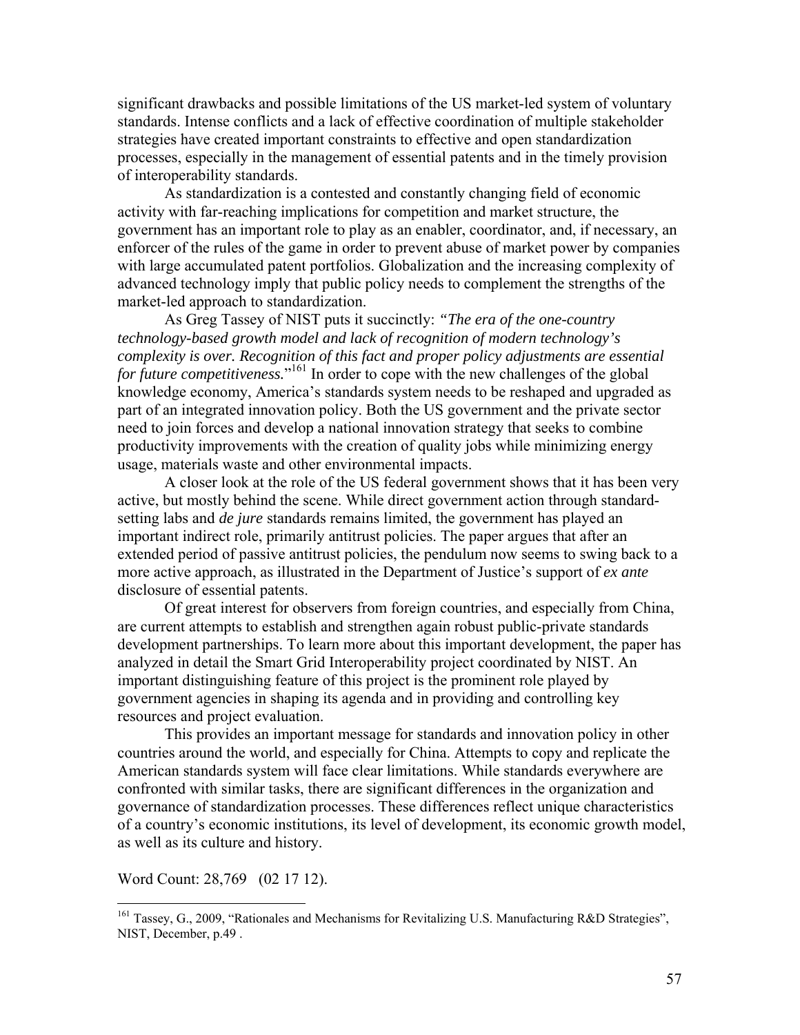significant drawbacks and possible limitations of the US market-led system of voluntary standards. Intense conflicts and a lack of effective coordination of multiple stakeholder strategies have created important constraints to effective and open standardization processes, especially in the management of essential patents and in the timely provision of interoperability standards.

As standardization is a contested and constantly changing field of economic activity with far-reaching implications for competition and market structure, the government has an important role to play as an enabler, coordinator, and, if necessary, an enforcer of the rules of the game in order to prevent abuse of market power by companies with large accumulated patent portfolios. Globalization and the increasing complexity of advanced technology imply that public policy needs to complement the strengths of the market-led approach to standardization.

As Greg Tassey of NIST puts it succinctly: *"The era of the one-country technology-based growth model and lack of recognition of modern technology's complexity is over. Recognition of this fact and proper policy adjustments are essential for future competitiveness.*"[161] In order to cope with the new challenges of the global knowledge economy, America's standards system needs to be reshaped and upgraded as part of an integrated innovation policy. Both the US government and the private sector need to join forces and develop a national innovation strategy that seeks to combine productivity improvements with the creation of quality jobs while minimizing energy usage, materials waste and other environmental impacts.

A closer look at the role of the US federal government shows that it has been very active, but mostly behind the scene. While direct government action through standard-setting labs and *de jure* standards remains limited, the government has played an important indirect role, primarily antitrust policies. The paper argues that after an extended period of passive antitrust policies, the pendulum now seems to swing back to a more active approach, as illustrated in the Department of Justice's support of *ex ante* disclosure of essential patents.

Of great interest for observers from foreign countries, and especially from China, are current attempts to establish and strengthen again robust public-private standards development partnerships. To learn more about this important development, the paper has analyzed in detail the Smart Grid Interoperability project coordinated by NIST. An important distinguishing feature of this project is the prominent role played by government agencies in shaping its agenda and in providing and controlling key resources and project evaluation.

This provides an important message for standards and innovation policy in other countries around the world, and especially for China. Attempts to copy and replicate the American standards system will face clear limitations. While standards everywhere are confronted with similar tasks, there are significant differences in the organization and governance of standardization processes. These differences reflect unique characteristics of a country's economic institutions, its level of development, its economic growth model, as well as its culture and history.

Word Count: 28,769 (02 17 12).

[161] Tassey, G., 2009, "Rationales and Mechanisms for Revitalizing U.S. Manufacturing R&D Strategies", NIST, December, p.49 .